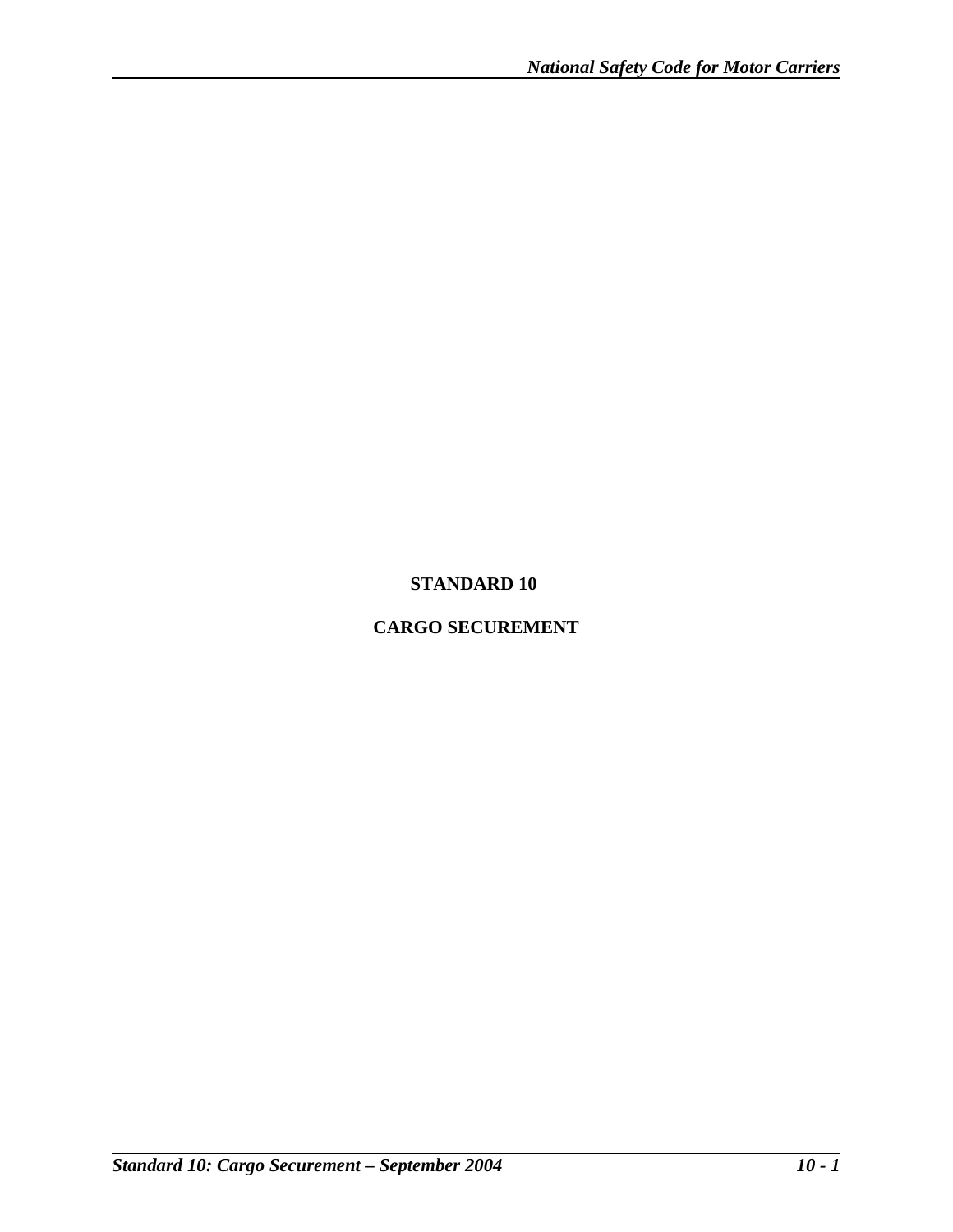# STANDARD 10

# CARGO SECUREMENT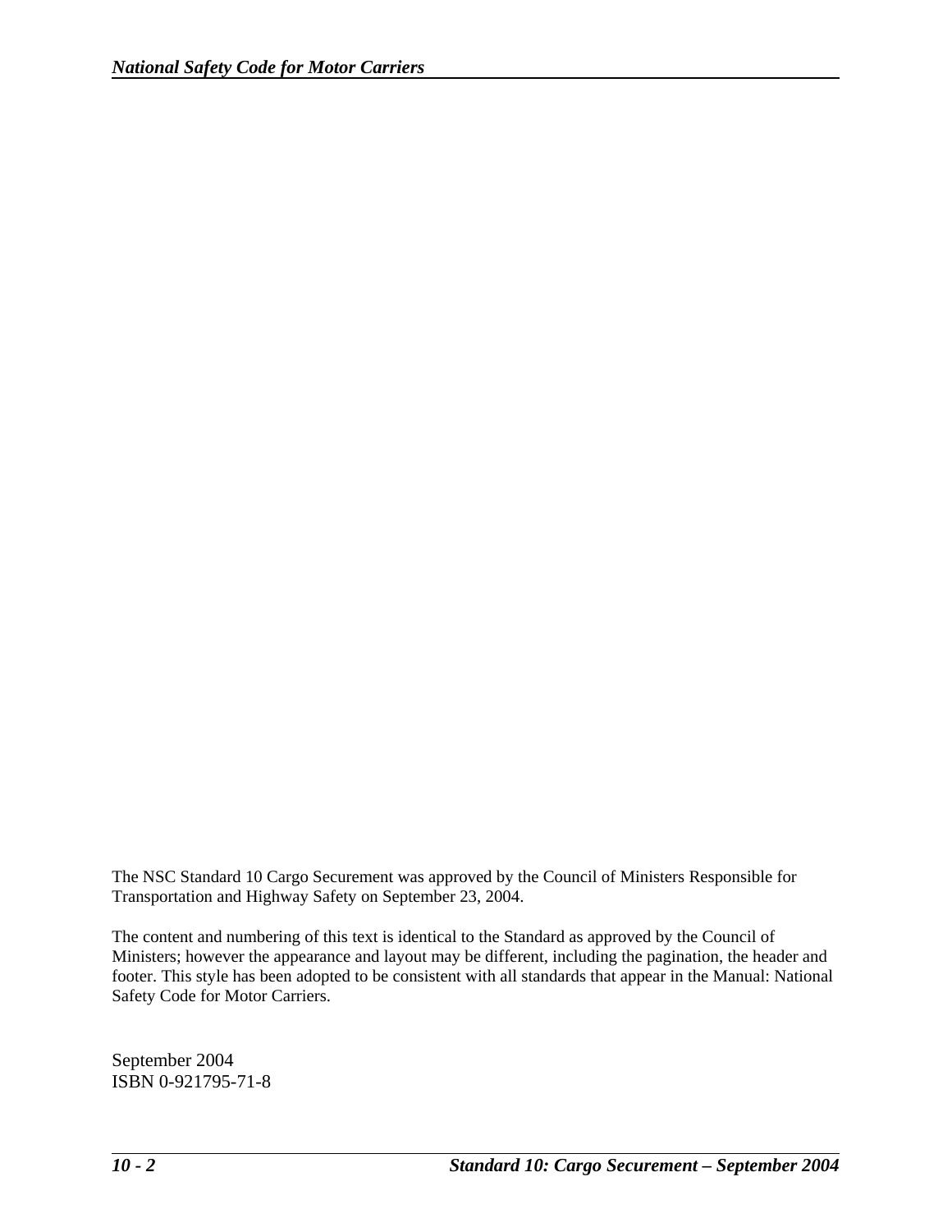The NSC Standard 10 Cargo Securement was approved by the Council of Ministers Responsible for Transportation and Highway Safety on September 23, 2004.

The content and numbering of this text is identical to the Standard as approved by the Council of Ministers; however the appearance and layout may be different, including the pagination, the header and footer. This style has been adopted to be consistent with all standards that appear in the Manual: National Safety Code for Motor Carriers.

September 2004
ISBN 0-921795-71-8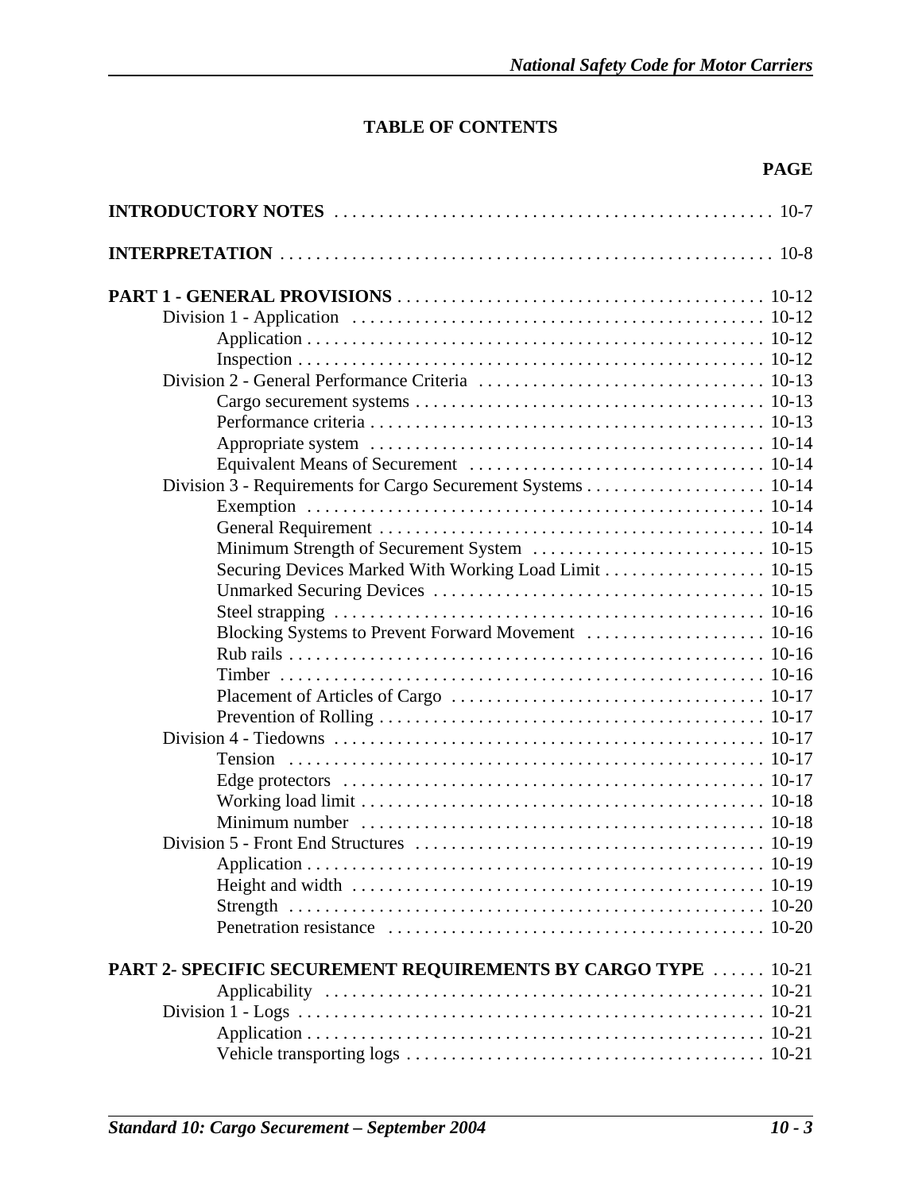# TABLE OF CONTENTS

| | PAGE |
|---|---|
| **INTRODUCTORY NOTES** | 10-7 |
| **INTERPRETATION** | 10-8 |
| **PART 1 - GENERAL PROVISIONS** | 10-12 |
| Division 1 - Application | 10-12 |
| Application | 10-12 |
| Inspection | 10-12 |
| Division 2 - General Performance Criteria | 10-13 |
| Cargo securement systems | 10-13 |
| Performance criteria | 10-13 |
| Appropriate system | 10-14 |
| Equivalent Means of Securement | 10-14 |
| Division 3 - Requirements for Cargo Securement Systems | 10-14 |
| Exemption | 10-14 |
| General Requirement | 10-14 |
| Minimum Strength of Securement System | 10-15 |
| Securing Devices Marked With Working Load Limit | 10-15 |
| Unmarked Securing Devices | 10-15 |
| Steel strapping | 10-16 |
| Blocking Systems to Prevent Forward Movement | 10-16 |
| Rub rails | 10-16 |
| Timber | 10-16 |
| Placement of Articles of Cargo | 10-17 |
| Prevention of Rolling | 10-17 |
| Division 4 - Tiedowns | 10-17 |
| Tension | 10-17 |
| Edge protectors | 10-17 |
| Working load limit | 10-18 |
| Minimum number | 10-18 |
| Division 5 - Front End Structures | 10-19 |
| Application | 10-19 |
| Height and width | 10-19 |
| Strength | 10-20 |
| Penetration resistance | 10-20 |
| **PART 2- SPECIFIC SECUREMENT REQUIREMENTS BY CARGO TYPE** | 10-21 |
| Applicability | 10-21 |
| Division 1 - Logs | 10-21 |
| Application | 10-21 |
| Vehicle transporting logs | 10-21 |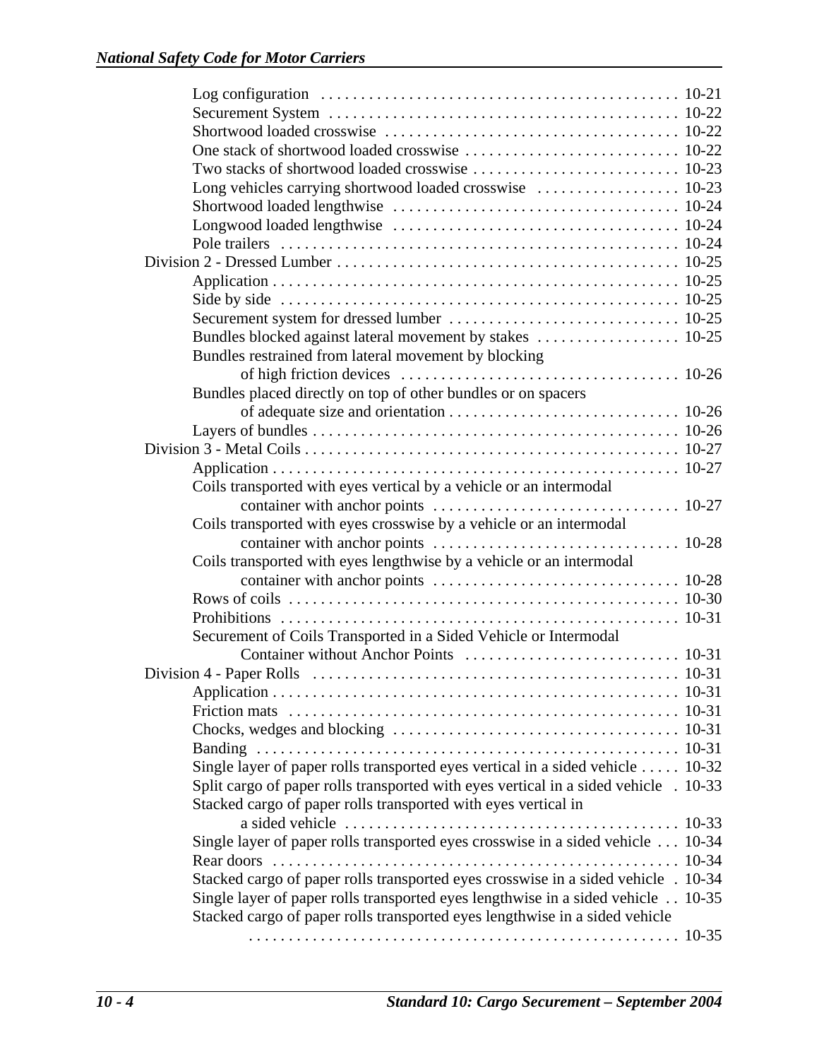- Log configuration . . . . . . . . . . . . . . . . . . . . . . . . . . . . . . . . . . . . . . . . . . . . 10-21
- Securement System . . . . . . . . . . . . . . . . . . . . . . . . . . . . . . . . . . . . . . . . . . . 10-22
- Shortwood loaded crosswise . . . . . . . . . . . . . . . . . . . . . . . . . . . . . . . . . . . . 10-22
- One stack of shortwood loaded crosswise . . . . . . . . . . . . . . . . . . . . . . . . . . 10-22
- Two stacks of shortwood loaded crosswise . . . . . . . . . . . . . . . . . . . . . . . . . 10-23
- Long vehicles carrying shortwood loaded crosswise . . . . . . . . . . . . . . . . . 10-23
- Shortwood loaded lengthwise . . . . . . . . . . . . . . . . . . . . . . . . . . . . . . . . . . . 10-24
- Longwood loaded lengthwise . . . . . . . . . . . . . . . . . . . . . . . . . . . . . . . . . . . 10-24
- Pole trailers . . . . . . . . . . . . . . . . . . . . . . . . . . . . . . . . . . . . . . . . . . . . . . . . . 10-24

Division 2 - Dressed Lumber . . . . . . . . . . . . . . . . . . . . . . . . . . . . . . . . . . . . . . . . . 10-25

- Application . . . . . . . . . . . . . . . . . . . . . . . . . . . . . . . . . . . . . . . . . . . . . . . . . . 10-25
- Side by side . . . . . . . . . . . . . . . . . . . . . . . . . . . . . . . . . . . . . . . . . . . . . . . . . 10-25
- Securement system for dressed lumber . . . . . . . . . . . . . . . . . . . . . . . . . . . . 10-25
- Bundles blocked against lateral movement by stakes . . . . . . . . . . . . . . . . . 10-25
- Bundles restrained from lateral movement by blocking of high friction devices . . . . . . . . . . . . . . . . . . . . . . . . . . . . . . . . . . 10-26
- Bundles placed directly on top of other bundles or on spacers of adequate size and orientation . . . . . . . . . . . . . . . . . . . . . . . . . . . . 10-26
- Layers of bundles . . . . . . . . . . . . . . . . . . . . . . . . . . . . . . . . . . . . . . . . . . . . . 10-26

Division 3 - Metal Coils . . . . . . . . . . . . . . . . . . . . . . . . . . . . . . . . . . . . . . . . . . . . . . 10-27

- Application . . . . . . . . . . . . . . . . . . . . . . . . . . . . . . . . . . . . . . . . . . . . . . . . . . 10-27
- Coils transported with eyes vertical by a vehicle or an intermodal container with anchor points . . . . . . . . . . . . . . . . . . . . . . . . . . . . . . 10-27
- Coils transported with eyes crosswise by a vehicle or an intermodal container with anchor points . . . . . . . . . . . . . . . . . . . . . . . . . . . . . . 10-28
- Coils transported with eyes lengthwise by a vehicle or an intermodal container with anchor points . . . . . . . . . . . . . . . . . . . . . . . . . . . . . . 10-28
- Rows of coils . . . . . . . . . . . . . . . . . . . . . . . . . . . . . . . . . . . . . . . . . . . . . . . . 10-30
- Prohibitions . . . . . . . . . . . . . . . . . . . . . . . . . . . . . . . . . . . . . . . . . . . . . . . . . 10-31
- Securement of Coils Transported in a Sided Vehicle or Intermodal Container without Anchor Points . . . . . . . . . . . . . . . . . . . . . . . . . . 10-31

Division 4 - Paper Rolls . . . . . . . . . . . . . . . . . . . . . . . . . . . . . . . . . . . . . . . . . . . . . 10-31

- Application . . . . . . . . . . . . . . . . . . . . . . . . . . . . . . . . . . . . . . . . . . . . . . . . . . 10-31
- Friction mats . . . . . . . . . . . . . . . . . . . . . . . . . . . . . . . . . . . . . . . . . . . . . . . . 10-31
- Chocks, wedges and blocking . . . . . . . . . . . . . . . . . . . . . . . . . . . . . . . . . . . 10-31
- Banding . . . . . . . . . . . . . . . . . . . . . . . . . . . . . . . . . . . . . . . . . . . . . . . . . . . . 10-31
- Single layer of paper rolls transported eyes vertical in a sided vehicle . . . . . 10-32
- Split cargo of paper rolls transported with eyes vertical in a sided vehicle . 10-33
- Stacked cargo of paper rolls transported with eyes vertical in a sided vehicle . . . . . . . . . . . . . . . . . . . . . . . . . . . . . . . . . . . . . . . . . 10-33
- Single layer of paper rolls transported eyes crosswise in a sided vehicle . . . 10-34
- Rear doors . . . . . . . . . . . . . . . . . . . . . . . . . . . . . . . . . . . . . . . . . . . . . . . . . . 10-34
- Stacked cargo of paper rolls transported eyes crosswise in a sided vehicle . 10-34
- Single layer of paper rolls transported eyes lengthwise in a sided vehicle . . 10-35
- Stacked cargo of paper rolls transported eyes lengthwise in a sided vehicle . . . . . . . . . . . . . . . . . . . . . . . . . . . . . . . . . . . . . . . . . . . . . . . . . . . . . 10-35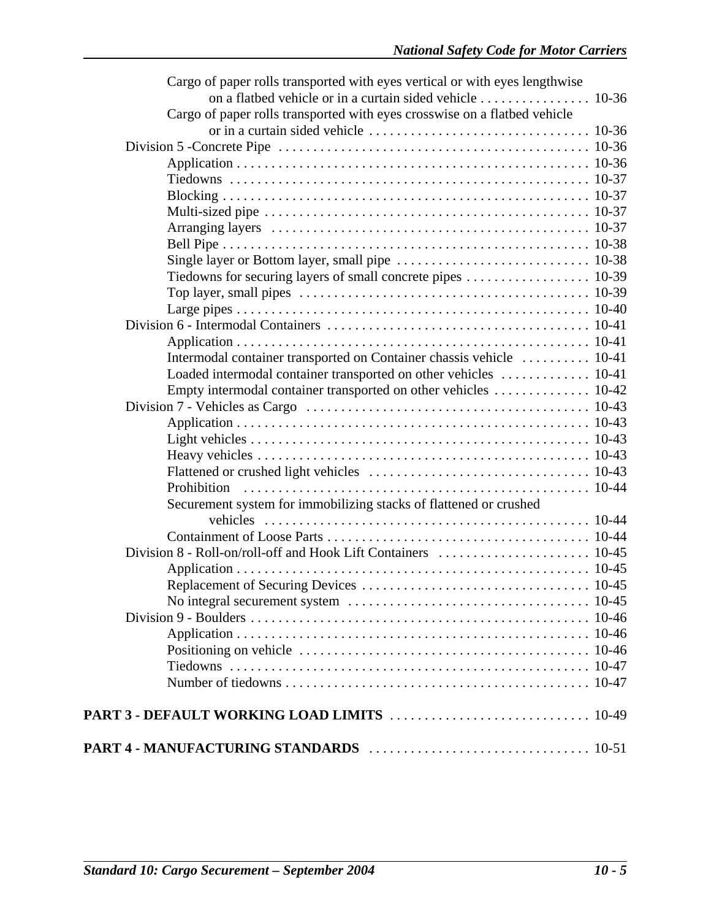Cargo of paper rolls transported with eyes vertical or with eyes lengthwise on a flatbed vehicle or in a curtain sided vehicle . . . . . . . . . . . . . . . . 10-36

Cargo of paper rolls transported with eyes crosswise on a flatbed vehicle or in a curtain sided vehicle . . . . . . . . . . . . . . . . . . . . . . . . . . . . . . . . 10-36

Division 5 -Concrete Pipe . . . . . . . . . . . . . . . . . . . . . . . . . . . . . . . . . . . . . . . . . . . . 10-36

Application . . . . . . . . . . . . . . . . . . . . . . . . . . . . . . . . . . . . . . . . . . . . . . . . . . . 10-36

Tiedowns . . . . . . . . . . . . . . . . . . . . . . . . . . . . . . . . . . . . . . . . . . . . . . . . . . . . 10-37

Blocking . . . . . . . . . . . . . . . . . . . . . . . . . . . . . . . . . . . . . . . . . . . . . . . . . . . . . 10-37

Multi-sized pipe . . . . . . . . . . . . . . . . . . . . . . . . . . . . . . . . . . . . . . . . . . . . . . . 10-37

Arranging layers . . . . . . . . . . . . . . . . . . . . . . . . . . . . . . . . . . . . . . . . . . . . . . 10-37

Bell Pipe . . . . . . . . . . . . . . . . . . . . . . . . . . . . . . . . . . . . . . . . . . . . . . . . . . . . . 10-38

Single layer or Bottom layer, small pipe . . . . . . . . . . . . . . . . . . . . . . . . . . . . 10-38

Tiedowns for securing layers of small concrete pipes . . . . . . . . . . . . . . . . . . 10-39

Top layer, small pipes . . . . . . . . . . . . . . . . . . . . . . . . . . . . . . . . . . . . . . . . . . 10-39

Large pipes . . . . . . . . . . . . . . . . . . . . . . . . . . . . . . . . . . . . . . . . . . . . . . . . . . . 10-40

Division 6 - Intermodal Containers . . . . . . . . . . . . . . . . . . . . . . . . . . . . . . . . . . . . . . 10-41

Application . . . . . . . . . . . . . . . . . . . . . . . . . . . . . . . . . . . . . . . . . . . . . . . . . . . 10-41

Intermodal container transported on Container chassis vehicle . . . . . . . . . . 10-41

Loaded intermodal container transported on other vehicles . . . . . . . . . . . . . 10-41

Empty intermodal container transported on other vehicles . . . . . . . . . . . . . . 10-42

Division 7 - Vehicles as Cargo . . . . . . . . . . . . . . . . . . . . . . . . . . . . . . . . . . . . . . . . . 10-43

Application . . . . . . . . . . . . . . . . . . . . . . . . . . . . . . . . . . . . . . . . . . . . . . . . . . . 10-43

Light vehicles . . . . . . . . . . . . . . . . . . . . . . . . . . . . . . . . . . . . . . . . . . . . . . . . . 10-43

Heavy vehicles . . . . . . . . . . . . . . . . . . . . . . . . . . . . . . . . . . . . . . . . . . . . . . . . 10-43

Flattened or crushed light vehicles . . . . . . . . . . . . . . . . . . . . . . . . . . . . . . . . 10-43

Prohibition . . . . . . . . . . . . . . . . . . . . . . . . . . . . . . . . . . . . . . . . . . . . . . . . . . . 10-44

Securement system for immobilizing stacks of flattened or crushed vehicles . . . . . . . . . . . . . . . . . . . . . . . . . . . . . . . . . . . . . . . . . . . . . . . . 10-44

Containment of Loose Parts . . . . . . . . . . . . . . . . . . . . . . . . . . . . . . . . . . . . . . 10-44

Division 8 - Roll-on/roll-off and Hook Lift Containers . . . . . . . . . . . . . . . . . . . . . . 10-45

Application . . . . . . . . . . . . . . . . . . . . . . . . . . . . . . . . . . . . . . . . . . . . . . . . . . . 10-45

Replacement of Securing Devices . . . . . . . . . . . . . . . . . . . . . . . . . . . . . . . . . 10-45

No integral securement system . . . . . . . . . . . . . . . . . . . . . . . . . . . . . . . . . . . 10-45

Division 9 - Boulders . . . . . . . . . . . . . . . . . . . . . . . . . . . . . . . . . . . . . . . . . . . . . . . . . 10-46

Application . . . . . . . . . . . . . . . . . . . . . . . . . . . . . . . . . . . . . . . . . . . . . . . . . . . 10-46

Positioning on vehicle . . . . . . . . . . . . . . . . . . . . . . . . . . . . . . . . . . . . . . . . . . 10-46

Tiedowns . . . . . . . . . . . . . . . . . . . . . . . . . . . . . . . . . . . . . . . . . . . . . . . . . . . . 10-47

Number of tiedowns . . . . . . . . . . . . . . . . . . . . . . . . . . . . . . . . . . . . . . . . . . . . 10-47

**PART 3 - DEFAULT WORKING LOAD LIMITS** . . . . . . . . . . . . . . . . . . . . . . . . . . . . 10-49

**PART 4 - MANUFACTURING STANDARDS** . . . . . . . . . . . . . . . . . . . . . . . . . . . . . . . 10-51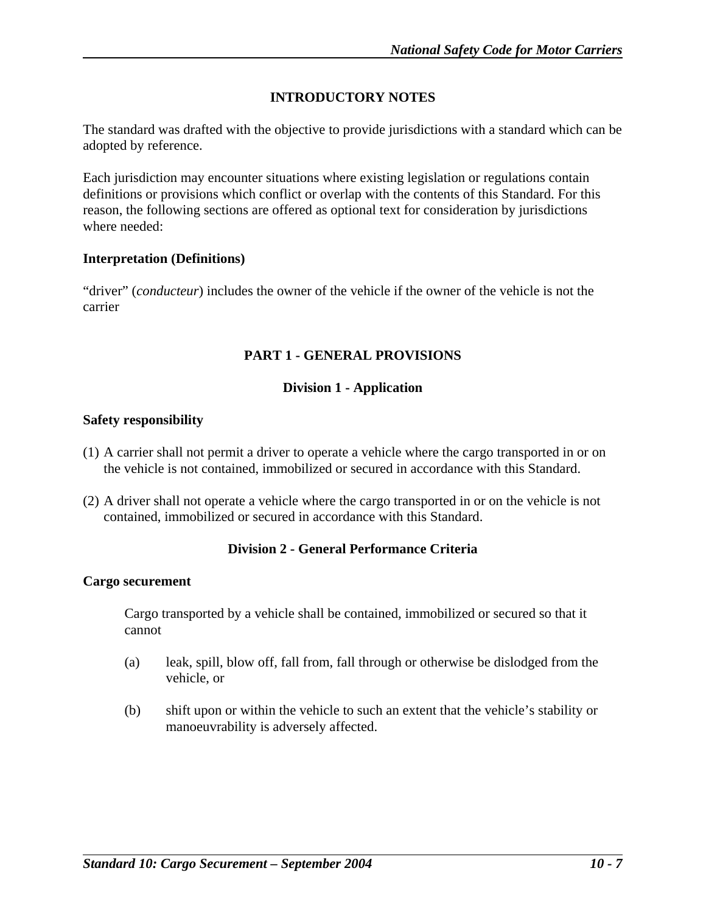## INTRODUCTORY NOTES

The standard was drafted with the objective to provide jurisdictions with a standard which can be adopted by reference.

Each jurisdiction may encounter situations where existing legislation or regulations contain definitions or provisions which conflict or overlap with the contents of this Standard. For this reason, the following sections are offered as optional text for consideration by jurisdictions where needed:

**Interpretation (Definitions)**

"driver" (*conducteur*) includes the owner of the vehicle if the owner of the vehicle is not the carrier

## PART 1 - GENERAL PROVISIONS

### Division 1 - Application

**Safety responsibility**

(1) A carrier shall not permit a driver to operate a vehicle where the cargo transported in or on the vehicle is not contained, immobilized or secured in accordance with this Standard.

(2) A driver shall not operate a vehicle where the cargo transported in or on the vehicle is not contained, immobilized or secured in accordance with this Standard.

### Division 2 - General Performance Criteria

**Cargo securement**

Cargo transported by a vehicle shall be contained, immobilized or secured so that it cannot

(a) leak, spill, blow off, fall from, fall through or otherwise be dislodged from the vehicle, or

(b) shift upon or within the vehicle to such an extent that the vehicle's stability or manoeuvrability is adversely affected.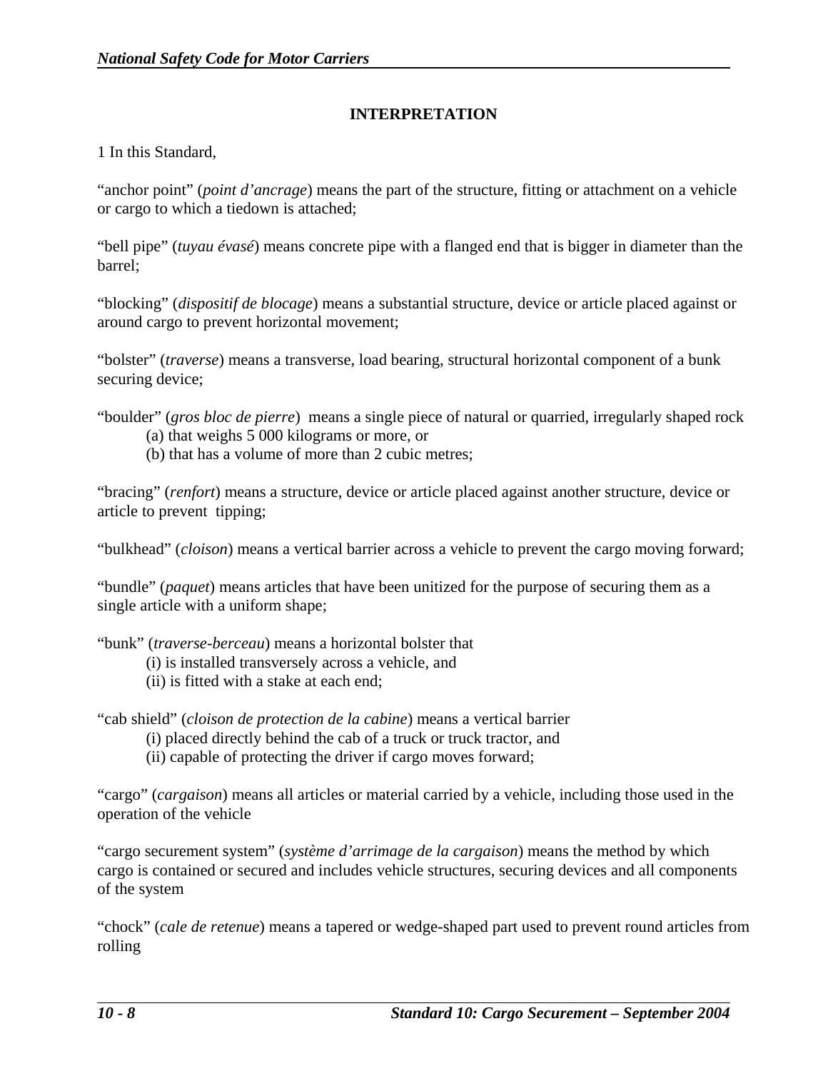## INTERPRETATION

1 In this Standard,

"anchor point" (*point d'ancrage*) means the part of the structure, fitting or attachment on a vehicle or cargo to which a tiedown is attached;

"bell pipe" (*tuyau évasé*) means concrete pipe with a flanged end that is bigger in diameter than the barrel;

"blocking" (*dispositif de blocage*) means a substantial structure, device or article placed against or around cargo to prevent horizontal movement;

"bolster" (*traverse*) means a transverse, load bearing, structural horizontal component of a bunk securing device;

"boulder" (*gros bloc de pierre*) means a single piece of natural or quarried, irregularly shaped rock

(a) that weighs 5 000 kilograms or more, or

(b) that has a volume of more than 2 cubic metres;

"bracing" (*renfort*) means a structure, device or article placed against another structure, device or article to prevent tipping;

"bulkhead" (*cloison*) means a vertical barrier across a vehicle to prevent the cargo moving forward;

"bundle" (*paquet*) means articles that have been unitized for the purpose of securing them as a single article with a uniform shape;

"bunk" (*traverse-berceau*) means a horizontal bolster that

(i) is installed transversely across a vehicle, and

(ii) is fitted with a stake at each end;

"cab shield" (*cloison de protection de la cabine*) means a vertical barrier

(i) placed directly behind the cab of a truck or truck tractor, and

(ii) capable of protecting the driver if cargo moves forward;

"cargo" (*cargaison*) means all articles or material carried by a vehicle, including those used in the operation of the vehicle

"cargo securement system" (*système d'arrimage de la cargaison*) means the method by which cargo is contained or secured and includes vehicle structures, securing devices and all components of the system

"chock" (*cale de retenue*) means a tapered or wedge-shaped part used to prevent round articles from rolling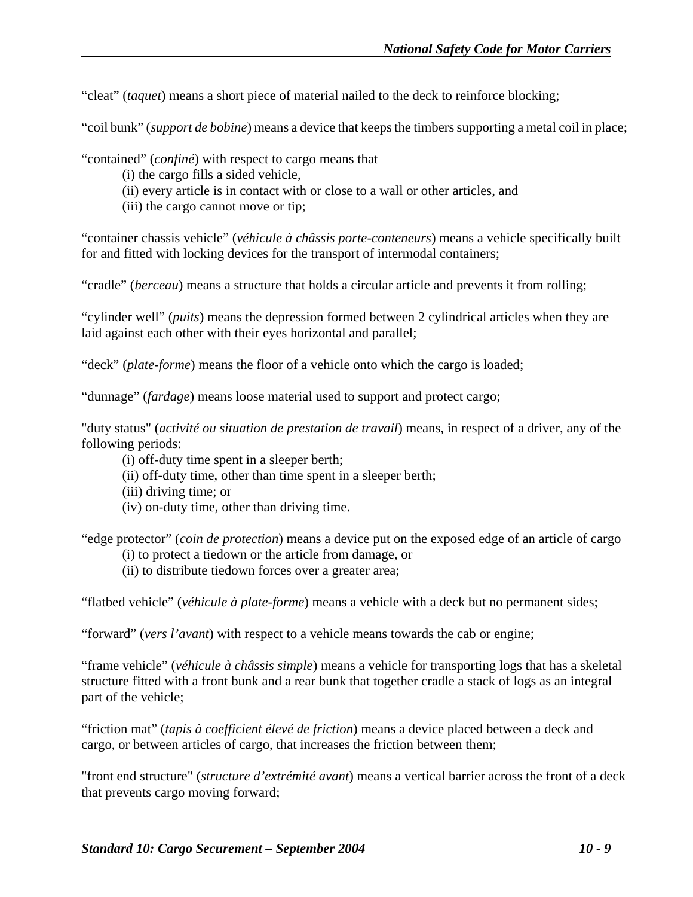“cleat” (*taquet*) means a short piece of material nailed to the deck to reinforce blocking;

“coil bunk” (*support de bobine*) means a device that keeps the timbers supporting a metal coil in place;

“contained” (*confiné*) with respect to cargo means that

(i) the cargo fills a sided vehicle,
(ii) every article is in contact with or close to a wall or other articles, and
(iii) the cargo cannot move or tip;

“container chassis vehicle” (*véhicule à châssis porte-conteneurs*) means a vehicle specifically built for and fitted with locking devices for the transport of intermodal containers;

“cradle” (*berceau*) means a structure that holds a circular article and prevents it from rolling;

“cylinder well” (*puits*) means the depression formed between 2 cylindrical articles when they are laid against each other with their eyes horizontal and parallel;

“deck” (*plate-forme*) means the floor of a vehicle onto which the cargo is loaded;

“dunnage” (*fardage*) means loose material used to support and protect cargo;

"duty status" (*activité ou situation de prestation de travail*) means, in respect of a driver, any of the following periods:

(i) off-duty time spent in a sleeper berth;
(ii) off-duty time, other than time spent in a sleeper berth;
(iii) driving time; or
(iv) on-duty time, other than driving time.

“edge protector” (*coin de protection*) means a device put on the exposed edge of an article of cargo

(i) to protect a tiedown or the article from damage, or
(ii) to distribute tiedown forces over a greater area;

“flatbed vehicle” (*véhicule à plate-forme*) means a vehicle with a deck but no permanent sides;

“forward” (*vers l’avant*) with respect to a vehicle means towards the cab or engine;

“frame vehicle” (*véhicule à châssis simple*) means a vehicle for transporting logs that has a skeletal structure fitted with a front bunk and a rear bunk that together cradle a stack of logs as an integral part of the vehicle;

“friction mat” (*tapis à coefficient élevé de friction*) means a device placed between a deck and cargo, or between articles of cargo, that increases the friction between them;

"front end structure" (*structure d’extrémité avant*) means a vertical barrier across the front of a deck that prevents cargo moving forward;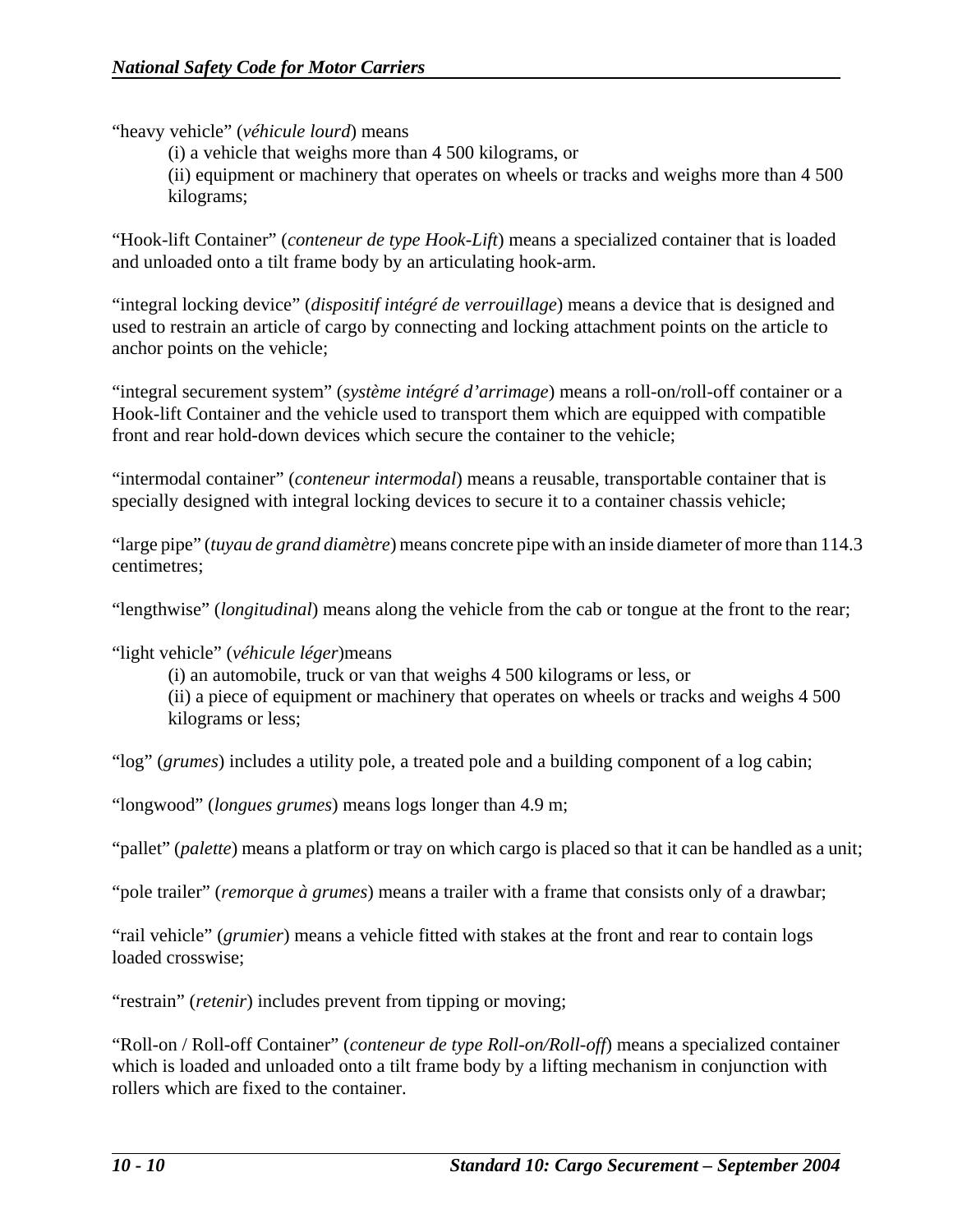"heavy vehicle" (*véhicule lourd*) means

(i) a vehicle that weighs more than 4 500 kilograms, or

(ii) equipment or machinery that operates on wheels or tracks and weighs more than 4 500 kilograms;

"Hook-lift Container" (*conteneur de type Hook-Lift*) means a specialized container that is loaded and unloaded onto a tilt frame body by an articulating hook-arm.

"integral locking device" (*dispositif intégré de verrouillage*) means a device that is designed and used to restrain an article of cargo by connecting and locking attachment points on the article to anchor points on the vehicle;

"integral securement system" (*système intégré d'arrimage*) means a roll-on/roll-off container or a Hook-lift Container and the vehicle used to transport them which are equipped with compatible front and rear hold-down devices which secure the container to the vehicle;

"intermodal container" (*conteneur intermodal*) means a reusable, transportable container that is specially designed with integral locking devices to secure it to a container chassis vehicle;

"large pipe" (*tuyau de grand diamètre*) means concrete pipe with an inside diameter of more than 114.3 centimetres;

"lengthwise" (*longitudinal*) means along the vehicle from the cab or tongue at the front to the rear;

"light vehicle" (*véhicule léger*)means

(i) an automobile, truck or van that weighs 4 500 kilograms or less, or

(ii) a piece of equipment or machinery that operates on wheels or tracks and weighs 4 500 kilograms or less;

"log" (*grumes*) includes a utility pole, a treated pole and a building component of a log cabin;

"longwood" (*longues grumes*) means logs longer than 4.9 m;

"pallet" (*palette*) means a platform or tray on which cargo is placed so that it can be handled as a unit;

"pole trailer" (*remorque à grumes*) means a trailer with a frame that consists only of a drawbar;

"rail vehicle" (*grumier*) means a vehicle fitted with stakes at the front and rear to contain logs loaded crosswise;

"restrain" (*retenir*) includes prevent from tipping or moving;

"Roll-on / Roll-off Container" (*conteneur de type Roll-on/Roll-off*) means a specialized container which is loaded and unloaded onto a tilt frame body by a lifting mechanism in conjunction with rollers which are fixed to the container.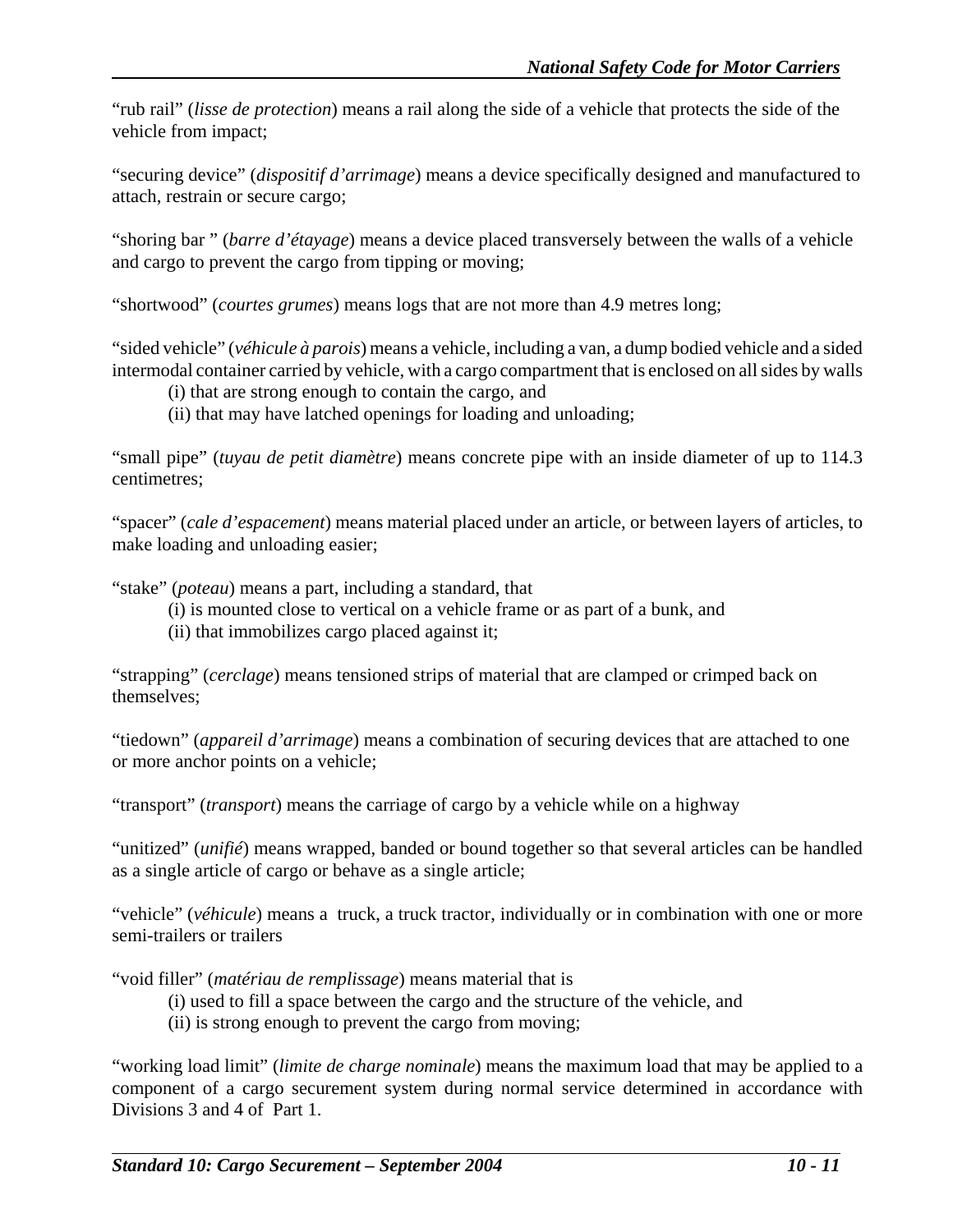"rub rail" (*lisse de protection*) means a rail along the side of a vehicle that protects the side of the vehicle from impact;

"securing device" (*dispositif d'arrimage*) means a device specifically designed and manufactured to attach, restrain or secure cargo;

"shoring bar " (*barre d'étayage*) means a device placed transversely between the walls of a vehicle and cargo to prevent the cargo from tipping or moving;

"shortwood" (*courtes grumes*) means logs that are not more than 4.9 metres long;

"sided vehicle" (*véhicule à parois*) means a vehicle, including a van, a dump bodied vehicle and a sided intermodal container carried by vehicle, with a cargo compartment that is enclosed on all sides by walls

(i) that are strong enough to contain the cargo, and

(ii) that may have latched openings for loading and unloading;

"small pipe" (*tuyau de petit diamètre*) means concrete pipe with an inside diameter of up to 114.3 centimetres;

"spacer" (*cale d'espacement*) means material placed under an article, or between layers of articles, to make loading and unloading easier;

"stake" (*poteau*) means a part, including a standard, that

(i) is mounted close to vertical on a vehicle frame or as part of a bunk, and

(ii) that immobilizes cargo placed against it;

"strapping" (*cerclage*) means tensioned strips of material that are clamped or crimped back on themselves;

"tiedown" (*appareil d'arrimage*) means a combination of securing devices that are attached to one or more anchor points on a vehicle;

"transport" (*transport*) means the carriage of cargo by a vehicle while on a highway

"unitized" (*unifié*) means wrapped, banded or bound together so that several articles can be handled as a single article of cargo or behave as a single article;

"vehicle" (*véhicule*) means a truck, a truck tractor, individually or in combination with one or more semi-trailers or trailers

"void filler" (*matériau de remplissage*) means material that is

(i) used to fill a space between the cargo and the structure of the vehicle, and

(ii) is strong enough to prevent the cargo from moving;

"working load limit" (*limite de charge nominale*) means the maximum load that may be applied to a component of a cargo securement system during normal service determined in accordance with Divisions 3 and 4 of Part 1.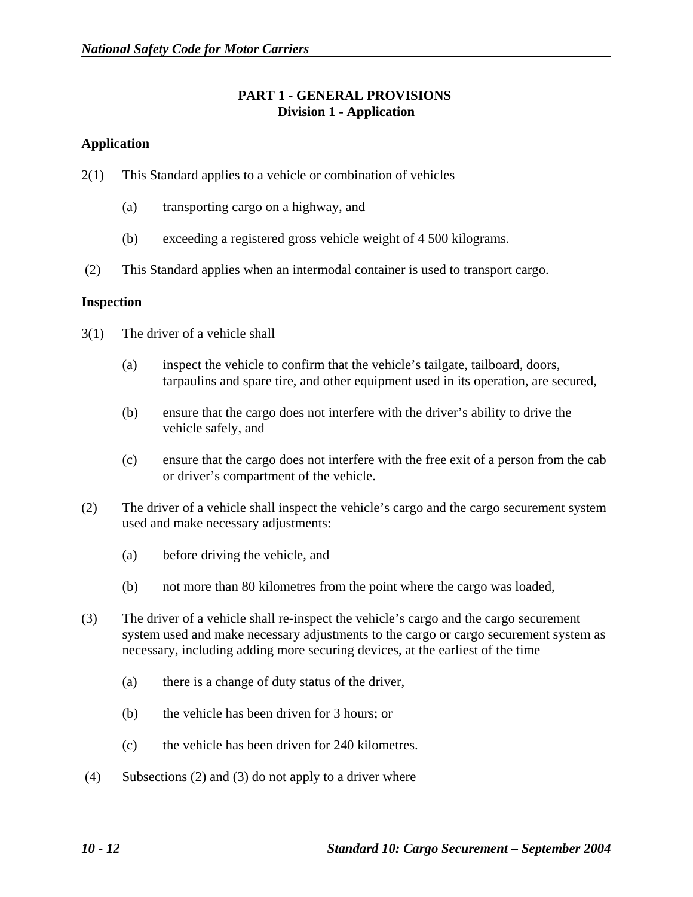## PART 1 - GENERAL PROVISIONS
### Division 1 - Application

**Application**

2(1) This Standard applies to a vehicle or combination of vehicles

(a) transporting cargo on a highway, and

(b) exceeding a registered gross vehicle weight of 4 500 kilograms.

(2) This Standard applies when an intermodal container is used to transport cargo.

**Inspection**

3(1) The driver of a vehicle shall

(a) inspect the vehicle to confirm that the vehicle's tailgate, tailboard, doors, tarpaulins and spare tire, and other equipment used in its operation, are secured,

(b) ensure that the cargo does not interfere with the driver's ability to drive the vehicle safely, and

(c) ensure that the cargo does not interfere with the free exit of a person from the cab or driver's compartment of the vehicle.

(2) The driver of a vehicle shall inspect the vehicle's cargo and the cargo securement system used and make necessary adjustments:

(a) before driving the vehicle, and

(b) not more than 80 kilometres from the point where the cargo was loaded,

(3) The driver of a vehicle shall re-inspect the vehicle's cargo and the cargo securement system used and make necessary adjustments to the cargo or cargo securement system as necessary, including adding more securing devices, at the earliest of the time

(a) there is a change of duty status of the driver,

(b) the vehicle has been driven for 3 hours; or

(c) the vehicle has been driven for 240 kilometres.

(4) Subsections (2) and (3) do not apply to a driver where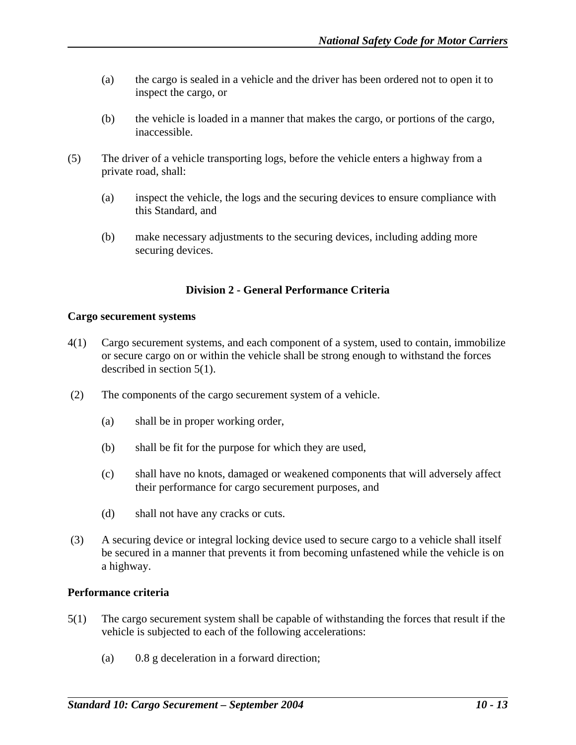(a) the cargo is sealed in a vehicle and the driver has been ordered not to open it to inspect the cargo, or

(b) the vehicle is loaded in a manner that makes the cargo, or portions of the cargo, inaccessible.

(5) The driver of a vehicle transporting logs, before the vehicle enters a highway from a private road, shall:

(a) inspect the vehicle, the logs and the securing devices to ensure compliance with this Standard, and

(b) make necessary adjustments to the securing devices, including adding more securing devices.

### Division 2 - General Performance Criteria

**Cargo securement systems**

4(1) Cargo securement systems, and each component of a system, used to contain, immobilize or secure cargo on or within the vehicle shall be strong enough to withstand the forces described in section 5(1).

(2) The components of the cargo securement system of a vehicle.

(a) shall be in proper working order,

(b) shall be fit for the purpose for which they are used,

(c) shall have no knots, damaged or weakened components that will adversely affect their performance for cargo securement purposes, and

(d) shall not have any cracks or cuts.

(3) A securing device or integral locking device used to secure cargo to a vehicle shall itself be secured in a manner that prevents it from becoming unfastened while the vehicle is on a highway.

**Performance criteria**

5(1) The cargo securement system shall be capable of withstanding the forces that result if the vehicle is subjected to each of the following accelerations:

(a) 0.8 g deceleration in a forward direction;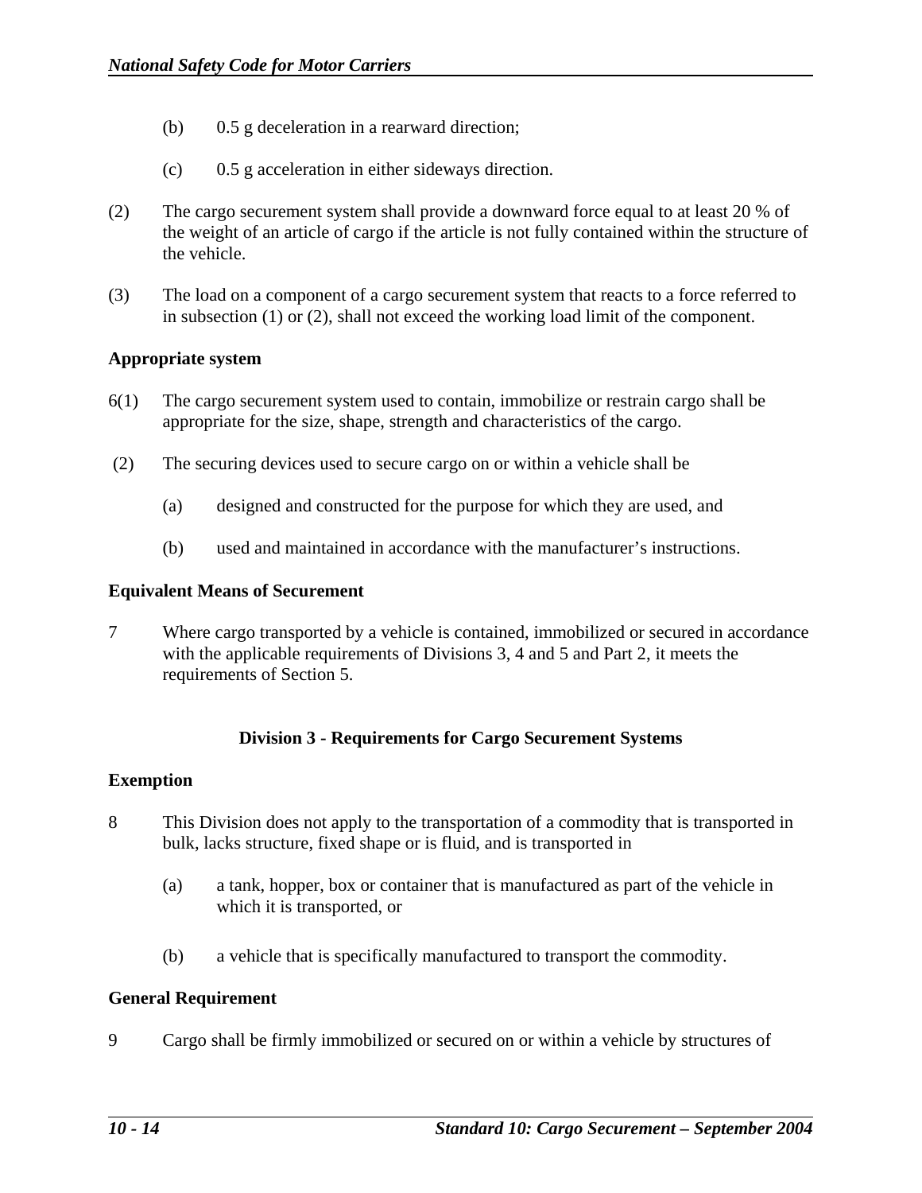(b) 0.5 g deceleration in a rearward direction;

(c) 0.5 g acceleration in either sideways direction.

(2) The cargo securement system shall provide a downward force equal to at least 20 % of the weight of an article of cargo if the article is not fully contained within the structure of the vehicle.

(3) The load on a component of a cargo securement system that reacts to a force referred to in subsection (1) or (2), shall not exceed the working load limit of the component.

**Appropriate system**

6(1) The cargo securement system used to contain, immobilize or restrain cargo shall be appropriate for the size, shape, strength and characteristics of the cargo.

(2) The securing devices used to secure cargo on or within a vehicle shall be

(a) designed and constructed for the purpose for which they are used, and

(b) used and maintained in accordance with the manufacturer's instructions.

**Equivalent Means of Securement**

7 Where cargo transported by a vehicle is contained, immobilized or secured in accordance with the applicable requirements of Divisions 3, 4 and 5 and Part 2, it meets the requirements of Section 5.

## Division 3 - Requirements for Cargo Securement Systems

**Exemption**

8 This Division does not apply to the transportation of a commodity that is transported in bulk, lacks structure, fixed shape or is fluid, and is transported in

(a) a tank, hopper, box or container that is manufactured as part of the vehicle in which it is transported, or

(b) a vehicle that is specifically manufactured to transport the commodity.

**General Requirement**

9 Cargo shall be firmly immobilized or secured on or within a vehicle by structures of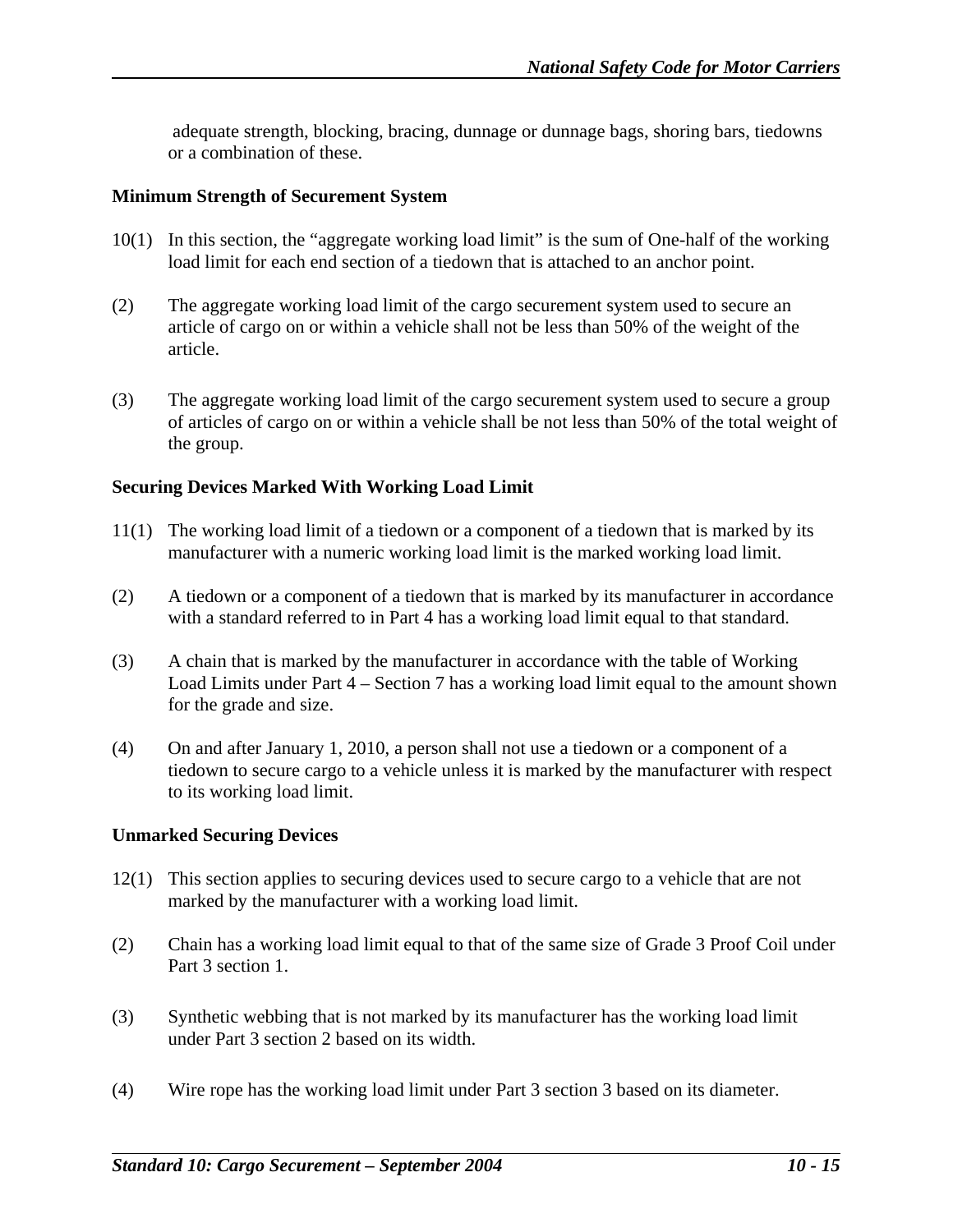adequate strength, blocking, bracing, dunnage or dunnage bags, shoring bars, tiedowns or a combination of these.

**Minimum Strength of Securement System**

10(1) In this section, the "aggregate working load limit" is the sum of One-half of the working load limit for each end section of a tiedown that is attached to an anchor point.

(2) The aggregate working load limit of the cargo securement system used to secure an article of cargo on or within a vehicle shall not be less than 50% of the weight of the article.

(3) The aggregate working load limit of the cargo securement system used to secure a group of articles of cargo on or within a vehicle shall be not less than 50% of the total weight of the group.

**Securing Devices Marked With Working Load Limit**

11(1) The working load limit of a tiedown or a component of a tiedown that is marked by its manufacturer with a numeric working load limit is the marked working load limit.

(2) A tiedown or a component of a tiedown that is marked by its manufacturer in accordance with a standard referred to in Part 4 has a working load limit equal to that standard.

(3) A chain that is marked by the manufacturer in accordance with the table of Working Load Limits under Part 4 – Section 7 has a working load limit equal to the amount shown for the grade and size.

(4) On and after January 1, 2010, a person shall not use a tiedown or a component of a tiedown to secure cargo to a vehicle unless it is marked by the manufacturer with respect to its working load limit.

**Unmarked Securing Devices**

12(1) This section applies to securing devices used to secure cargo to a vehicle that are not marked by the manufacturer with a working load limit.

(2) Chain has a working load limit equal to that of the same size of Grade 3 Proof Coil under Part 3 section 1.

(3) Synthetic webbing that is not marked by its manufacturer has the working load limit under Part 3 section 2 based on its width.

(4) Wire rope has the working load limit under Part 3 section 3 based on its diameter.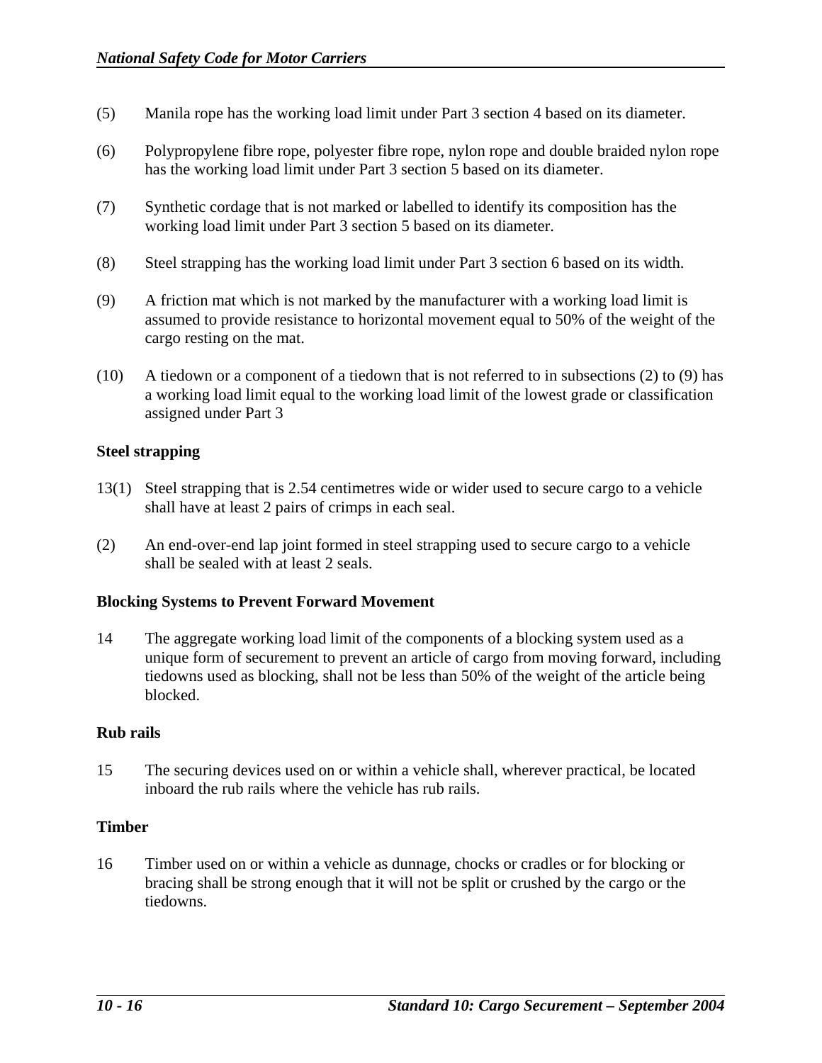(5) Manila rope has the working load limit under Part 3 section 4 based on its diameter.

(6) Polypropylene fibre rope, polyester fibre rope, nylon rope and double braided nylon rope has the working load limit under Part 3 section 5 based on its diameter.

(7) Synthetic cordage that is not marked or labelled to identify its composition has the working load limit under Part 3 section 5 based on its diameter.

(8) Steel strapping has the working load limit under Part 3 section 6 based on its width.

(9) A friction mat which is not marked by the manufacturer with a working load limit is assumed to provide resistance to horizontal movement equal to 50% of the weight of the cargo resting on the mat.

(10) A tiedown or a component of a tiedown that is not referred to in subsections (2) to (9) has a working load limit equal to the working load limit of the lowest grade or classification assigned under Part 3

**Steel strapping**

13(1) Steel strapping that is 2.54 centimetres wide or wider used to secure cargo to a vehicle shall have at least 2 pairs of crimps in each seal.

(2) An end-over-end lap joint formed in steel strapping used to secure cargo to a vehicle shall be sealed with at least 2 seals.

**Blocking Systems to Prevent Forward Movement**

14 The aggregate working load limit of the components of a blocking system used as a unique form of securement to prevent an article of cargo from moving forward, including tiedowns used as blocking, shall not be less than 50% of the weight of the article being blocked.

**Rub rails**

15 The securing devices used on or within a vehicle shall, wherever practical, be located inboard the rub rails where the vehicle has rub rails.

**Timber**

16 Timber used on or within a vehicle as dunnage, chocks or cradles or for blocking or bracing shall be strong enough that it will not be split or crushed by the cargo or the tiedowns.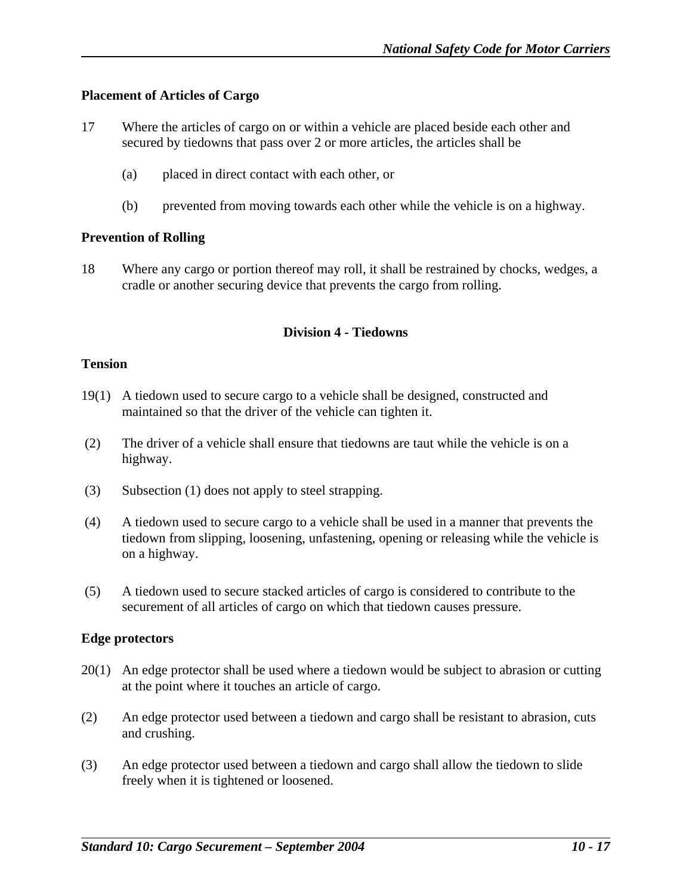**Placement of Articles of Cargo**

17 Where the articles of cargo on or within a vehicle are placed beside each other and secured by tiedowns that pass over 2 or more articles, the articles shall be

(a) placed in direct contact with each other, or

(b) prevented from moving towards each other while the vehicle is on a highway.

**Prevention of Rolling**

18 Where any cargo or portion thereof may roll, it shall be restrained by chocks, wedges, a cradle or another securing device that prevents the cargo from rolling.

## Division 4 - Tiedowns

**Tension**

19(1) A tiedown used to secure cargo to a vehicle shall be designed, constructed and maintained so that the driver of the vehicle can tighten it.

(2) The driver of a vehicle shall ensure that tiedowns are taut while the vehicle is on a highway.

(3) Subsection (1) does not apply to steel strapping.

(4) A tiedown used to secure cargo to a vehicle shall be used in a manner that prevents the tiedown from slipping, loosening, unfastening, opening or releasing while the vehicle is on a highway.

(5) A tiedown used to secure stacked articles of cargo is considered to contribute to the securement of all articles of cargo on which that tiedown causes pressure.

**Edge protectors**

20(1) An edge protector shall be used where a tiedown would be subject to abrasion or cutting at the point where it touches an article of cargo.

(2) An edge protector used between a tiedown and cargo shall be resistant to abrasion, cuts and crushing.

(3) An edge protector used between a tiedown and cargo shall allow the tiedown to slide freely when it is tightened or loosened.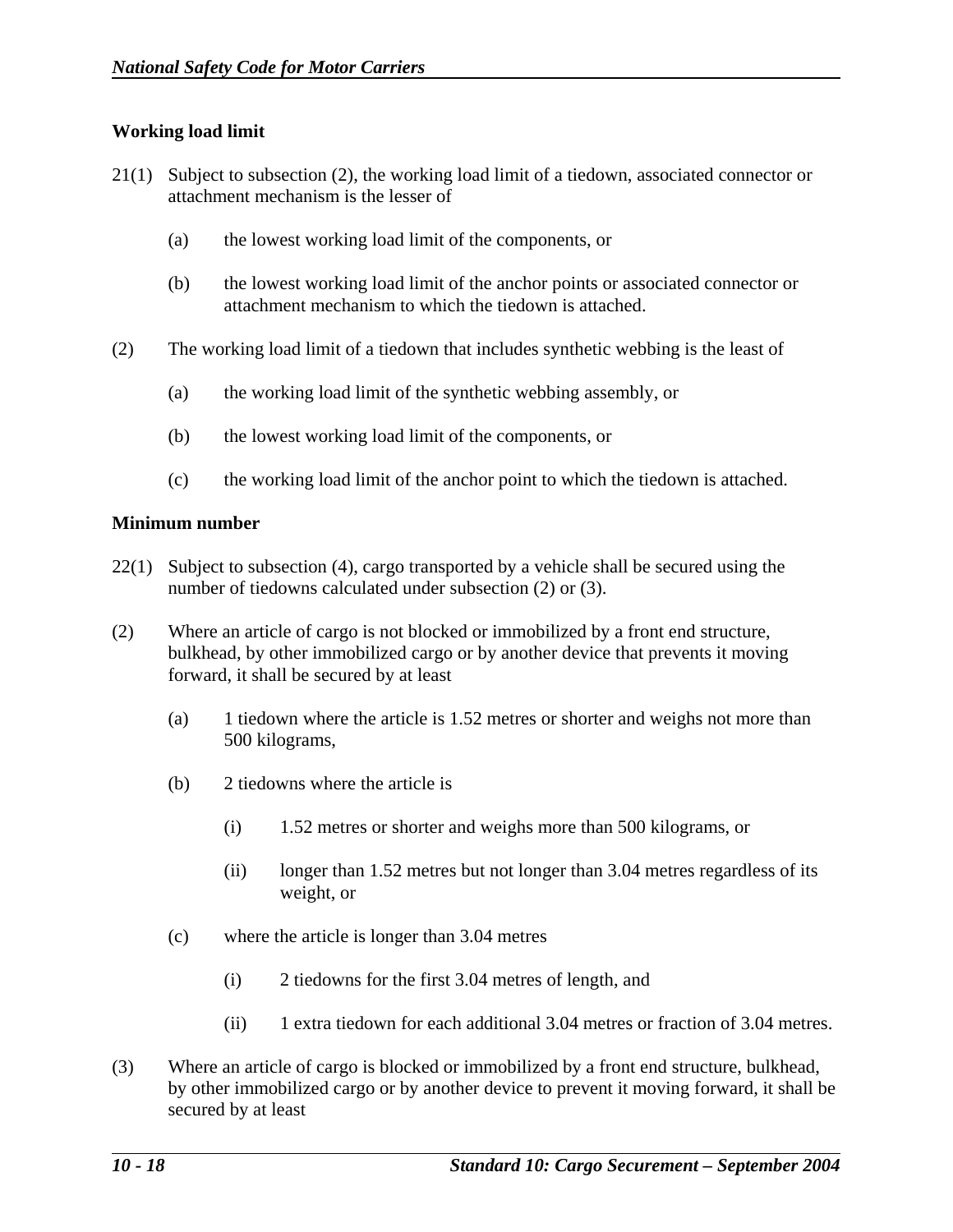**Working load limit**

21(1) Subject to subsection (2), the working load limit of a tiedown, associated connector or attachment mechanism is the lesser of

(a) the lowest working load limit of the components, or

(b) the lowest working load limit of the anchor points or associated connector or attachment mechanism to which the tiedown is attached.

(2) The working load limit of a tiedown that includes synthetic webbing is the least of

(a) the working load limit of the synthetic webbing assembly, or

(b) the lowest working load limit of the components, or

(c) the working load limit of the anchor point to which the tiedown is attached.

**Minimum number**

22(1) Subject to subsection (4), cargo transported by a vehicle shall be secured using the number of tiedowns calculated under subsection (2) or (3).

(2) Where an article of cargo is not blocked or immobilized by a front end structure, bulkhead, by other immobilized cargo or by another device that prevents it moving forward, it shall be secured by at least

(a) 1 tiedown where the article is 1.52 metres or shorter and weighs not more than 500 kilograms,

(b) 2 tiedowns where the article is

(i) 1.52 metres or shorter and weighs more than 500 kilograms, or

(ii) longer than 1.52 metres but not longer than 3.04 metres regardless of its weight, or

(c) where the article is longer than 3.04 metres

(i) 2 tiedowns for the first 3.04 metres of length, and

(ii) 1 extra tiedown for each additional 3.04 metres or fraction of 3.04 metres.

(3) Where an article of cargo is blocked or immobilized by a front end structure, bulkhead, by other immobilized cargo or by another device to prevent it moving forward, it shall be secured by at least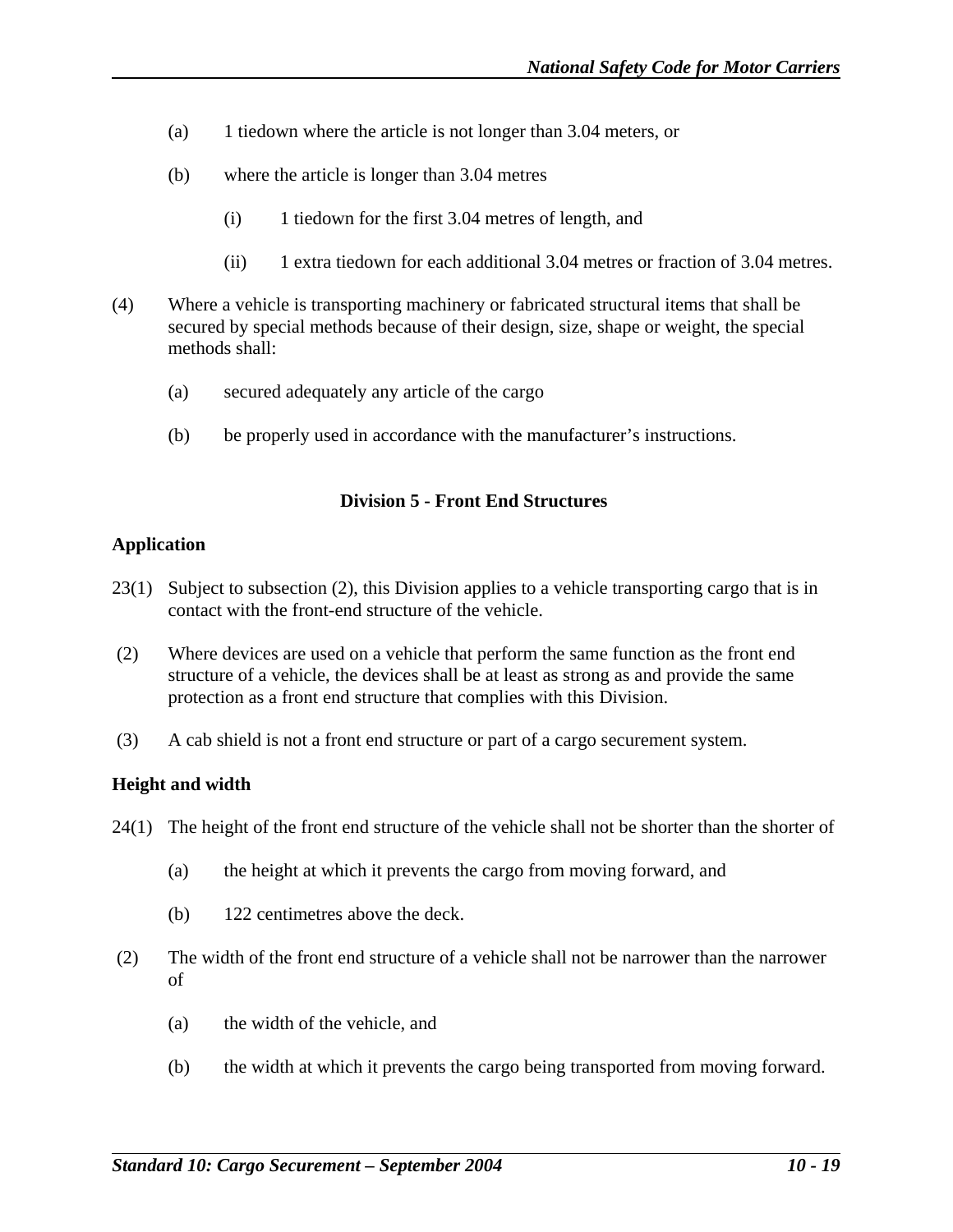(a) 1 tiedown where the article is not longer than 3.04 meters, or

(b) where the article is longer than 3.04 metres

(i) 1 tiedown for the first 3.04 metres of length, and

(ii) 1 extra tiedown for each additional 3.04 metres or fraction of 3.04 metres.

(4) Where a vehicle is transporting machinery or fabricated structural items that shall be secured by special methods because of their design, size, shape or weight, the special methods shall:

(a) secured adequately any article of the cargo

(b) be properly used in accordance with the manufacturer's instructions.

### Division 5 - Front End Structures

**Application**

23(1) Subject to subsection (2), this Division applies to a vehicle transporting cargo that is in contact with the front-end structure of the vehicle.

(2) Where devices are used on a vehicle that perform the same function as the front end structure of a vehicle, the devices shall be at least as strong as and provide the same protection as a front end structure that complies with this Division.

(3) A cab shield is not a front end structure or part of a cargo securement system.

**Height and width**

24(1) The height of the front end structure of the vehicle shall not be shorter than the shorter of

(a) the height at which it prevents the cargo from moving forward, and

(b) 122 centimetres above the deck.

(2) The width of the front end structure of a vehicle shall not be narrower than the narrower of

(a) the width of the vehicle, and

(b) the width at which it prevents the cargo being transported from moving forward.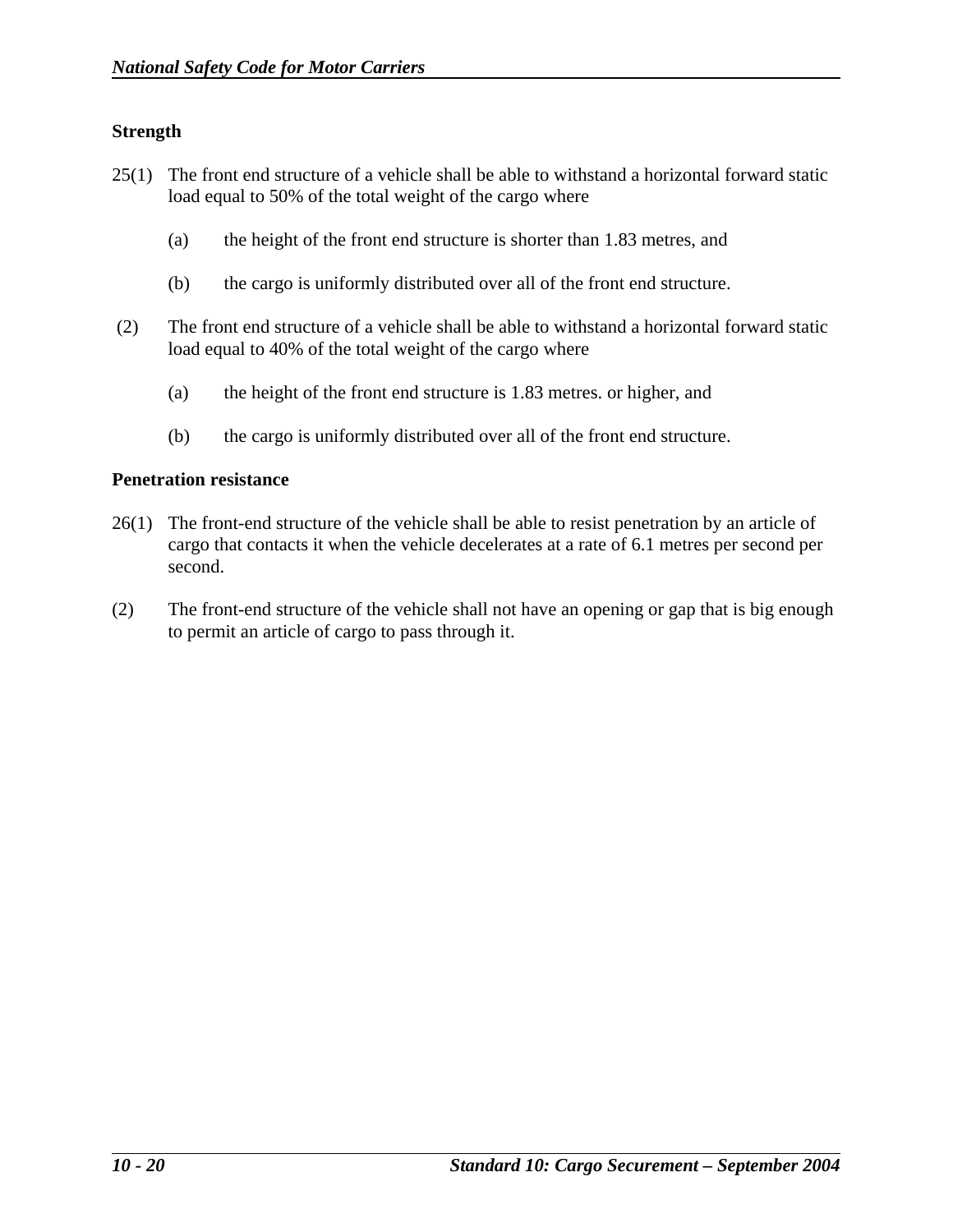### Strength

25(1) The front end structure of a vehicle shall be able to withstand a horizontal forward static load equal to 50% of the total weight of the cargo where

(a) the height of the front end structure is shorter than 1.83 metres, and

(b) the cargo is uniformly distributed over all of the front end structure.

(2) The front end structure of a vehicle shall be able to withstand a horizontal forward static load equal to 40% of the total weight of the cargo where

(a) the height of the front end structure is 1.83 metres. or higher, and

(b) the cargo is uniformly distributed over all of the front end structure.

### Penetration resistance

26(1) The front-end structure of the vehicle shall be able to resist penetration by an article of cargo that contacts it when the vehicle decelerates at a rate of 6.1 metres per second per second.

(2) The front-end structure of the vehicle shall not have an opening or gap that is big enough to permit an article of cargo to pass through it.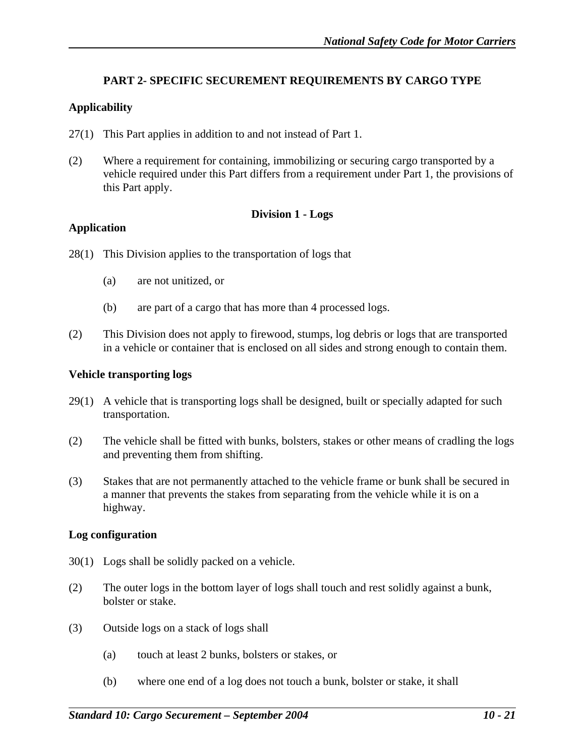## PART 2- SPECIFIC SECUREMENT REQUIREMENTS BY CARGO TYPE

**Applicability**

27(1) This Part applies in addition to and not instead of Part 1.

(2) Where a requirement for containing, immobilizing or securing cargo transported by a vehicle required under this Part differs from a requirement under Part 1, the provisions of this Part apply.

### Division 1 - Logs

**Application**

28(1) This Division applies to the transportation of logs that

(a) are not unitized, or

(b) are part of a cargo that has more than 4 processed logs.

(2) This Division does not apply to firewood, stumps, log debris or logs that are transported in a vehicle or container that is enclosed on all sides and strong enough to contain them.

**Vehicle transporting logs**

29(1) A vehicle that is transporting logs shall be designed, built or specially adapted for such transportation.

(2) The vehicle shall be fitted with bunks, bolsters, stakes or other means of cradling the logs and preventing them from shifting.

(3) Stakes that are not permanently attached to the vehicle frame or bunk shall be secured in a manner that prevents the stakes from separating from the vehicle while it is on a highway.

**Log configuration**

30(1) Logs shall be solidly packed on a vehicle.

(2) The outer logs in the bottom layer of logs shall touch and rest solidly against a bunk, bolster or stake.

(3) Outside logs on a stack of logs shall

(a) touch at least 2 bunks, bolsters or stakes, or

(b) where one end of a log does not touch a bunk, bolster or stake, it shall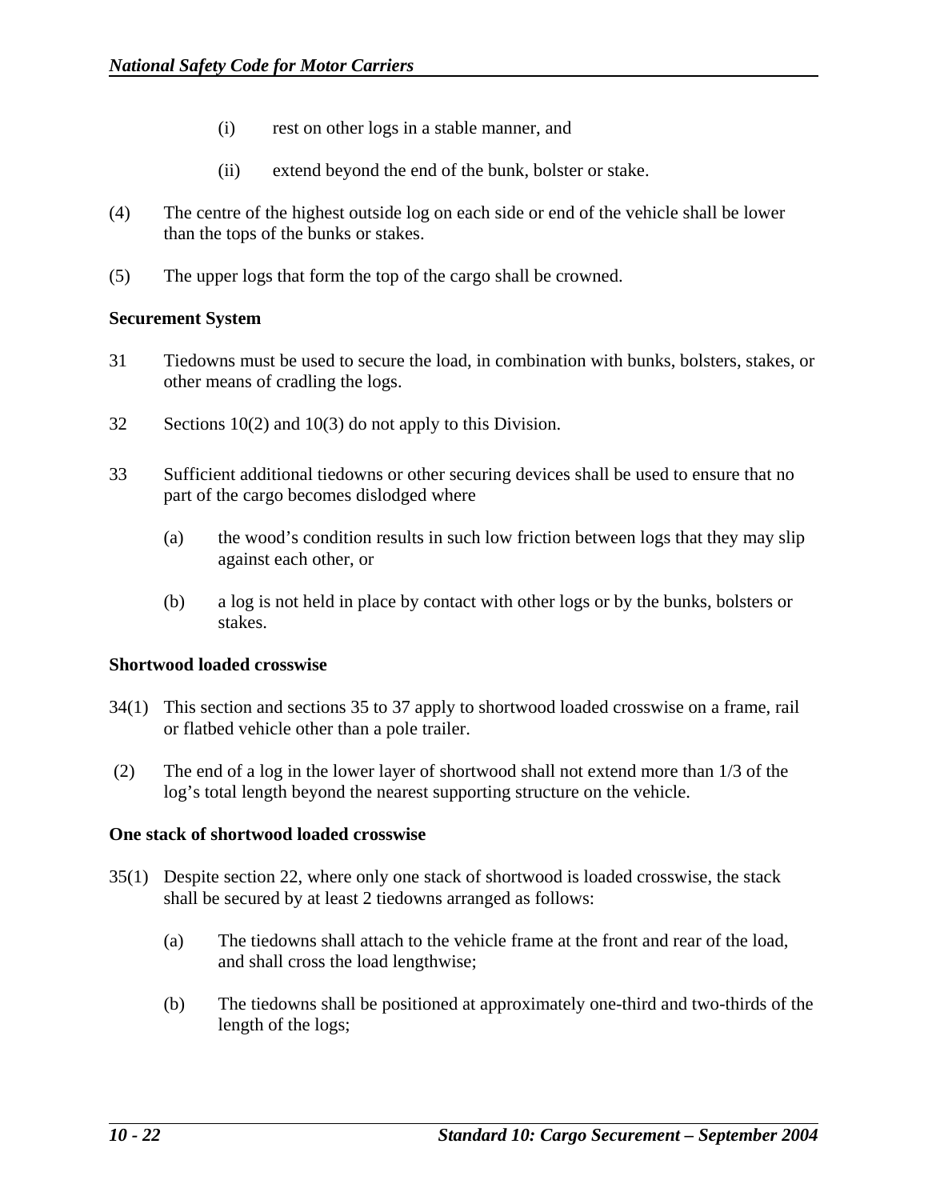(i) rest on other logs in a stable manner, and

(ii) extend beyond the end of the bunk, bolster or stake.

(4) The centre of the highest outside log on each side or end of the vehicle shall be lower than the tops of the bunks or stakes.

(5) The upper logs that form the top of the cargo shall be crowned.

**Securement System**

31 Tiedowns must be used to secure the load, in combination with bunks, bolsters, stakes, or other means of cradling the logs.

32 Sections 10(2) and 10(3) do not apply to this Division.

33 Sufficient additional tiedowns or other securing devices shall be used to ensure that no part of the cargo becomes dislodged where

(a) the wood's condition results in such low friction between logs that they may slip against each other, or

(b) a log is not held in place by contact with other logs or by the bunks, bolsters or stakes.

**Shortwood loaded crosswise**

34(1) This section and sections 35 to 37 apply to shortwood loaded crosswise on a frame, rail or flatbed vehicle other than a pole trailer.

(2) The end of a log in the lower layer of shortwood shall not extend more than 1/3 of the log's total length beyond the nearest supporting structure on the vehicle.

**One stack of shortwood loaded crosswise**

35(1) Despite section 22, where only one stack of shortwood is loaded crosswise, the stack shall be secured by at least 2 tiedowns arranged as follows:

(a) The tiedowns shall attach to the vehicle frame at the front and rear of the load, and shall cross the load lengthwise;

(b) The tiedowns shall be positioned at approximately one-third and two-thirds of the length of the logs;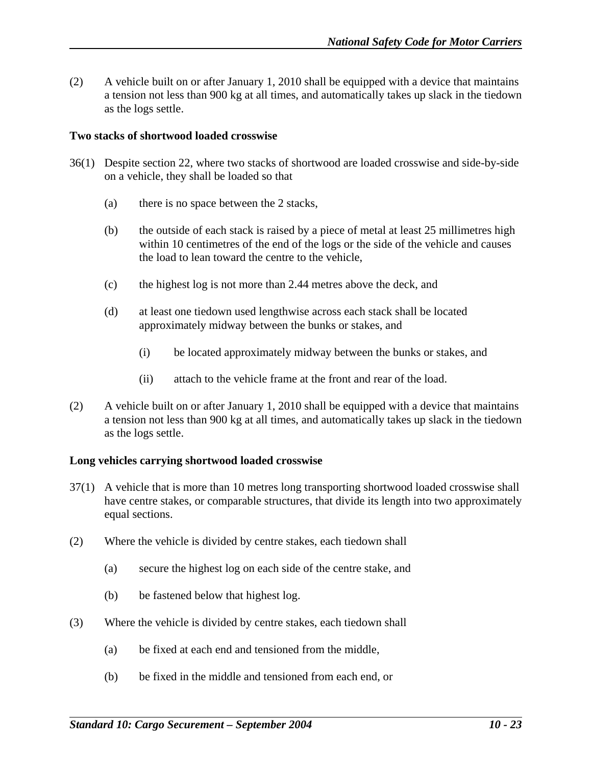(2) A vehicle built on or after January 1, 2010 shall be equipped with a device that maintains a tension not less than 900 kg at all times, and automatically takes up slack in the tiedown as the logs settle.

**Two stacks of shortwood loaded crosswise**

36(1) Despite section 22, where two stacks of shortwood are loaded crosswise and side-by-side on a vehicle, they shall be loaded so that

- (a) there is no space between the 2 stacks,
- (b) the outside of each stack is raised by a piece of metal at least 25 millimetres high within 10 centimetres of the end of the logs or the side of the vehicle and causes the load to lean toward the centre to the vehicle,
- (c) the highest log is not more than 2.44 metres above the deck, and
- (d) at least one tiedown used lengthwise across each stack shall be located approximately midway between the bunks or stakes, and
  - (i) be located approximately midway between the bunks or stakes, and
  - (ii) attach to the vehicle frame at the front and rear of the load.

(2) A vehicle built on or after January 1, 2010 shall be equipped with a device that maintains a tension not less than 900 kg at all times, and automatically takes up slack in the tiedown as the logs settle.

**Long vehicles carrying shortwood loaded crosswise**

37(1) A vehicle that is more than 10 metres long transporting shortwood loaded crosswise shall have centre stakes, or comparable structures, that divide its length into two approximately equal sections.

(2) Where the vehicle is divided by centre stakes, each tiedown shall

- (a) secure the highest log on each side of the centre stake, and
- (b) be fastened below that highest log.

(3) Where the vehicle is divided by centre stakes, each tiedown shall

- (a) be fixed at each end and tensioned from the middle,
- (b) be fixed in the middle and tensioned from each end, or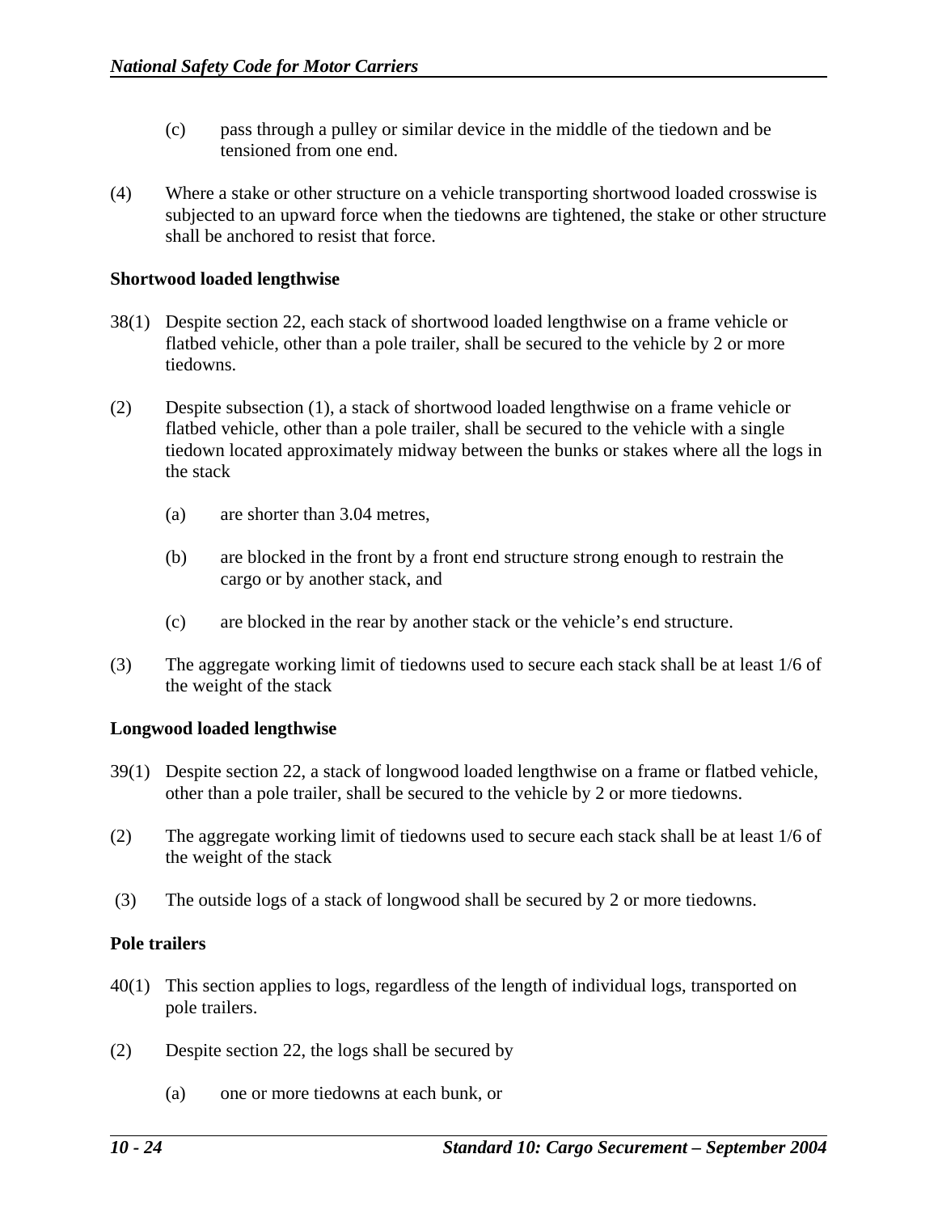(c) pass through a pulley or similar device in the middle of the tiedown and be tensioned from one end.

(4) Where a stake or other structure on a vehicle transporting shortwood loaded crosswise is subjected to an upward force when the tiedowns are tightened, the stake or other structure shall be anchored to resist that force.

**Shortwood loaded lengthwise**

38(1) Despite section 22, each stack of shortwood loaded lengthwise on a frame vehicle or flatbed vehicle, other than a pole trailer, shall be secured to the vehicle by 2 or more tiedowns.

(2) Despite subsection (1), a stack of shortwood loaded lengthwise on a frame vehicle or flatbed vehicle, other than a pole trailer, shall be secured to the vehicle with a single tiedown located approximately midway between the bunks or stakes where all the logs in the stack

(a) are shorter than 3.04 metres,

(b) are blocked in the front by a front end structure strong enough to restrain the cargo or by another stack, and

(c) are blocked in the rear by another stack or the vehicle's end structure.

(3) The aggregate working limit of tiedowns used to secure each stack shall be at least 1/6 of the weight of the stack

**Longwood loaded lengthwise**

39(1) Despite section 22, a stack of longwood loaded lengthwise on a frame or flatbed vehicle, other than a pole trailer, shall be secured to the vehicle by 2 or more tiedowns.

(2) The aggregate working limit of tiedowns used to secure each stack shall be at least 1/6 of the weight of the stack

(3) The outside logs of a stack of longwood shall be secured by 2 or more tiedowns.

**Pole trailers**

40(1) This section applies to logs, regardless of the length of individual logs, transported on pole trailers.

(2) Despite section 22, the logs shall be secured by

(a) one or more tiedowns at each bunk, or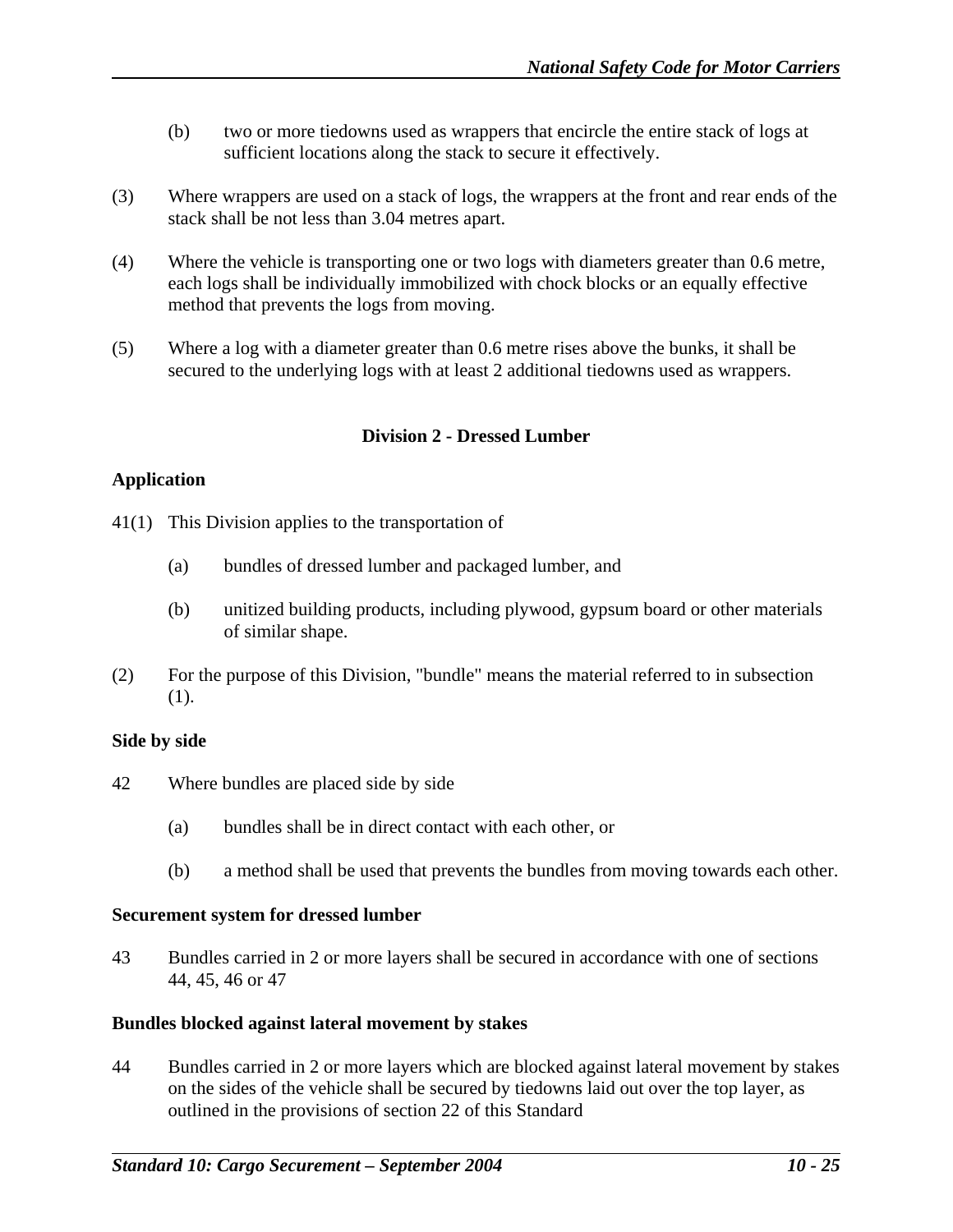(b) two or more tiedowns used as wrappers that encircle the entire stack of logs at sufficient locations along the stack to secure it effectively.

(3) Where wrappers are used on a stack of logs, the wrappers at the front and rear ends of the stack shall be not less than 3.04 metres apart.

(4) Where the vehicle is transporting one or two logs with diameters greater than 0.6 metre, each logs shall be individually immobilized with chock blocks or an equally effective method that prevents the logs from moving.

(5) Where a log with a diameter greater than 0.6 metre rises above the bunks, it shall be secured to the underlying logs with at least 2 additional tiedowns used as wrappers.

## Division 2 - Dressed Lumber

### Application

41(1) This Division applies to the transportation of

(a) bundles of dressed lumber and packaged lumber, and

(b) unitized building products, including plywood, gypsum board or other materials of similar shape.

(2) For the purpose of this Division, "bundle" means the material referred to in subsection (1).

### Side by side

42 Where bundles are placed side by side

(a) bundles shall be in direct contact with each other, or

(b) a method shall be used that prevents the bundles from moving towards each other.

### Securement system for dressed lumber

43 Bundles carried in 2 or more layers shall be secured in accordance with one of sections 44, 45, 46 or 47

### Bundles blocked against lateral movement by stakes

44 Bundles carried in 2 or more layers which are blocked against lateral movement by stakes on the sides of the vehicle shall be secured by tiedowns laid out over the top layer, as outlined in the provisions of section 22 of this Standard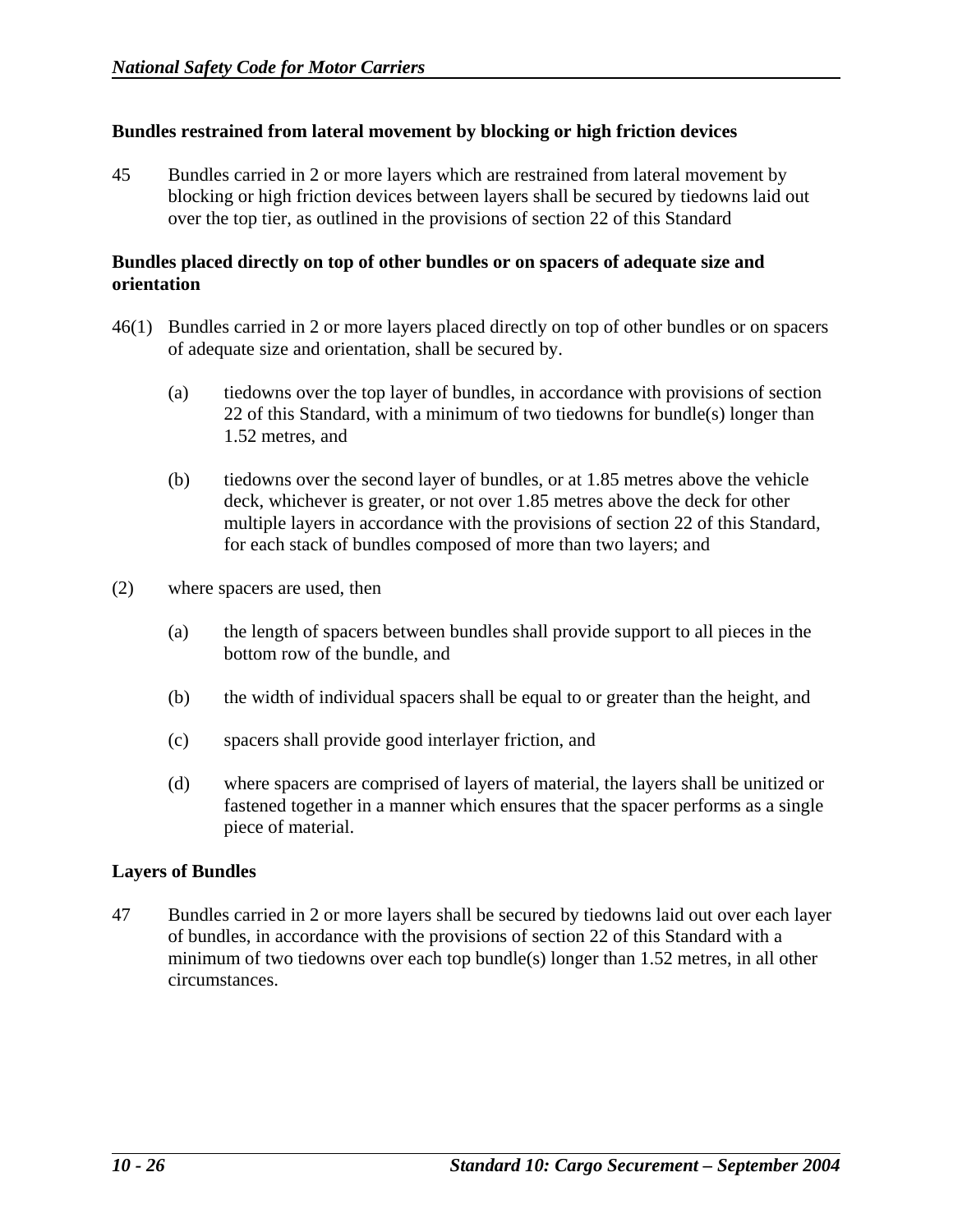**Bundles restrained from lateral movement by blocking or high friction devices**

45 Bundles carried in 2 or more layers which are restrained from lateral movement by blocking or high friction devices between layers shall be secured by tiedowns laid out over the top tier, as outlined in the provisions of section 22 of this Standard

**Bundles placed directly on top of other bundles or on spacers of adequate size and orientation**

46(1) Bundles carried in 2 or more layers placed directly on top of other bundles or on spacers of adequate size and orientation, shall be secured by.

(a) tiedowns over the top layer of bundles, in accordance with provisions of section 22 of this Standard, with a minimum of two tiedowns for bundle(s) longer than 1.52 metres, and

(b) tiedowns over the second layer of bundles, or at 1.85 metres above the vehicle deck, whichever is greater, or not over 1.85 metres above the deck for other multiple layers in accordance with the provisions of section 22 of this Standard, for each stack of bundles composed of more than two layers; and

(2) where spacers are used, then

(a) the length of spacers between bundles shall provide support to all pieces in the bottom row of the bundle, and

(b) the width of individual spacers shall be equal to or greater than the height, and

(c) spacers shall provide good interlayer friction, and

(d) where spacers are comprised of layers of material, the layers shall be unitized or fastened together in a manner which ensures that the spacer performs as a single piece of material.

**Layers of Bundles**

47 Bundles carried in 2 or more layers shall be secured by tiedowns laid out over each layer of bundles, in accordance with the provisions of section 22 of this Standard with a minimum of two tiedowns over each top bundle(s) longer than 1.52 metres, in all other circumstances.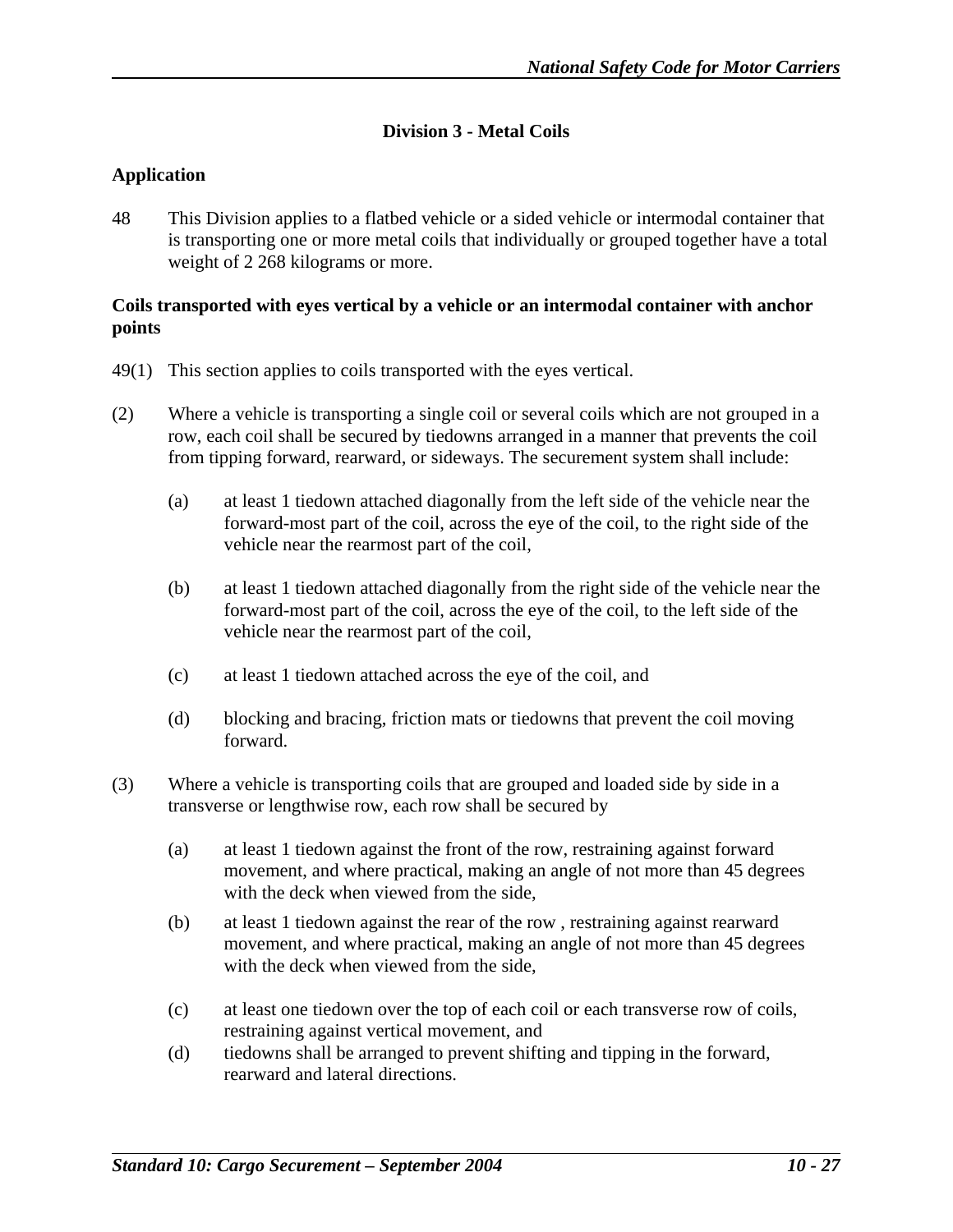### Division 3 - Metal Coils

**Application**

48 This Division applies to a flatbed vehicle or a sided vehicle or intermodal container that is transporting one or more metal coils that individually or grouped together have a total weight of 2 268 kilograms or more.

**Coils transported with eyes vertical by a vehicle or an intermodal container with anchor points**

49(1) This section applies to coils transported with the eyes vertical.

(2) Where a vehicle is transporting a single coil or several coils which are not grouped in a row, each coil shall be secured by tiedowns arranged in a manner that prevents the coil from tipping forward, rearward, or sideways. The securement system shall include:

- (a) at least 1 tiedown attached diagonally from the left side of the vehicle near the forward-most part of the coil, across the eye of the coil, to the right side of the vehicle near the rearmost part of the coil,
- (b) at least 1 tiedown attached diagonally from the right side of the vehicle near the forward-most part of the coil, across the eye of the coil, to the left side of the vehicle near the rearmost part of the coil,
- (c) at least 1 tiedown attached across the eye of the coil, and
- (d) blocking and bracing, friction mats or tiedowns that prevent the coil moving forward.

(3) Where a vehicle is transporting coils that are grouped and loaded side by side in a transverse or lengthwise row, each row shall be secured by

- (a) at least 1 tiedown against the front of the row, restraining against forward movement, and where practical, making an angle of not more than 45 degrees with the deck when viewed from the side,
- (b) at least 1 tiedown against the rear of the row , restraining against rearward movement, and where practical, making an angle of not more than 45 degrees with the deck when viewed from the side,
- (c) at least one tiedown over the top of each coil or each transverse row of coils, restraining against vertical movement, and
- (d) tiedowns shall be arranged to prevent shifting and tipping in the forward, rearward and lateral directions.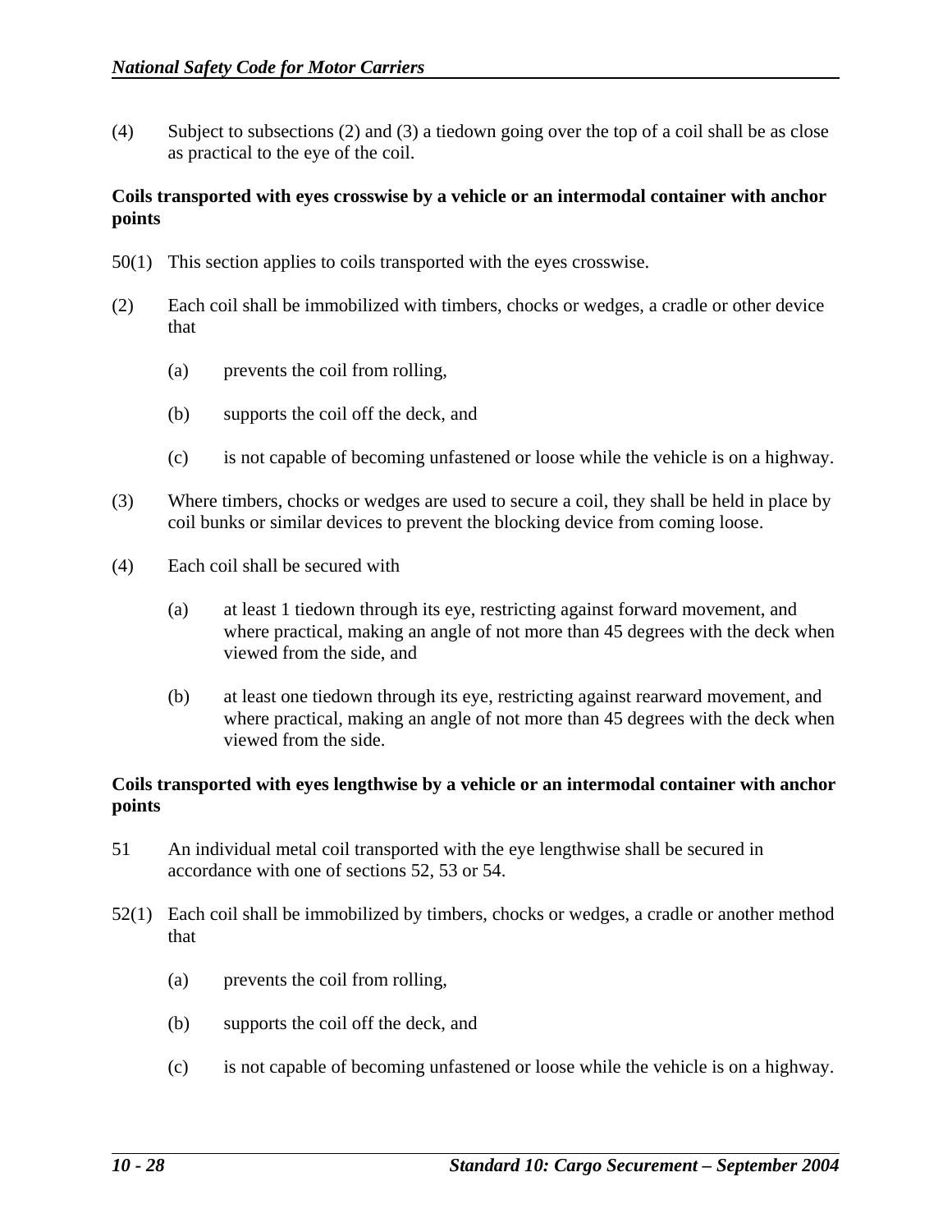(4) Subject to subsections (2) and (3) a tiedown going over the top of a coil shall be as close as practical to the eye of the coil.

**Coils transported with eyes crosswise by a vehicle or an intermodal container with anchor points**

50(1) This section applies to coils transported with the eyes crosswise.

(2) Each coil shall be immobilized with timbers, chocks or wedges, a cradle or other device that

(a) prevents the coil from rolling,

(b) supports the coil off the deck, and

(c) is not capable of becoming unfastened or loose while the vehicle is on a highway.

(3) Where timbers, chocks or wedges are used to secure a coil, they shall be held in place by coil bunks or similar devices to prevent the blocking device from coming loose.

(4) Each coil shall be secured with

(a) at least 1 tiedown through its eye, restricting against forward movement, and where practical, making an angle of not more than 45 degrees with the deck when viewed from the side, and

(b) at least one tiedown through its eye, restricting against rearward movement, and where practical, making an angle of not more than 45 degrees with the deck when viewed from the side.

**Coils transported with eyes lengthwise by a vehicle or an intermodal container with anchor points**

51 An individual metal coil transported with the eye lengthwise shall be secured in accordance with one of sections 52, 53 or 54.

52(1) Each coil shall be immobilized by timbers, chocks or wedges, a cradle or another method that

(a) prevents the coil from rolling,

(b) supports the coil off the deck, and

(c) is not capable of becoming unfastened or loose while the vehicle is on a highway.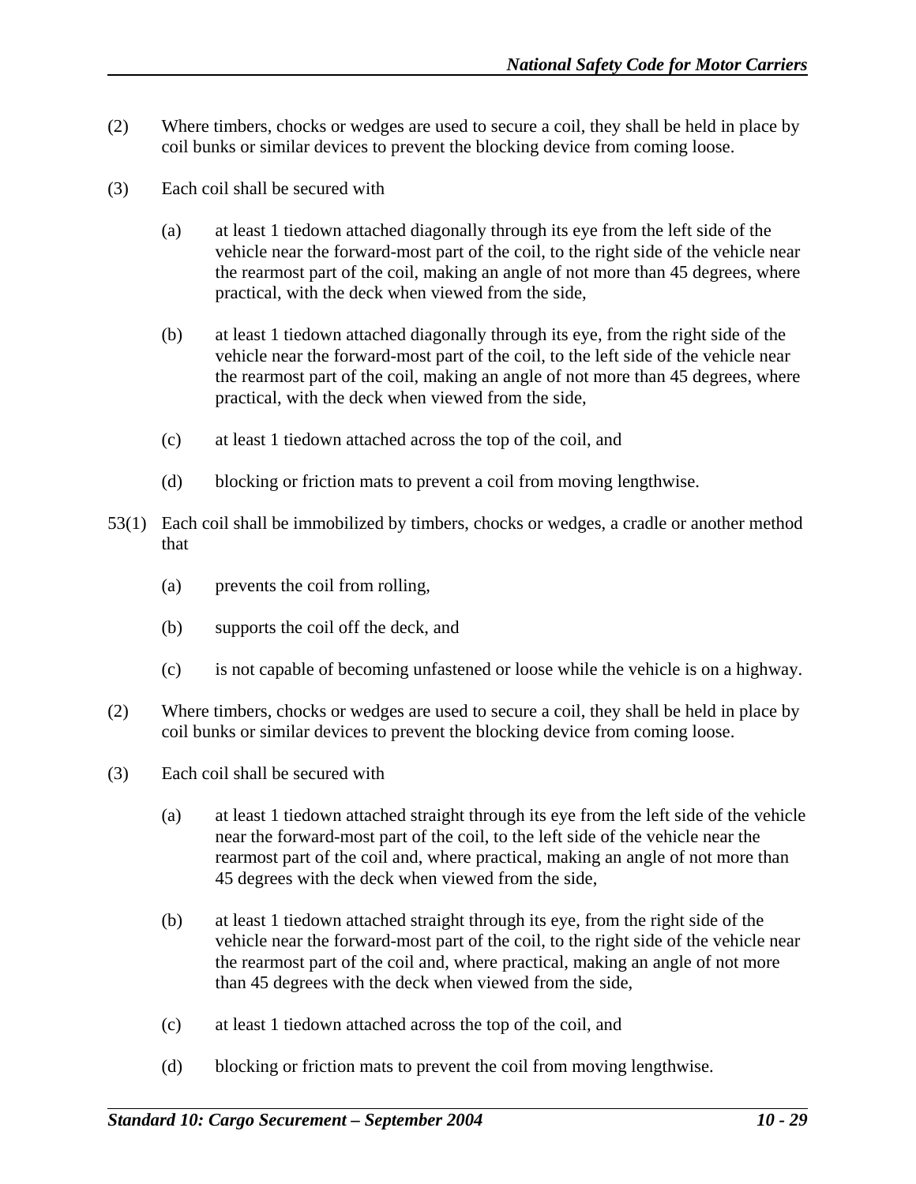(2) Where timbers, chocks or wedges are used to secure a coil, they shall be held in place by coil bunks or similar devices to prevent the blocking device from coming loose.

(3) Each coil shall be secured with

(a) at least 1 tiedown attached diagonally through its eye from the left side of the vehicle near the forward-most part of the coil, to the right side of the vehicle near the rearmost part of the coil, making an angle of not more than 45 degrees, where practical, with the deck when viewed from the side,

(b) at least 1 tiedown attached diagonally through its eye, from the right side of the vehicle near the forward-most part of the coil, to the left side of the vehicle near the rearmost part of the coil, making an angle of not more than 45 degrees, where practical, with the deck when viewed from the side,

(c) at least 1 tiedown attached across the top of the coil, and

(d) blocking or friction mats to prevent a coil from moving lengthwise.

53(1) Each coil shall be immobilized by timbers, chocks or wedges, a cradle or another method that

(a) prevents the coil from rolling,

(b) supports the coil off the deck, and

(c) is not capable of becoming unfastened or loose while the vehicle is on a highway.

(2) Where timbers, chocks or wedges are used to secure a coil, they shall be held in place by coil bunks or similar devices to prevent the blocking device from coming loose.

(3) Each coil shall be secured with

(a) at least 1 tiedown attached straight through its eye from the left side of the vehicle near the forward-most part of the coil, to the left side of the vehicle near the rearmost part of the coil and, where practical, making an angle of not more than 45 degrees with the deck when viewed from the side,

(b) at least 1 tiedown attached straight through its eye, from the right side of the vehicle near the forward-most part of the coil, to the right side of the vehicle near the rearmost part of the coil and, where practical, making an angle of not more than 45 degrees with the deck when viewed from the side,

(c) at least 1 tiedown attached across the top of the coil, and

(d) blocking or friction mats to prevent the coil from moving lengthwise.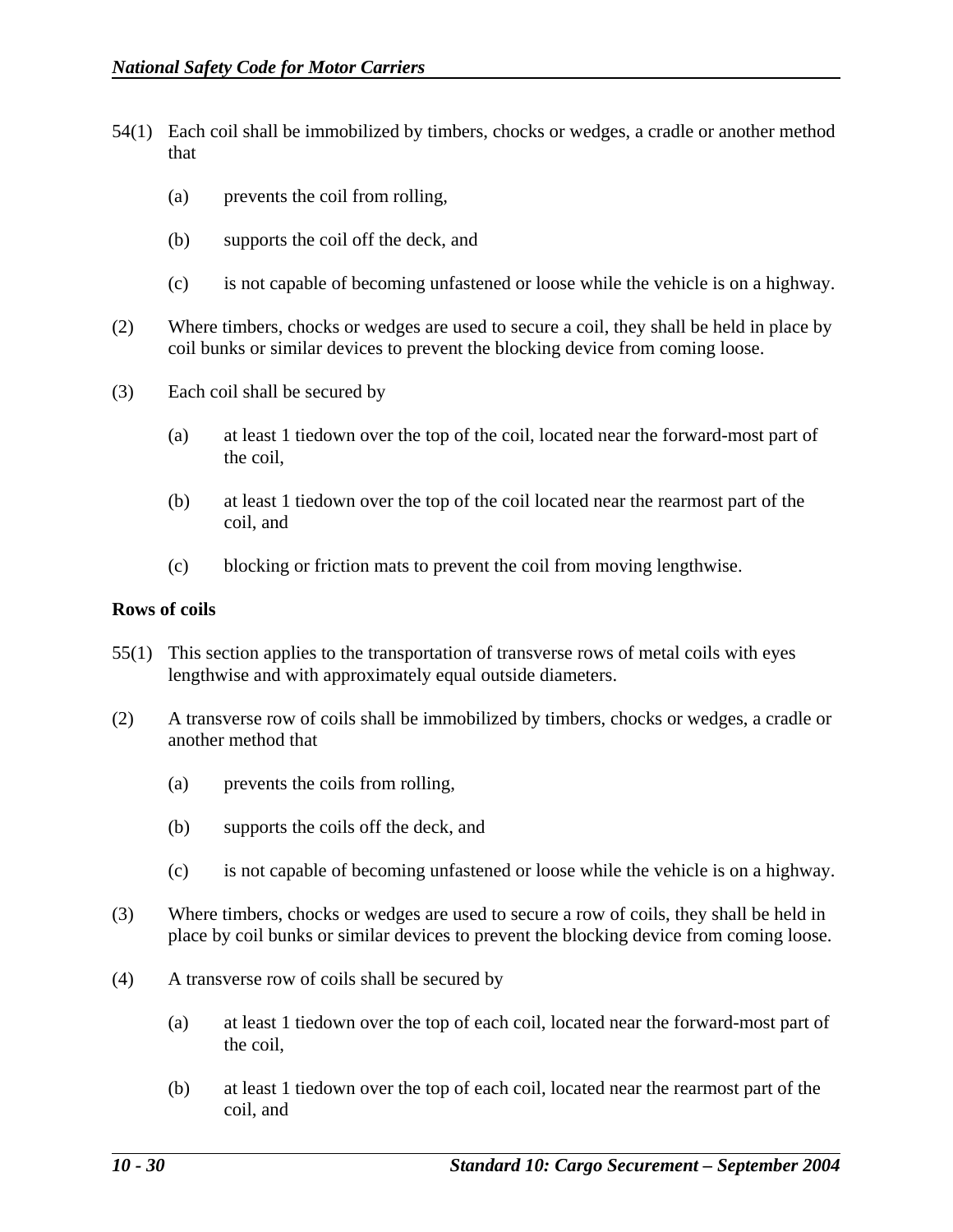54(1) Each coil shall be immobilized by timbers, chocks or wedges, a cradle or another method that

(a) prevents the coil from rolling,

(b) supports the coil off the deck, and

(c) is not capable of becoming unfastened or loose while the vehicle is on a highway.

(2) Where timbers, chocks or wedges are used to secure a coil, they shall be held in place by coil bunks or similar devices to prevent the blocking device from coming loose.

(3) Each coil shall be secured by

(a) at least 1 tiedown over the top of the coil, located near the forward-most part of the coil,

(b) at least 1 tiedown over the top of the coil located near the rearmost part of the coil, and

(c) blocking or friction mats to prevent the coil from moving lengthwise.

**Rows of coils**

55(1) This section applies to the transportation of transverse rows of metal coils with eyes lengthwise and with approximately equal outside diameters.

(2) A transverse row of coils shall be immobilized by timbers, chocks or wedges, a cradle or another method that

(a) prevents the coils from rolling,

(b) supports the coils off the deck, and

(c) is not capable of becoming unfastened or loose while the vehicle is on a highway.

(3) Where timbers, chocks or wedges are used to secure a row of coils, they shall be held in place by coil bunks or similar devices to prevent the blocking device from coming loose.

(4) A transverse row of coils shall be secured by

(a) at least 1 tiedown over the top of each coil, located near the forward-most part of the coil,

(b) at least 1 tiedown over the top of each coil, located near the rearmost part of the coil, and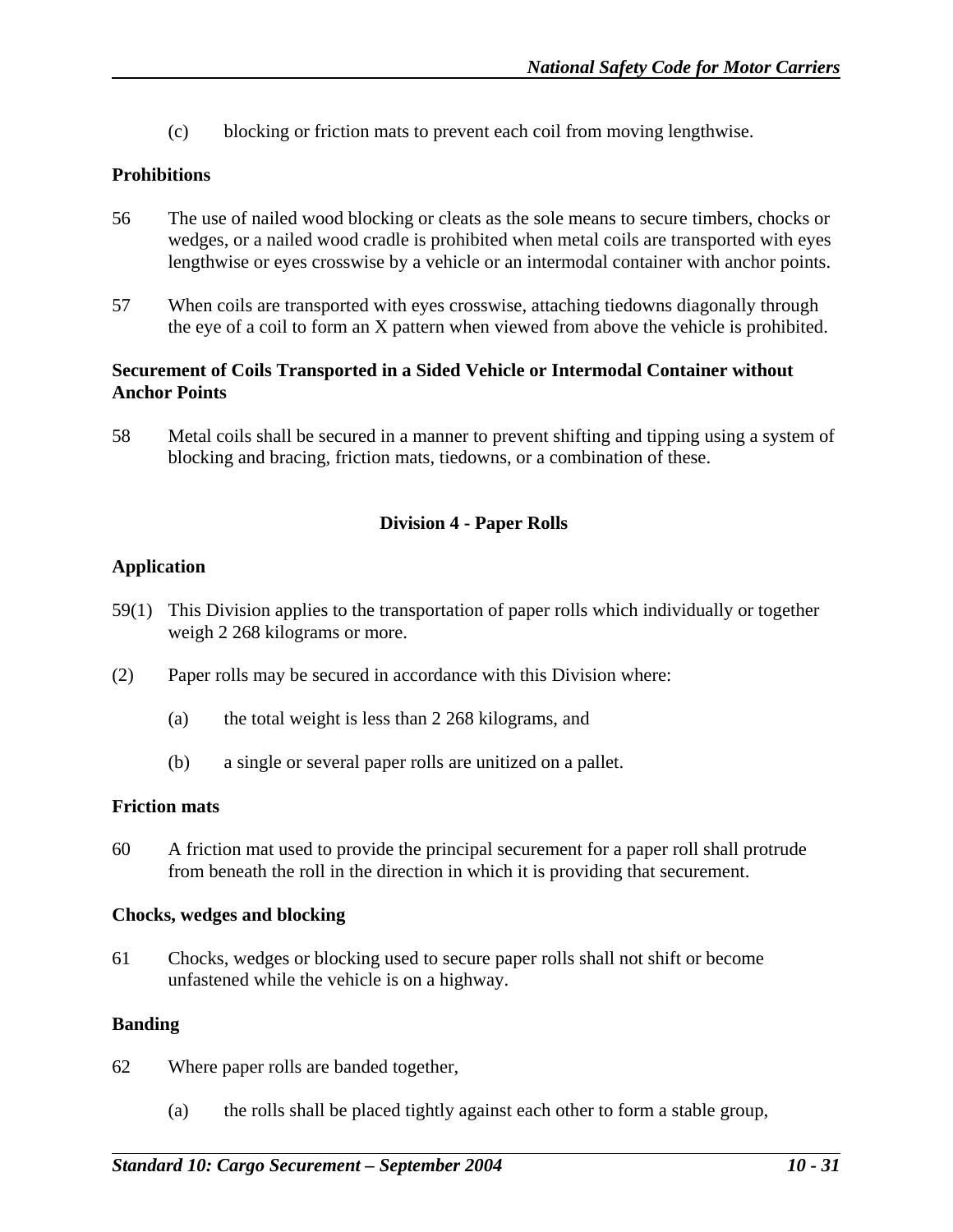(c) blocking or friction mats to prevent each coil from moving lengthwise.

**Prohibitions**

56 The use of nailed wood blocking or cleats as the sole means to secure timbers, chocks or wedges, or a nailed wood cradle is prohibited when metal coils are transported with eyes lengthwise or eyes crosswise by a vehicle or an intermodal container with anchor points.

57 When coils are transported with eyes crosswise, attaching tiedowns diagonally through the eye of a coil to form an X pattern when viewed from above the vehicle is prohibited.

**Securement of Coils Transported in a Sided Vehicle or Intermodal Container without Anchor Points**

58 Metal coils shall be secured in a manner to prevent shifting and tipping using a system of blocking and bracing, friction mats, tiedowns, or a combination of these.

## Division 4 - Paper Rolls

**Application**

59(1) This Division applies to the transportation of paper rolls which individually or together weigh 2 268 kilograms or more.

(2) Paper rolls may be secured in accordance with this Division where:

(a) the total weight is less than 2 268 kilograms, and

(b) a single or several paper rolls are unitized on a pallet.

**Friction mats**

60 A friction mat used to provide the principal securement for a paper roll shall protrude from beneath the roll in the direction in which it is providing that securement.

**Chocks, wedges and blocking**

61 Chocks, wedges or blocking used to secure paper rolls shall not shift or become unfastened while the vehicle is on a highway.

**Banding**

62 Where paper rolls are banded together,

(a) the rolls shall be placed tightly against each other to form a stable group,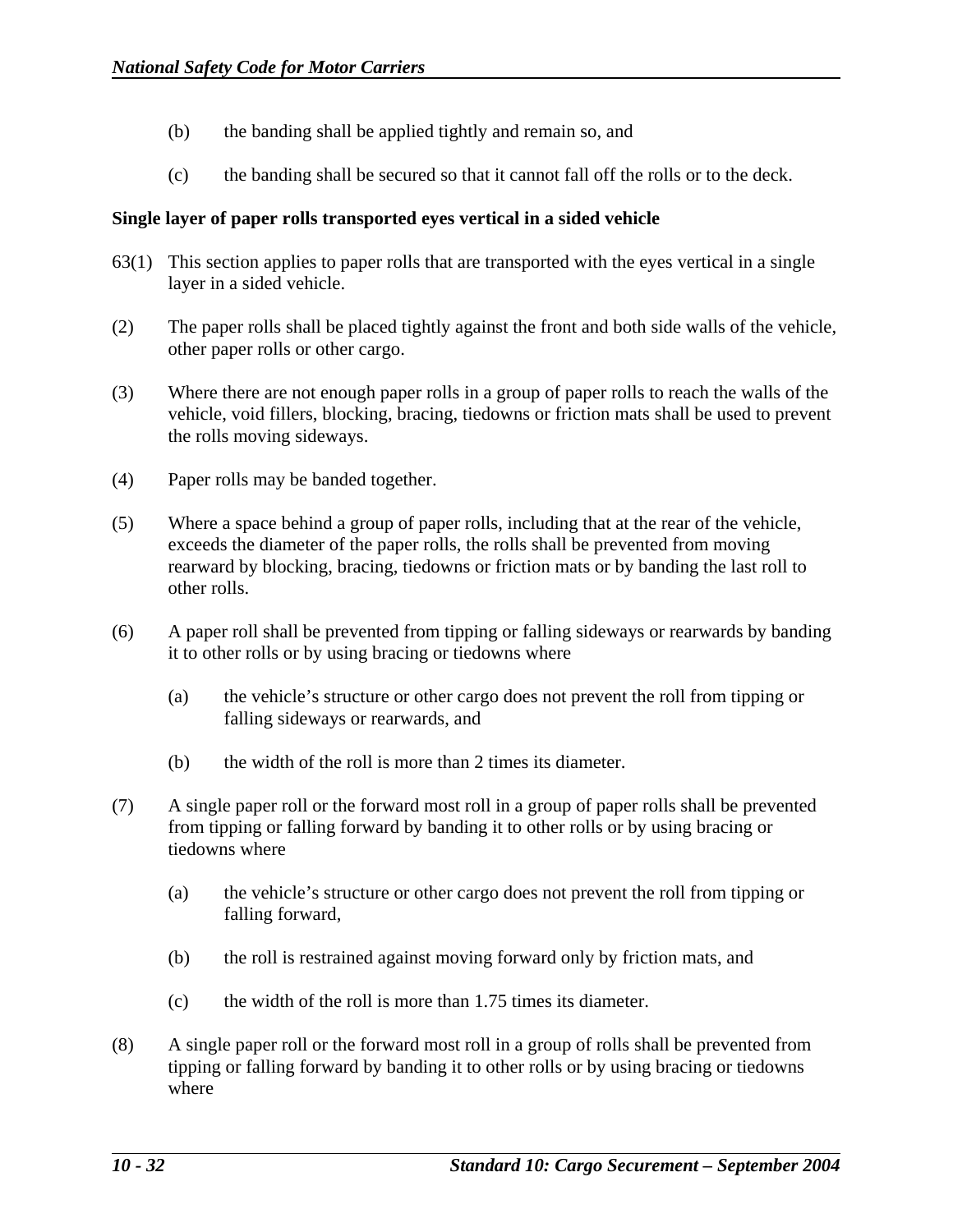(b) the banding shall be applied tightly and remain so, and

(c) the banding shall be secured so that it cannot fall off the rolls or to the deck.

**Single layer of paper rolls transported eyes vertical in a sided vehicle**

63(1) This section applies to paper rolls that are transported with the eyes vertical in a single layer in a sided vehicle.

(2) The paper rolls shall be placed tightly against the front and both side walls of the vehicle, other paper rolls or other cargo.

(3) Where there are not enough paper rolls in a group of paper rolls to reach the walls of the vehicle, void fillers, blocking, bracing, tiedowns or friction mats shall be used to prevent the rolls moving sideways.

(4) Paper rolls may be banded together.

(5) Where a space behind a group of paper rolls, including that at the rear of the vehicle, exceeds the diameter of the paper rolls, the rolls shall be prevented from moving rearward by blocking, bracing, tiedowns or friction mats or by banding the last roll to other rolls.

(6) A paper roll shall be prevented from tipping or falling sideways or rearwards by banding it to other rolls or by using bracing or tiedowns where

(a) the vehicle's structure or other cargo does not prevent the roll from tipping or falling sideways or rearwards, and

(b) the width of the roll is more than 2 times its diameter.

(7) A single paper roll or the forward most roll in a group of paper rolls shall be prevented from tipping or falling forward by banding it to other rolls or by using bracing or tiedowns where

(a) the vehicle's structure or other cargo does not prevent the roll from tipping or falling forward,

(b) the roll is restrained against moving forward only by friction mats, and

(c) the width of the roll is more than 1.75 times its diameter.

(8) A single paper roll or the forward most roll in a group of rolls shall be prevented from tipping or falling forward by banding it to other rolls or by using bracing or tiedowns where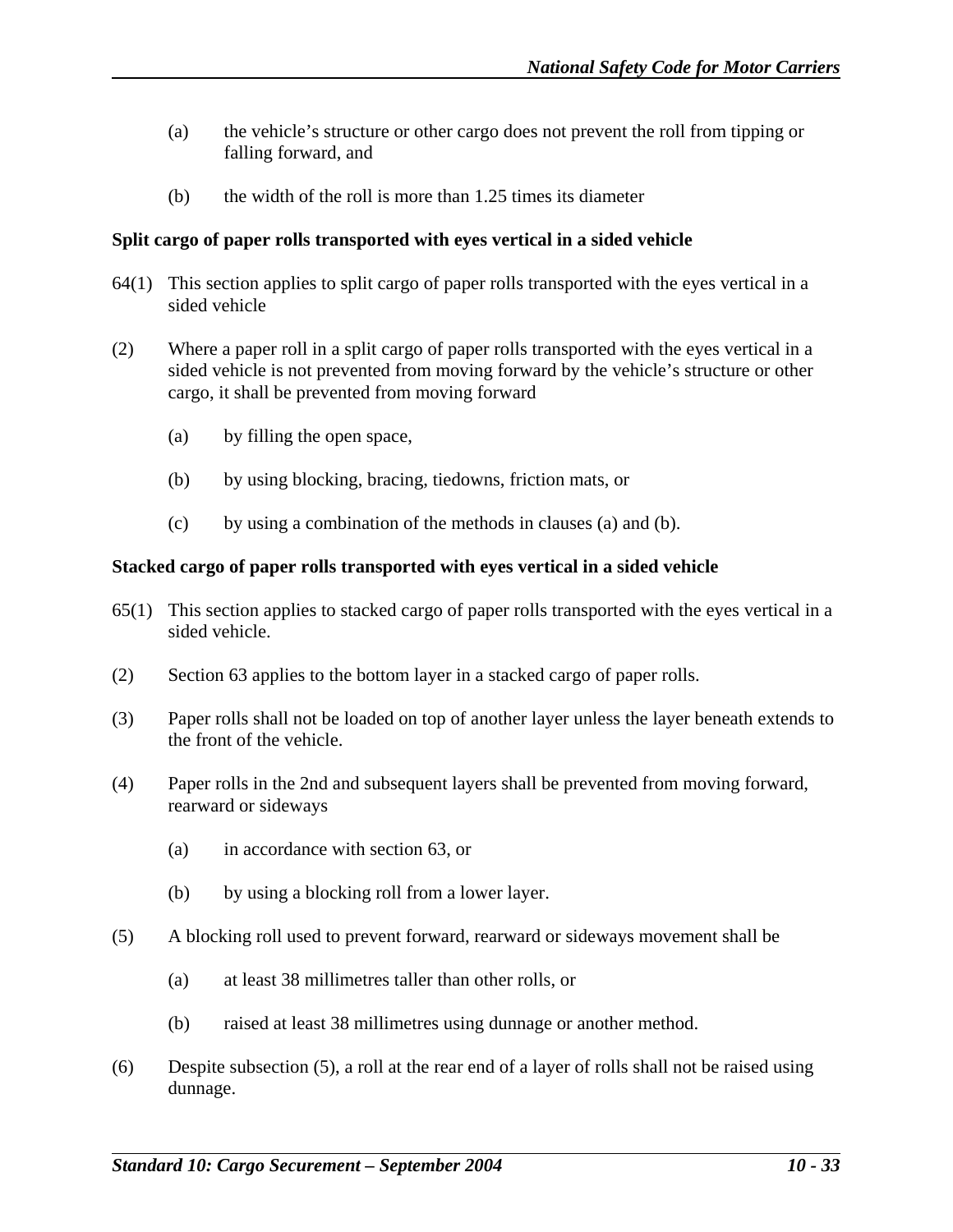(a) the vehicle's structure or other cargo does not prevent the roll from tipping or falling forward, and

(b) the width of the roll is more than 1.25 times its diameter

**Split cargo of paper rolls transported with eyes vertical in a sided vehicle**

64(1) This section applies to split cargo of paper rolls transported with the eyes vertical in a sided vehicle

(2) Where a paper roll in a split cargo of paper rolls transported with the eyes vertical in a sided vehicle is not prevented from moving forward by the vehicle's structure or other cargo, it shall be prevented from moving forward

(a) by filling the open space,

(b) by using blocking, bracing, tiedowns, friction mats, or

(c) by using a combination of the methods in clauses (a) and (b).

**Stacked cargo of paper rolls transported with eyes vertical in a sided vehicle**

65(1) This section applies to stacked cargo of paper rolls transported with the eyes vertical in a sided vehicle.

(2) Section 63 applies to the bottom layer in a stacked cargo of paper rolls.

(3) Paper rolls shall not be loaded on top of another layer unless the layer beneath extends to the front of the vehicle.

(4) Paper rolls in the 2nd and subsequent layers shall be prevented from moving forward, rearward or sideways

(a) in accordance with section 63, or

(b) by using a blocking roll from a lower layer.

(5) A blocking roll used to prevent forward, rearward or sideways movement shall be

(a) at least 38 millimetres taller than other rolls, or

(b) raised at least 38 millimetres using dunnage or another method.

(6) Despite subsection (5), a roll at the rear end of a layer of rolls shall not be raised using dunnage.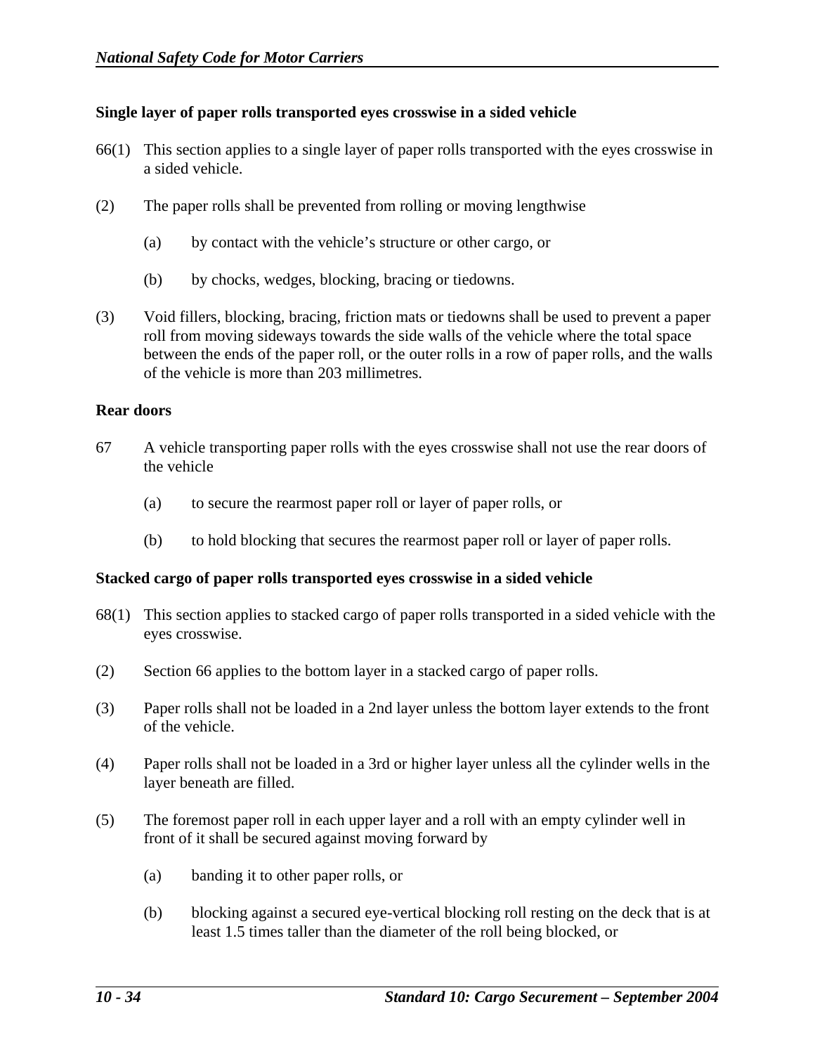**Single layer of paper rolls transported eyes crosswise in a sided vehicle**

66(1) This section applies to a single layer of paper rolls transported with the eyes crosswise in a sided vehicle.

(2) The paper rolls shall be prevented from rolling or moving lengthwise

(a) by contact with the vehicle's structure or other cargo, or

(b) by chocks, wedges, blocking, bracing or tiedowns.

(3) Void fillers, blocking, bracing, friction mats or tiedowns shall be used to prevent a paper roll from moving sideways towards the side walls of the vehicle where the total space between the ends of the paper roll, or the outer rolls in a row of paper rolls, and the walls of the vehicle is more than 203 millimetres.

**Rear doors**

67 A vehicle transporting paper rolls with the eyes crosswise shall not use the rear doors of the vehicle

(a) to secure the rearmost paper roll or layer of paper rolls, or

(b) to hold blocking that secures the rearmost paper roll or layer of paper rolls.

**Stacked cargo of paper rolls transported eyes crosswise in a sided vehicle**

68(1) This section applies to stacked cargo of paper rolls transported in a sided vehicle with the eyes crosswise.

(2) Section 66 applies to the bottom layer in a stacked cargo of paper rolls.

(3) Paper rolls shall not be loaded in a 2nd layer unless the bottom layer extends to the front of the vehicle.

(4) Paper rolls shall not be loaded in a 3rd or higher layer unless all the cylinder wells in the layer beneath are filled.

(5) The foremost paper roll in each upper layer and a roll with an empty cylinder well in front of it shall be secured against moving forward by

(a) banding it to other paper rolls, or

(b) blocking against a secured eye-vertical blocking roll resting on the deck that is at least 1.5 times taller than the diameter of the roll being blocked, or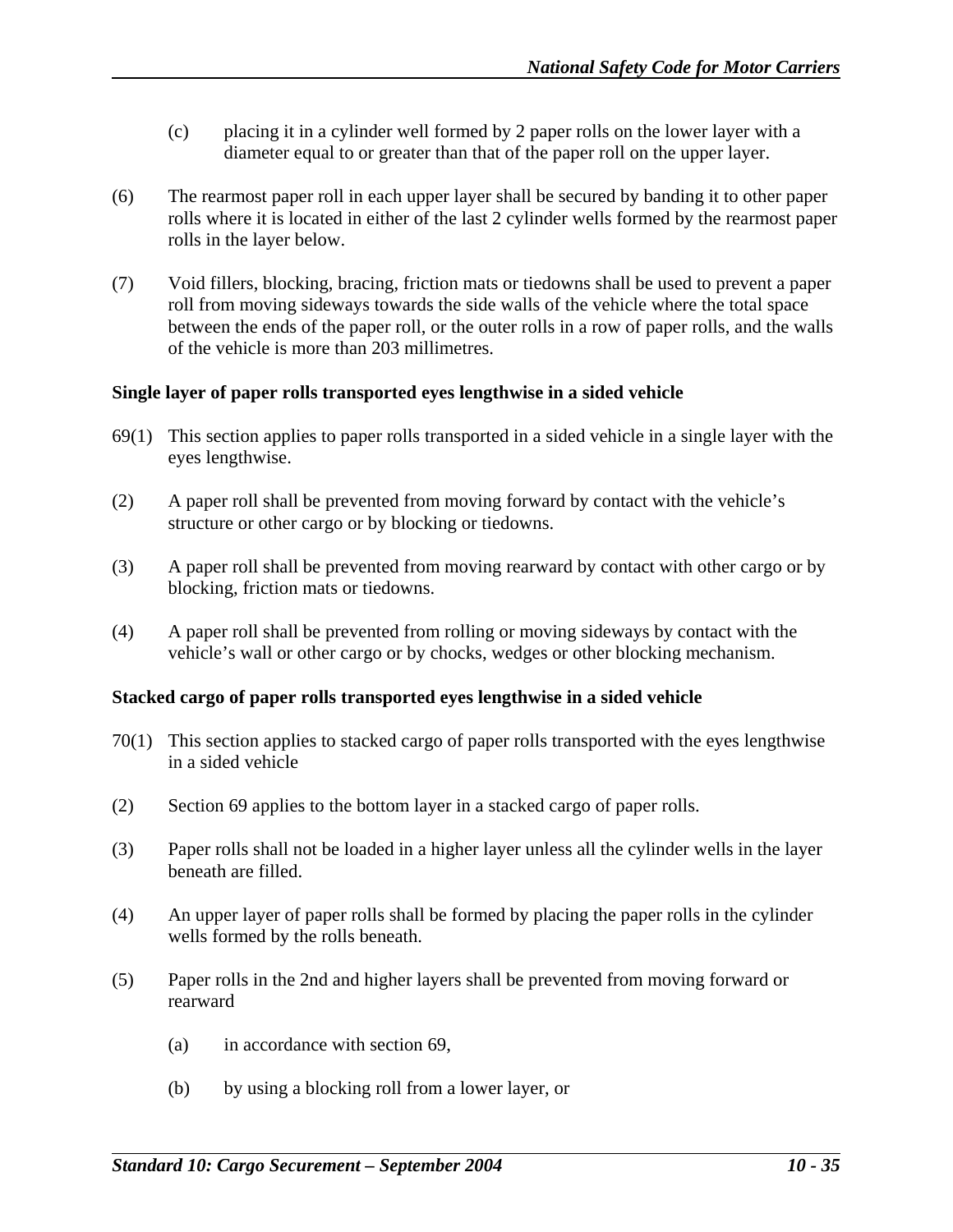(c) placing it in a cylinder well formed by 2 paper rolls on the lower layer with a diameter equal to or greater than that of the paper roll on the upper layer.

(6) The rearmost paper roll in each upper layer shall be secured by banding it to other paper rolls where it is located in either of the last 2 cylinder wells formed by the rearmost paper rolls in the layer below.

(7) Void fillers, blocking, bracing, friction mats or tiedowns shall be used to prevent a paper roll from moving sideways towards the side walls of the vehicle where the total space between the ends of the paper roll, or the outer rolls in a row of paper rolls, and the walls of the vehicle is more than 203 millimetres.

**Single layer of paper rolls transported eyes lengthwise in a sided vehicle**

69(1) This section applies to paper rolls transported in a sided vehicle in a single layer with the eyes lengthwise.

(2) A paper roll shall be prevented from moving forward by contact with the vehicle's structure or other cargo or by blocking or tiedowns.

(3) A paper roll shall be prevented from moving rearward by contact with other cargo or by blocking, friction mats or tiedowns.

(4) A paper roll shall be prevented from rolling or moving sideways by contact with the vehicle's wall or other cargo or by chocks, wedges or other blocking mechanism.

**Stacked cargo of paper rolls transported eyes lengthwise in a sided vehicle**

70(1) This section applies to stacked cargo of paper rolls transported with the eyes lengthwise in a sided vehicle

(2) Section 69 applies to the bottom layer in a stacked cargo of paper rolls.

(3) Paper rolls shall not be loaded in a higher layer unless all the cylinder wells in the layer beneath are filled.

(4) An upper layer of paper rolls shall be formed by placing the paper rolls in the cylinder wells formed by the rolls beneath.

(5) Paper rolls in the 2nd and higher layers shall be prevented from moving forward or rearward

(a) in accordance with section 69,

(b) by using a blocking roll from a lower layer, or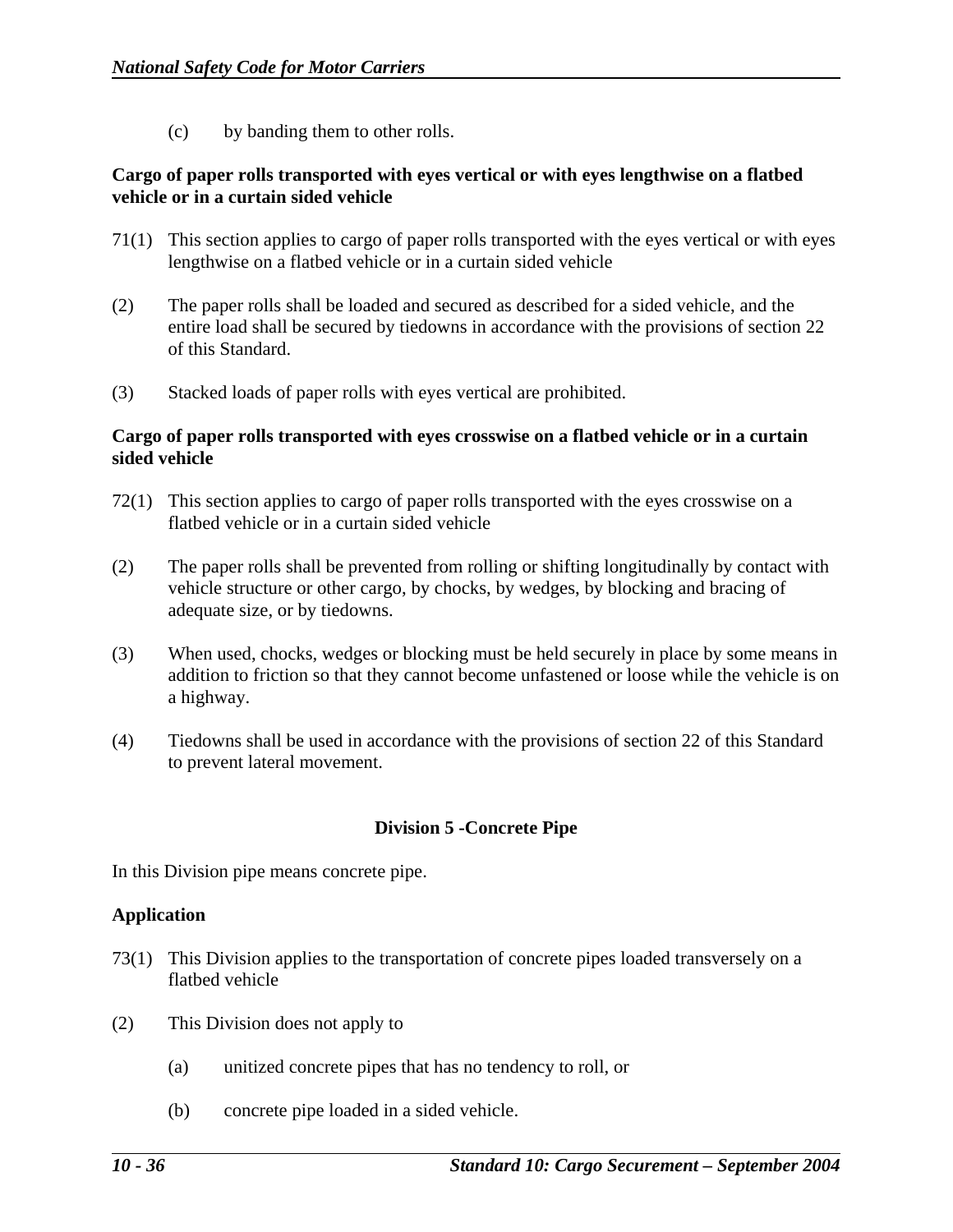(c) by banding them to other rolls.

**Cargo of paper rolls transported with eyes vertical or with eyes lengthwise on a flatbed vehicle or in a curtain sided vehicle**

71(1) This section applies to cargo of paper rolls transported with the eyes vertical or with eyes lengthwise on a flatbed vehicle or in a curtain sided vehicle

(2) The paper rolls shall be loaded and secured as described for a sided vehicle, and the entire load shall be secured by tiedowns in accordance with the provisions of section 22 of this Standard.

(3) Stacked loads of paper rolls with eyes vertical are prohibited.

**Cargo of paper rolls transported with eyes crosswise on a flatbed vehicle or in a curtain sided vehicle**

72(1) This section applies to cargo of paper rolls transported with the eyes crosswise on a flatbed vehicle or in a curtain sided vehicle

(2) The paper rolls shall be prevented from rolling or shifting longitudinally by contact with vehicle structure or other cargo, by chocks, by wedges, by blocking and bracing of adequate size, or by tiedowns.

(3) When used, chocks, wedges or blocking must be held securely in place by some means in addition to friction so that they cannot become unfastened or loose while the vehicle is on a highway.

(4) Tiedowns shall be used in accordance with the provisions of section 22 of this Standard to prevent lateral movement.

## Division 5 -Concrete Pipe

In this Division pipe means concrete pipe.

**Application**

73(1) This Division applies to the transportation of concrete pipes loaded transversely on a flatbed vehicle

(2) This Division does not apply to

(a) unitized concrete pipes that has no tendency to roll, or

(b) concrete pipe loaded in a sided vehicle.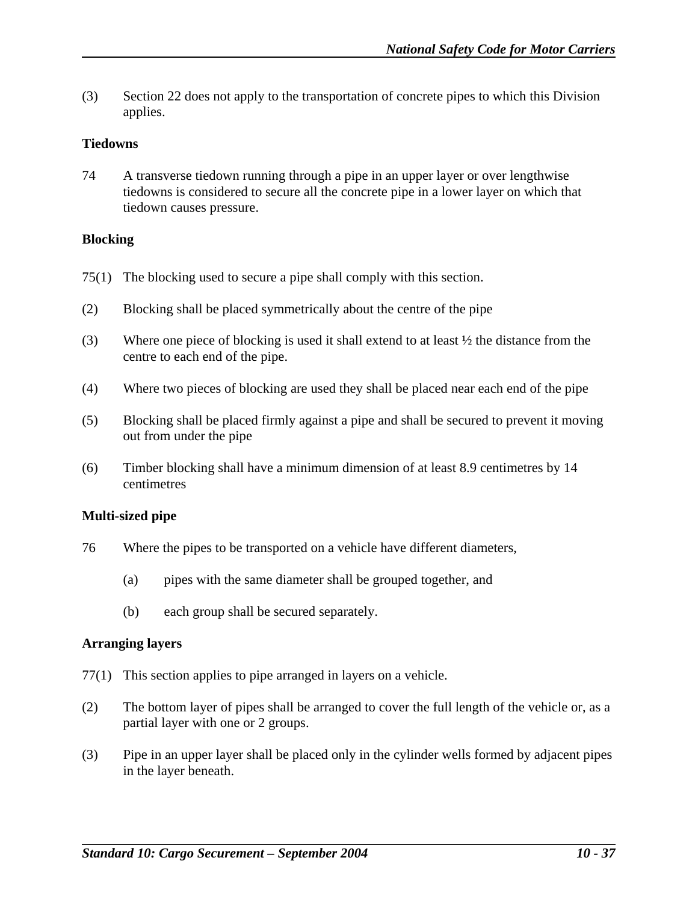(3) Section 22 does not apply to the transportation of concrete pipes to which this Division applies.

**Tiedowns**

74 A transverse tiedown running through a pipe in an upper layer or over lengthwise tiedowns is considered to secure all the concrete pipe in a lower layer on which that tiedown causes pressure.

**Blocking**

75(1) The blocking used to secure a pipe shall comply with this section.

(2) Blocking shall be placed symmetrically about the centre of the pipe

(3) Where one piece of blocking is used it shall extend to at least ½ the distance from the centre to each end of the pipe.

(4) Where two pieces of blocking are used they shall be placed near each end of the pipe

(5) Blocking shall be placed firmly against a pipe and shall be secured to prevent it moving out from under the pipe

(6) Timber blocking shall have a minimum dimension of at least 8.9 centimetres by 14 centimetres

**Multi-sized pipe**

76 Where the pipes to be transported on a vehicle have different diameters,

(a) pipes with the same diameter shall be grouped together, and

(b) each group shall be secured separately.

**Arranging layers**

77(1) This section applies to pipe arranged in layers on a vehicle.

(2) The bottom layer of pipes shall be arranged to cover the full length of the vehicle or, as a partial layer with one or 2 groups.

(3) Pipe in an upper layer shall be placed only in the cylinder wells formed by adjacent pipes in the layer beneath.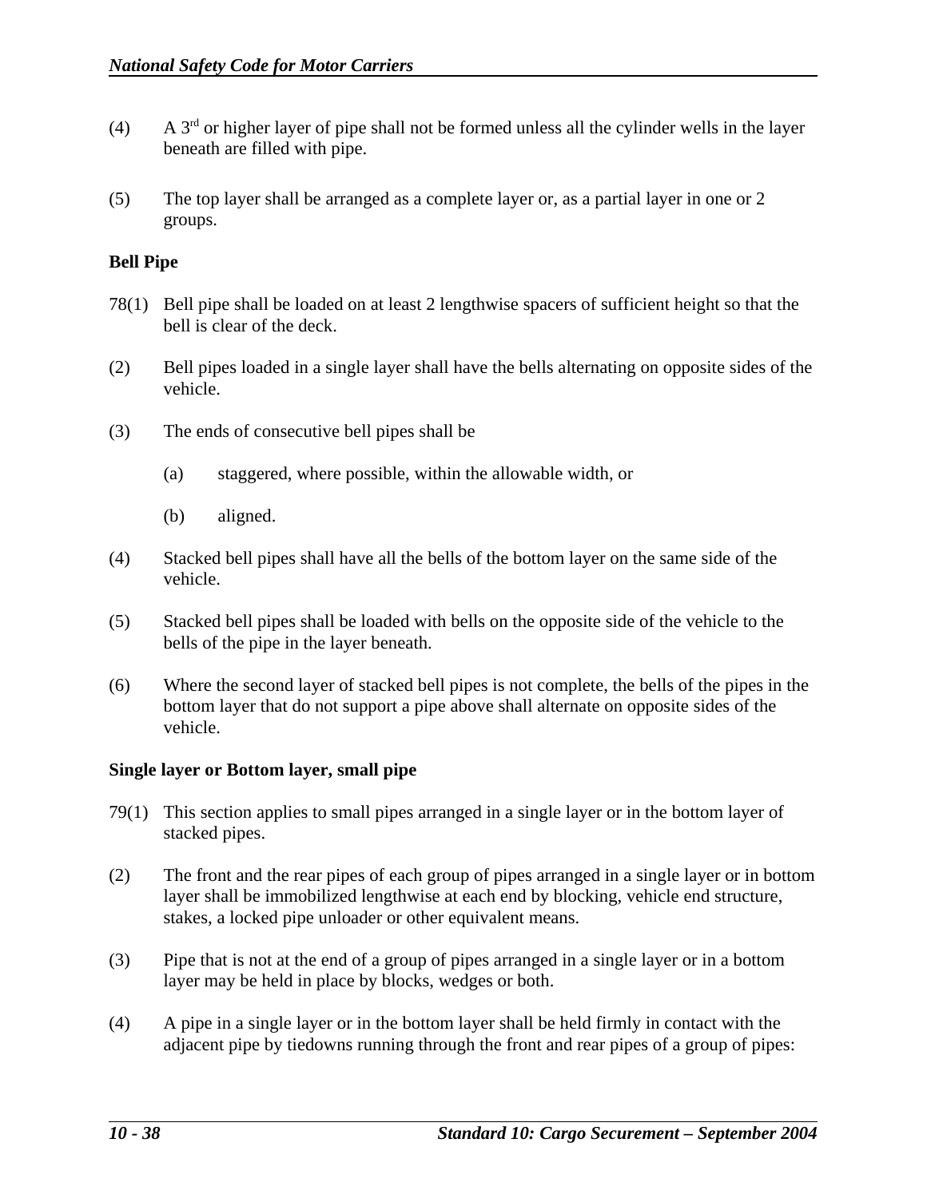(4) A 3rd or higher layer of pipe shall not be formed unless all the cylinder wells in the layer beneath are filled with pipe.

(5) The top layer shall be arranged as a complete layer or, as a partial layer in one or 2 groups.

**Bell Pipe**

78(1) Bell pipe shall be loaded on at least 2 lengthwise spacers of sufficient height so that the bell is clear of the deck.

(2) Bell pipes loaded in a single layer shall have the bells alternating on opposite sides of the vehicle.

(3) The ends of consecutive bell pipes shall be

(a) staggered, where possible, within the allowable width, or

(b) aligned.

(4) Stacked bell pipes shall have all the bells of the bottom layer on the same side of the vehicle.

(5) Stacked bell pipes shall be loaded with bells on the opposite side of the vehicle to the bells of the pipe in the layer beneath.

(6) Where the second layer of stacked bell pipes is not complete, the bells of the pipes in the bottom layer that do not support a pipe above shall alternate on opposite sides of the vehicle.

**Single layer or Bottom layer, small pipe**

79(1) This section applies to small pipes arranged in a single layer or in the bottom layer of stacked pipes.

(2) The front and the rear pipes of each group of pipes arranged in a single layer or in bottom layer shall be immobilized lengthwise at each end by blocking, vehicle end structure, stakes, a locked pipe unloader or other equivalent means.

(3) Pipe that is not at the end of a group of pipes arranged in a single layer or in a bottom layer may be held in place by blocks, wedges or both.

(4) A pipe in a single layer or in the bottom layer shall be held firmly in contact with the adjacent pipe by tiedowns running through the front and rear pipes of a group of pipes: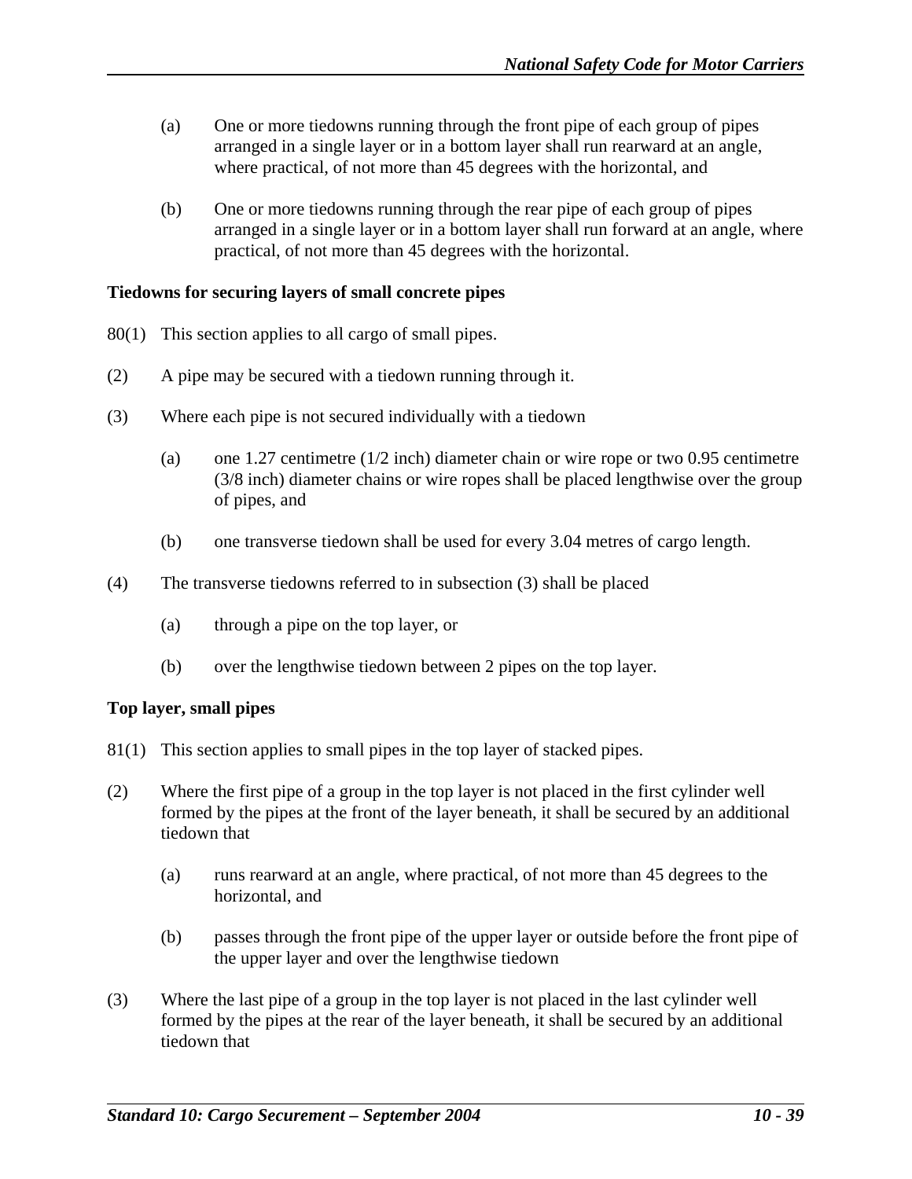(a) One or more tiedowns running through the front pipe of each group of pipes arranged in a single layer or in a bottom layer shall run rearward at an angle, where practical, of not more than 45 degrees with the horizontal, and

(b) One or more tiedowns running through the rear pipe of each group of pipes arranged in a single layer or in a bottom layer shall run forward at an angle, where practical, of not more than 45 degrees with the horizontal.

**Tiedowns for securing layers of small concrete pipes**

80(1) This section applies to all cargo of small pipes.

(2) A pipe may be secured with a tiedown running through it.

(3) Where each pipe is not secured individually with a tiedown

(a) one 1.27 centimetre (1/2 inch) diameter chain or wire rope or two 0.95 centimetre (3/8 inch) diameter chains or wire ropes shall be placed lengthwise over the group of pipes, and

(b) one transverse tiedown shall be used for every 3.04 metres of cargo length.

(4) The transverse tiedowns referred to in subsection (3) shall be placed

(a) through a pipe on the top layer, or

(b) over the lengthwise tiedown between 2 pipes on the top layer.

**Top layer, small pipes**

81(1) This section applies to small pipes in the top layer of stacked pipes.

(2) Where the first pipe of a group in the top layer is not placed in the first cylinder well formed by the pipes at the front of the layer beneath, it shall be secured by an additional tiedown that

(a) runs rearward at an angle, where practical, of not more than 45 degrees to the horizontal, and

(b) passes through the front pipe of the upper layer or outside before the front pipe of the upper layer and over the lengthwise tiedown

(3) Where the last pipe of a group in the top layer is not placed in the last cylinder well formed by the pipes at the rear of the layer beneath, it shall be secured by an additional tiedown that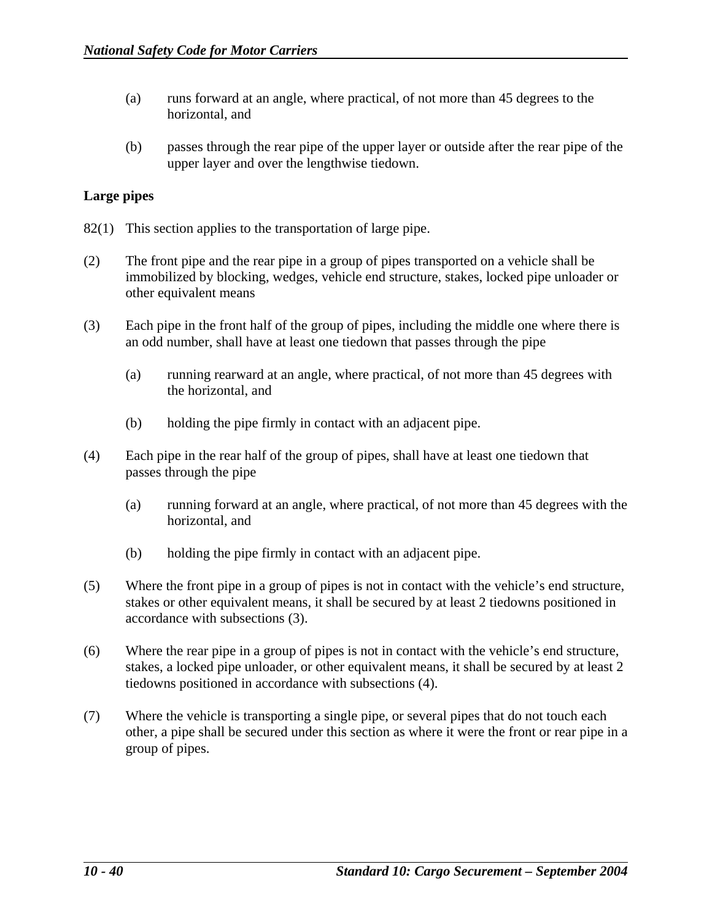(a) runs forward at an angle, where practical, of not more than 45 degrees to the horizontal, and

(b) passes through the rear pipe of the upper layer or outside after the rear pipe of the upper layer and over the lengthwise tiedown.

**Large pipes**

82(1) This section applies to the transportation of large pipe.

(2) The front pipe and the rear pipe in a group of pipes transported on a vehicle shall be immobilized by blocking, wedges, vehicle end structure, stakes, locked pipe unloader or other equivalent means

(3) Each pipe in the front half of the group of pipes, including the middle one where there is an odd number, shall have at least one tiedown that passes through the pipe

(a) running rearward at an angle, where practical, of not more than 45 degrees with the horizontal, and

(b) holding the pipe firmly in contact with an adjacent pipe.

(4) Each pipe in the rear half of the group of pipes, shall have at least one tiedown that passes through the pipe

(a) running forward at an angle, where practical, of not more than 45 degrees with the horizontal, and

(b) holding the pipe firmly in contact with an adjacent pipe.

(5) Where the front pipe in a group of pipes is not in contact with the vehicle's end structure, stakes or other equivalent means, it shall be secured by at least 2 tiedowns positioned in accordance with subsections (3).

(6) Where the rear pipe in a group of pipes is not in contact with the vehicle's end structure, stakes, a locked pipe unloader, or other equivalent means, it shall be secured by at least 2 tiedowns positioned in accordance with subsections (4).

(7) Where the vehicle is transporting a single pipe, or several pipes that do not touch each other, a pipe shall be secured under this section as where it were the front or rear pipe in a group of pipes.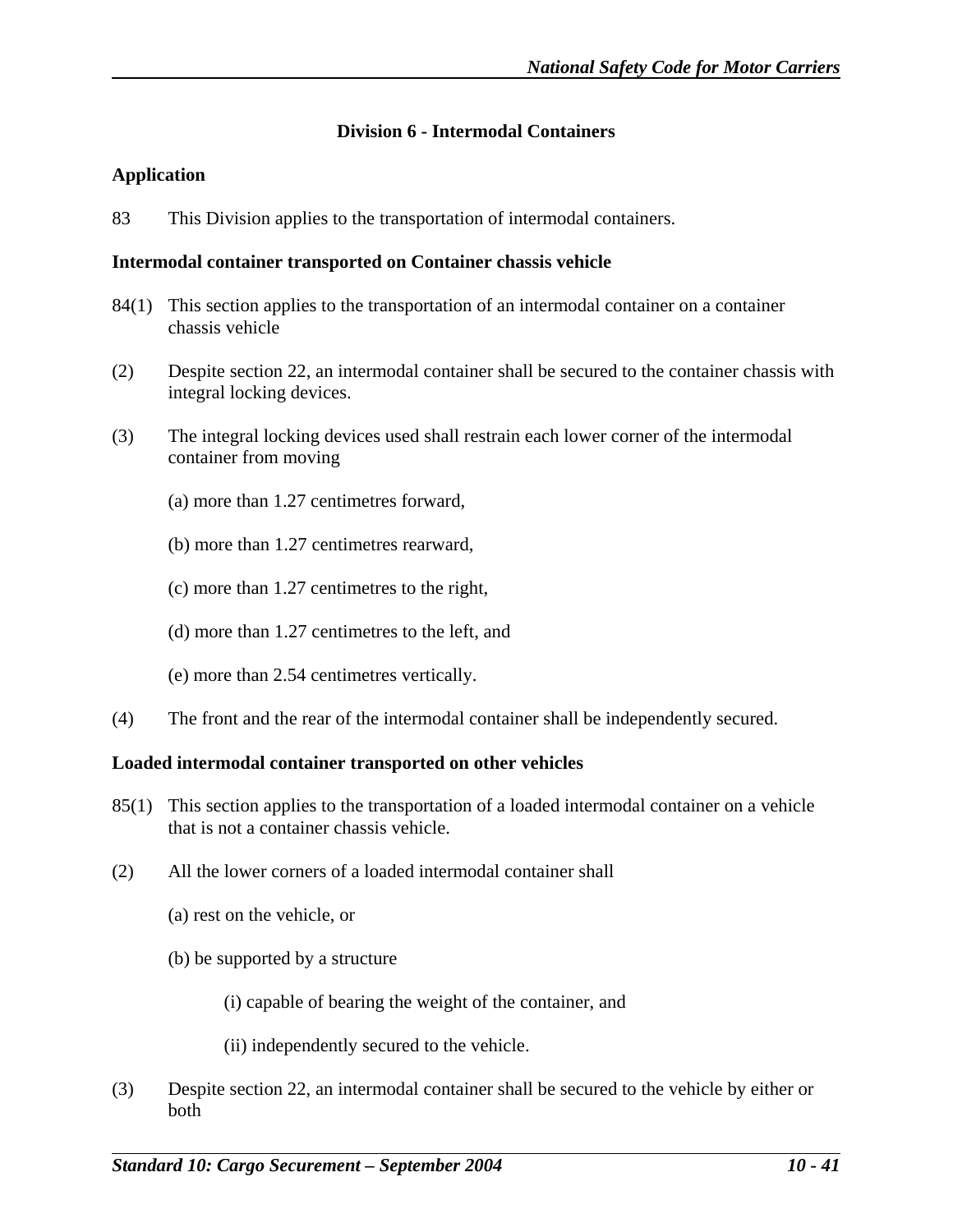## Division 6 - Intermodal Containers

**Application**

83 This Division applies to the transportation of intermodal containers.

**Intermodal container transported on Container chassis vehicle**

84(1) This section applies to the transportation of an intermodal container on a container chassis vehicle

(2) Despite section 22, an intermodal container shall be secured to the container chassis with integral locking devices.

(3) The integral locking devices used shall restrain each lower corner of the intermodal container from moving

(a) more than 1.27 centimetres forward,

(b) more than 1.27 centimetres rearward,

(c) more than 1.27 centimetres to the right,

(d) more than 1.27 centimetres to the left, and

(e) more than 2.54 centimetres vertically.

(4) The front and the rear of the intermodal container shall be independently secured.

**Loaded intermodal container transported on other vehicles**

85(1) This section applies to the transportation of a loaded intermodal container on a vehicle that is not a container chassis vehicle.

(2) All the lower corners of a loaded intermodal container shall

(a) rest on the vehicle, or

(b) be supported by a structure

(i) capable of bearing the weight of the container, and

(ii) independently secured to the vehicle.

(3) Despite section 22, an intermodal container shall be secured to the vehicle by either or both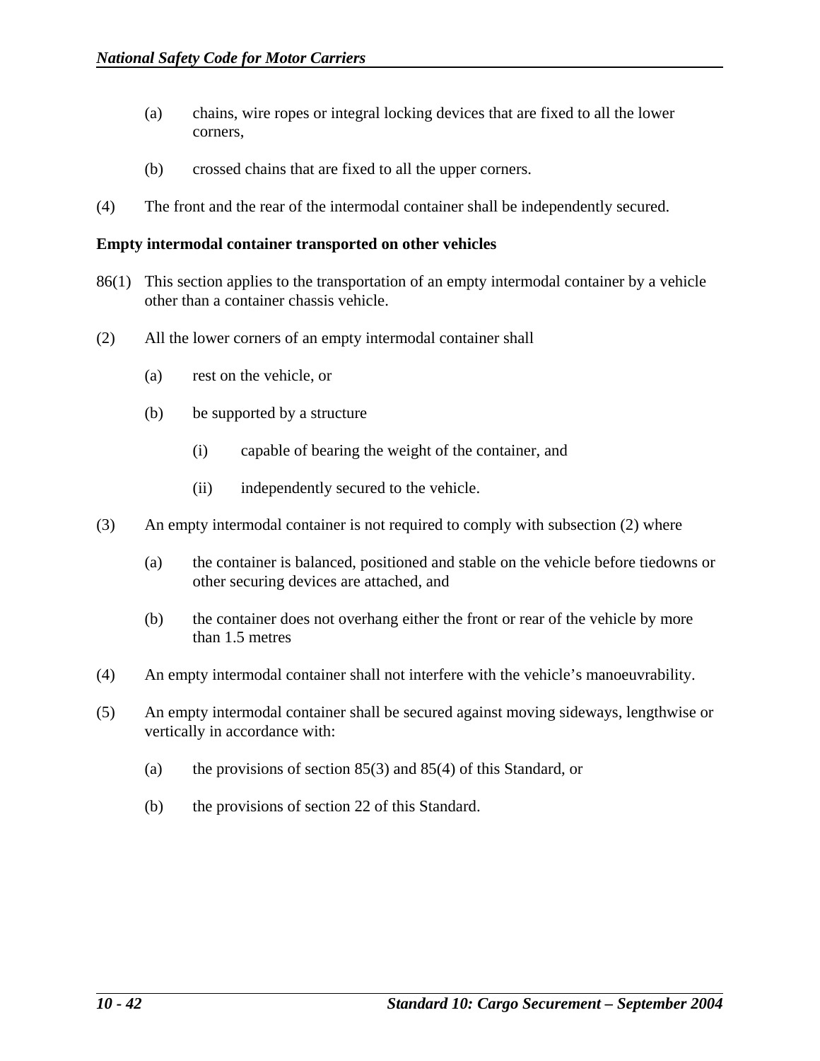(a) chains, wire ropes or integral locking devices that are fixed to all the lower corners,

(b) crossed chains that are fixed to all the upper corners.

(4) The front and the rear of the intermodal container shall be independently secured.

**Empty intermodal container transported on other vehicles**

86(1) This section applies to the transportation of an empty intermodal container by a vehicle other than a container chassis vehicle.

(2) All the lower corners of an empty intermodal container shall

(a) rest on the vehicle, or

(b) be supported by a structure

(i) capable of bearing the weight of the container, and

(ii) independently secured to the vehicle.

(3) An empty intermodal container is not required to comply with subsection (2) where

(a) the container is balanced, positioned and stable on the vehicle before tiedowns or other securing devices are attached, and

(b) the container does not overhang either the front or rear of the vehicle by more than 1.5 metres

(4) An empty intermodal container shall not interfere with the vehicle's manoeuvrability.

(5) An empty intermodal container shall be secured against moving sideways, lengthwise or vertically in accordance with:

(a) the provisions of section 85(3) and 85(4) of this Standard, or

(b) the provisions of section 22 of this Standard.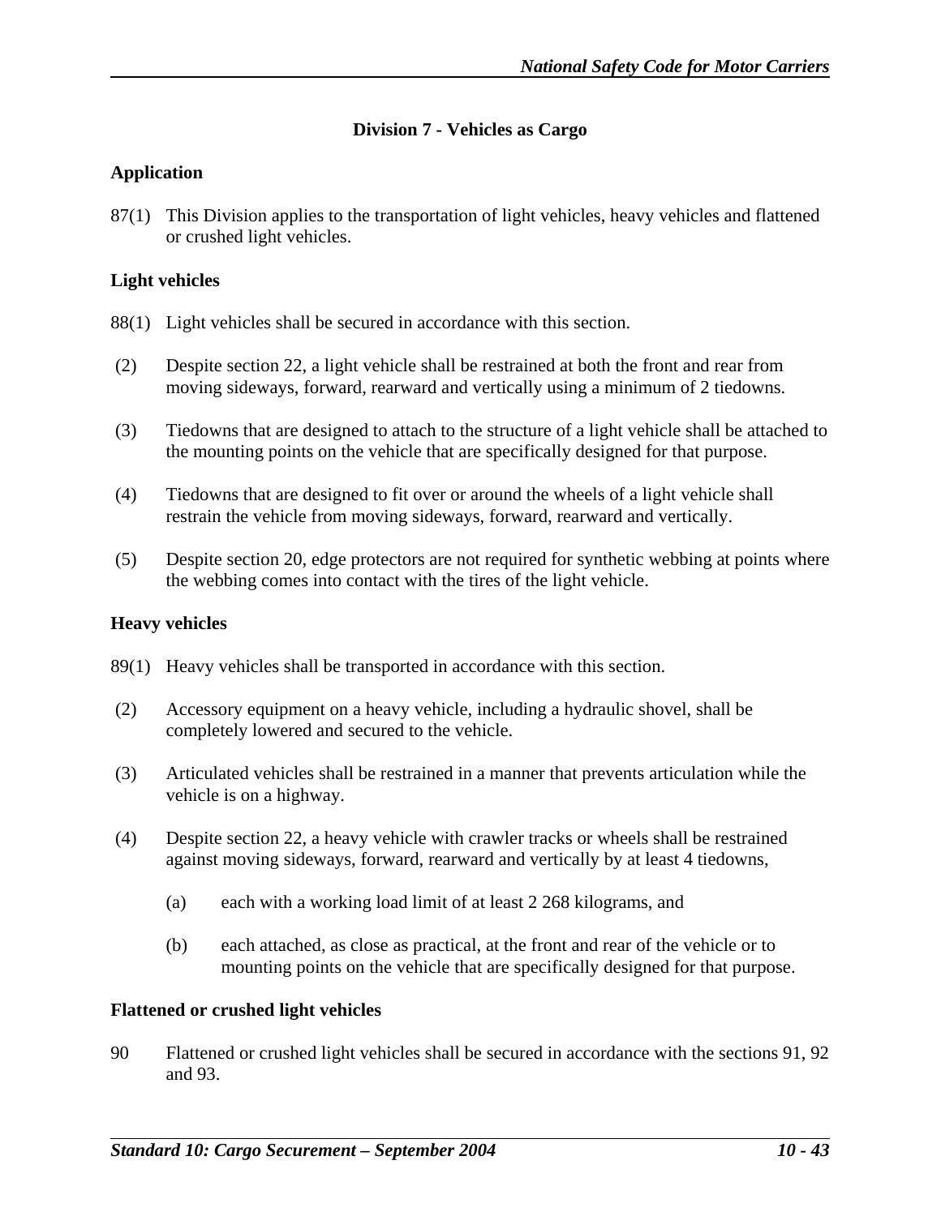## Division 7 - Vehicles as Cargo

### Application

87(1) This Division applies to the transportation of light vehicles, heavy vehicles and flattened or crushed light vehicles.

### Light vehicles

88(1) Light vehicles shall be secured in accordance with this section.

(2) Despite section 22, a light vehicle shall be restrained at both the front and rear from moving sideways, forward, rearward and vertically using a minimum of 2 tiedowns.

(3) Tiedowns that are designed to attach to the structure of a light vehicle shall be attached to the mounting points on the vehicle that are specifically designed for that purpose.

(4) Tiedowns that are designed to fit over or around the wheels of a light vehicle shall restrain the vehicle from moving sideways, forward, rearward and vertically.

(5) Despite section 20, edge protectors are not required for synthetic webbing at points where the webbing comes into contact with the tires of the light vehicle.

### Heavy vehicles

89(1) Heavy vehicles shall be transported in accordance with this section.

(2) Accessory equipment on a heavy vehicle, including a hydraulic shovel, shall be completely lowered and secured to the vehicle.

(3) Articulated vehicles shall be restrained in a manner that prevents articulation while the vehicle is on a highway.

(4) Despite section 22, a heavy vehicle with crawler tracks or wheels shall be restrained against moving sideways, forward, rearward and vertically by at least 4 tiedowns,

(a) each with a working load limit of at least 2 268 kilograms, and

(b) each attached, as close as practical, at the front and rear of the vehicle or to mounting points on the vehicle that are specifically designed for that purpose.

### Flattened or crushed light vehicles

90 Flattened or crushed light vehicles shall be secured in accordance with the sections 91, 92 and 93.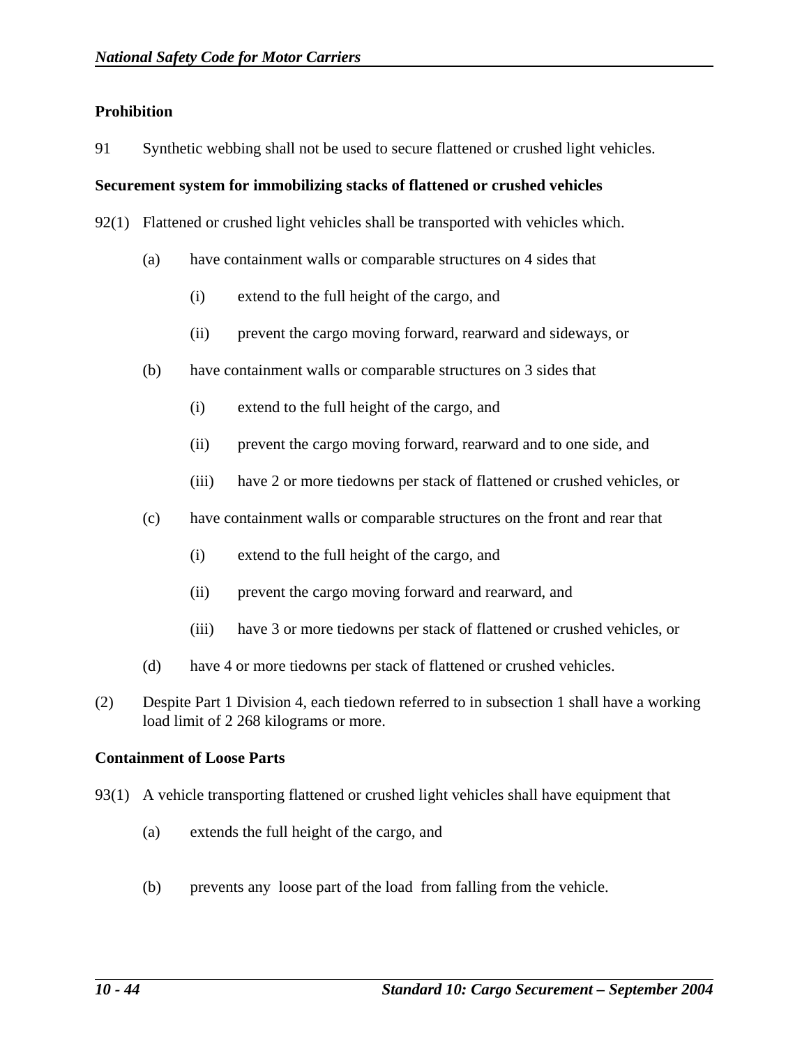**Prohibition**

91 Synthetic webbing shall not be used to secure flattened or crushed light vehicles.

**Securement system for immobilizing stacks of flattened or crushed vehicles**

92(1) Flattened or crushed light vehicles shall be transported with vehicles which.

(a) have containment walls or comparable structures on 4 sides that

(i) extend to the full height of the cargo, and

(ii) prevent the cargo moving forward, rearward and sideways, or

(b) have containment walls or comparable structures on 3 sides that

(i) extend to the full height of the cargo, and

(ii) prevent the cargo moving forward, rearward and to one side, and

(iii) have 2 or more tiedowns per stack of flattened or crushed vehicles, or

(c) have containment walls or comparable structures on the front and rear that

(i) extend to the full height of the cargo, and

(ii) prevent the cargo moving forward and rearward, and

(iii) have 3 or more tiedowns per stack of flattened or crushed vehicles, or

(d) have 4 or more tiedowns per stack of flattened or crushed vehicles.

(2) Despite Part 1 Division 4, each tiedown referred to in subsection 1 shall have a working load limit of 2 268 kilograms or more.

**Containment of Loose Parts**

93(1) A vehicle transporting flattened or crushed light vehicles shall have equipment that

(a) extends the full height of the cargo, and

(b) prevents any loose part of the load from falling from the vehicle.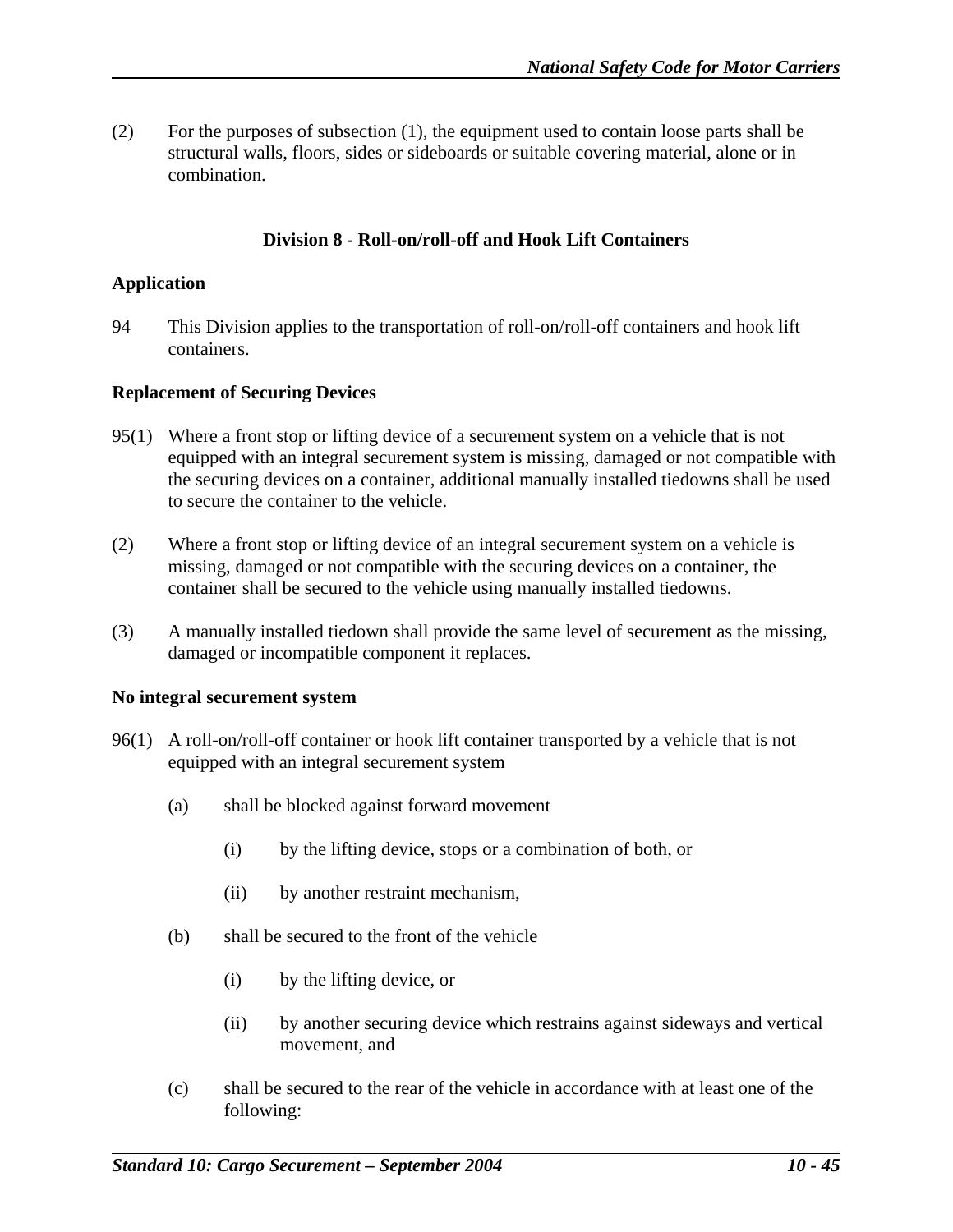(2) For the purposes of subsection (1), the equipment used to contain loose parts shall be structural walls, floors, sides or sideboards or suitable covering material, alone or in combination.

## Division 8 - Roll-on/roll-off and Hook Lift Containers

### Application

94 This Division applies to the transportation of roll-on/roll-off containers and hook lift containers.

### Replacement of Securing Devices

95(1) Where a front stop or lifting device of a securement system on a vehicle that is not equipped with an integral securement system is missing, damaged or not compatible with the securing devices on a container, additional manually installed tiedowns shall be used to secure the container to the vehicle.

(2) Where a front stop or lifting device of an integral securement system on a vehicle is missing, damaged or not compatible with the securing devices on a container, the container shall be secured to the vehicle using manually installed tiedowns.

(3) A manually installed tiedown shall provide the same level of securement as the missing, damaged or incompatible component it replaces.

### No integral securement system

96(1) A roll-on/roll-off container or hook lift container transported by a vehicle that is not equipped with an integral securement system

- (a) shall be blocked against forward movement
  - (i) by the lifting device, stops or a combination of both, or
  - (ii) by another restraint mechanism,
- (b) shall be secured to the front of the vehicle
  - (i) by the lifting device, or
  - (ii) by another securing device which restrains against sideways and vertical movement, and
- (c) shall be secured to the rear of the vehicle in accordance with at least one of the following: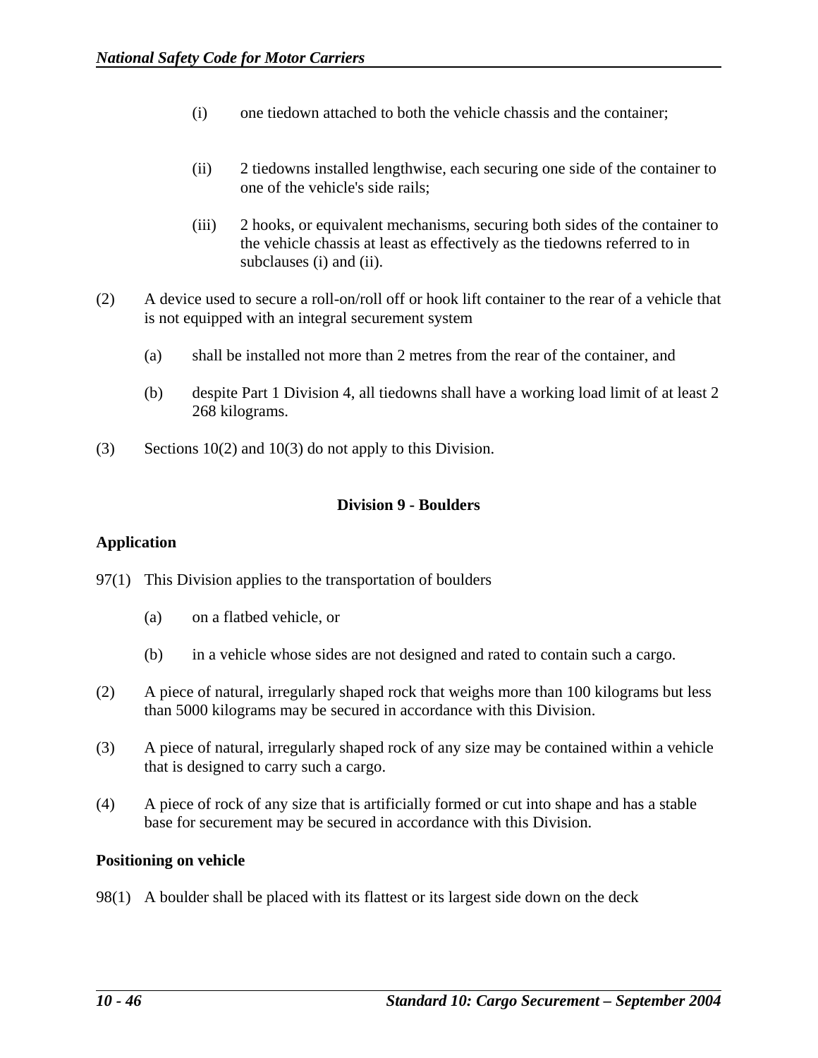(i) one tiedown attached to both the vehicle chassis and the container;

(ii) 2 tiedowns installed lengthwise, each securing one side of the container to one of the vehicle's side rails;

(iii) 2 hooks, or equivalent mechanisms, securing both sides of the container to the vehicle chassis at least as effectively as the tiedowns referred to in subclauses (i) and (ii).

(2) A device used to secure a roll-on/roll off or hook lift container to the rear of a vehicle that is not equipped with an integral securement system

(a) shall be installed not more than 2 metres from the rear of the container, and

(b) despite Part 1 Division 4, all tiedowns shall have a working load limit of at least 2 268 kilograms.

(3) Sections 10(2) and 10(3) do not apply to this Division.

## Division 9 - Boulders

### Application

97(1) This Division applies to the transportation of boulders

(a) on a flatbed vehicle, or

(b) in a vehicle whose sides are not designed and rated to contain such a cargo.

(2) A piece of natural, irregularly shaped rock that weighs more than 100 kilograms but less than 5000 kilograms may be secured in accordance with this Division.

(3) A piece of natural, irregularly shaped rock of any size may be contained within a vehicle that is designed to carry such a cargo.

(4) A piece of rock of any size that is artificially formed or cut into shape and has a stable base for securement may be secured in accordance with this Division.

### Positioning on vehicle

98(1) A boulder shall be placed with its flattest or its largest side down on the deck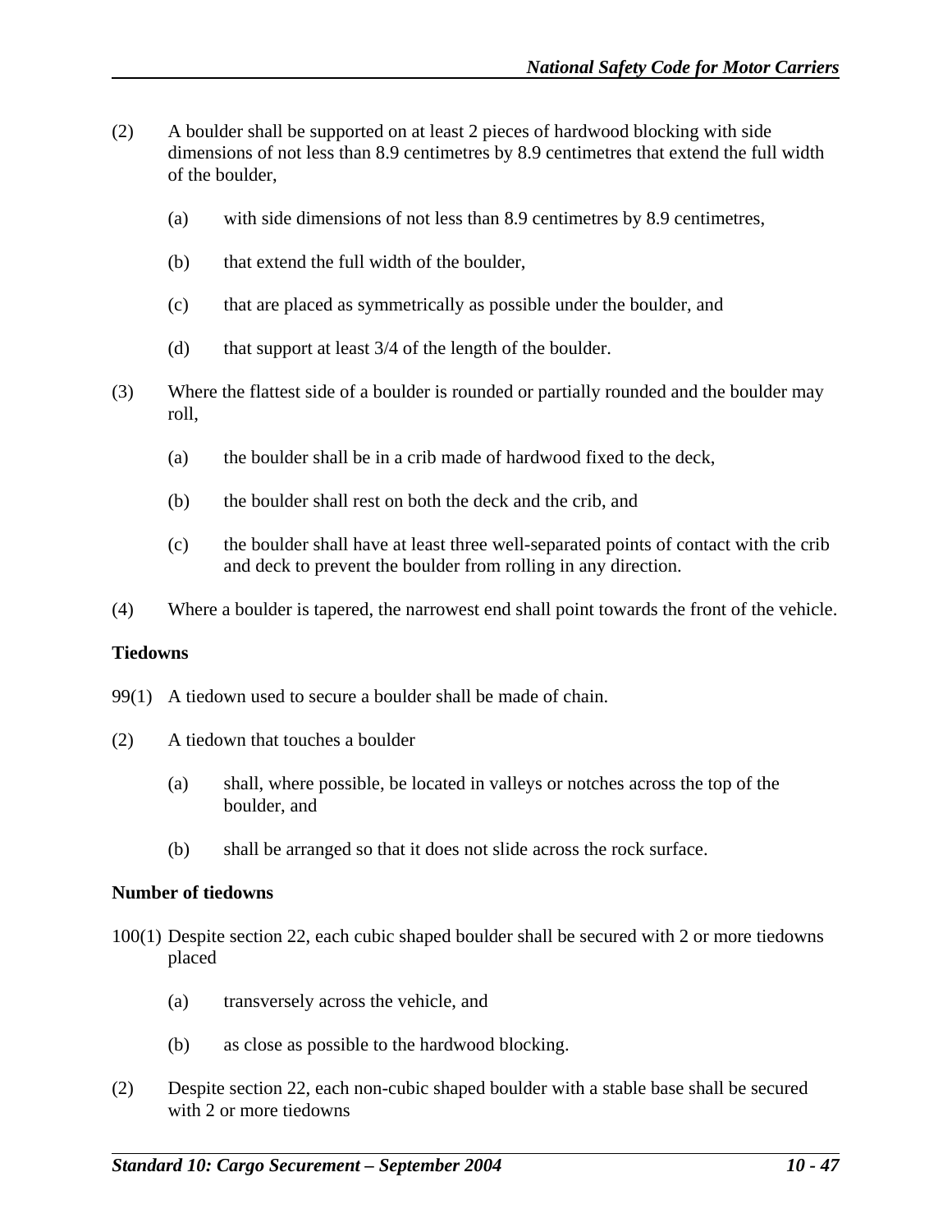(2) A boulder shall be supported on at least 2 pieces of hardwood blocking with side dimensions of not less than 8.9 centimetres by 8.9 centimetres that extend the full width of the boulder,

  (a) with side dimensions of not less than 8.9 centimetres by 8.9 centimetres,

  (b) that extend the full width of the boulder,

  (c) that are placed as symmetrically as possible under the boulder, and

  (d) that support at least 3/4 of the length of the boulder.

(3) Where the flattest side of a boulder is rounded or partially rounded and the boulder may roll,

  (a) the boulder shall be in a crib made of hardwood fixed to the deck,

  (b) the boulder shall rest on both the deck and the crib, and

  (c) the boulder shall have at least three well-separated points of contact with the crib and deck to prevent the boulder from rolling in any direction.

(4) Where a boulder is tapered, the narrowest end shall point towards the front of the vehicle.

**Tiedowns**

99(1) A tiedown used to secure a boulder shall be made of chain.

(2) A tiedown that touches a boulder

  (a) shall, where possible, be located in valleys or notches across the top of the boulder, and

  (b) shall be arranged so that it does not slide across the rock surface.

**Number of tiedowns**

100(1) Despite section 22, each cubic shaped boulder shall be secured with 2 or more tiedowns placed

  (a) transversely across the vehicle, and

  (b) as close as possible to the hardwood blocking.

(2) Despite section 22, each non-cubic shaped boulder with a stable base shall be secured with 2 or more tiedowns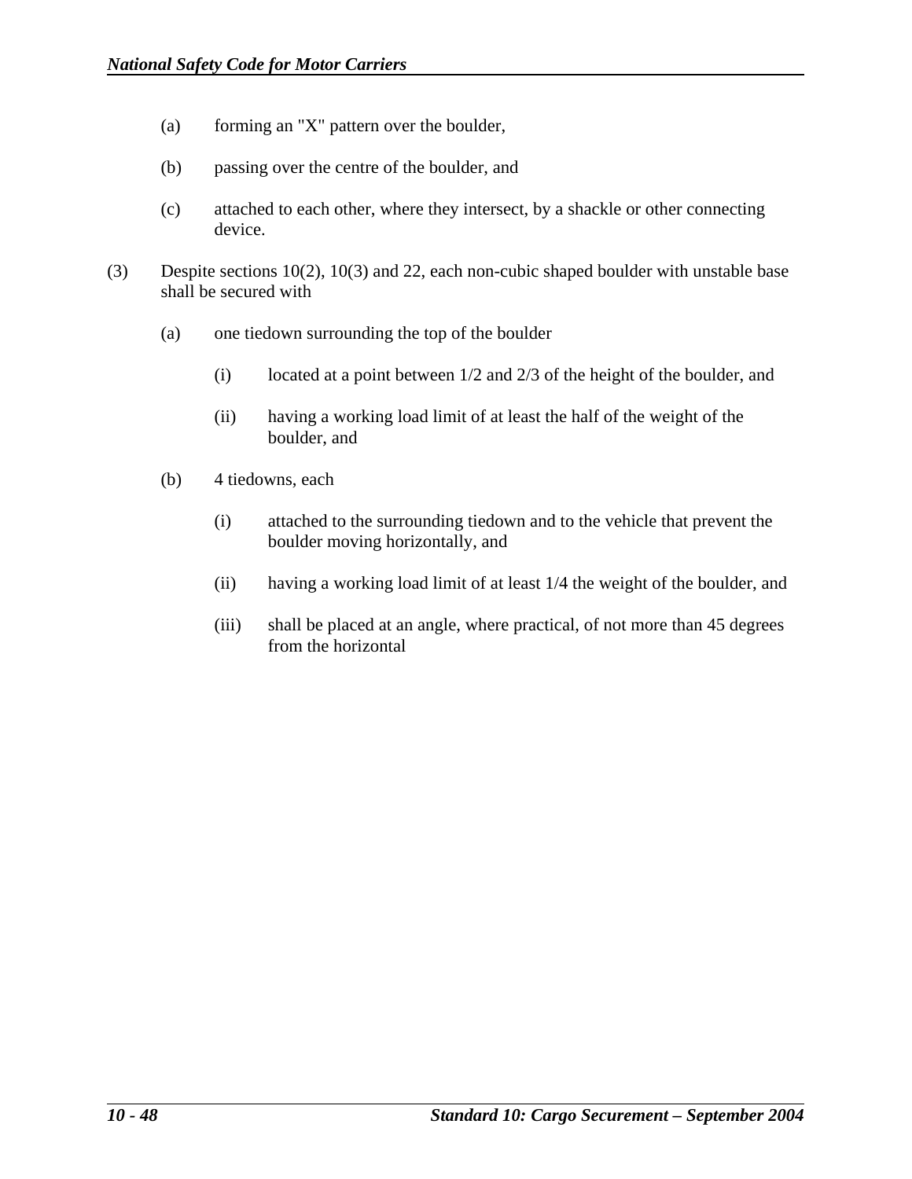(a) forming an "X" pattern over the boulder,

(b) passing over the centre of the boulder, and

(c) attached to each other, where they intersect, by a shackle or other connecting device.

(3) Despite sections 10(2), 10(3) and 22, each non-cubic shaped boulder with unstable base shall be secured with

(a) one tiedown surrounding the top of the boulder

(i) located at a point between 1/2 and 2/3 of the height of the boulder, and

(ii) having a working load limit of at least the half of the weight of the boulder, and

(b) 4 tiedowns, each

(i) attached to the surrounding tiedown and to the vehicle that prevent the boulder moving horizontally, and

(ii) having a working load limit of at least 1/4 the weight of the boulder, and

(iii) shall be placed at an angle, where practical, of not more than 45 degrees from the horizontal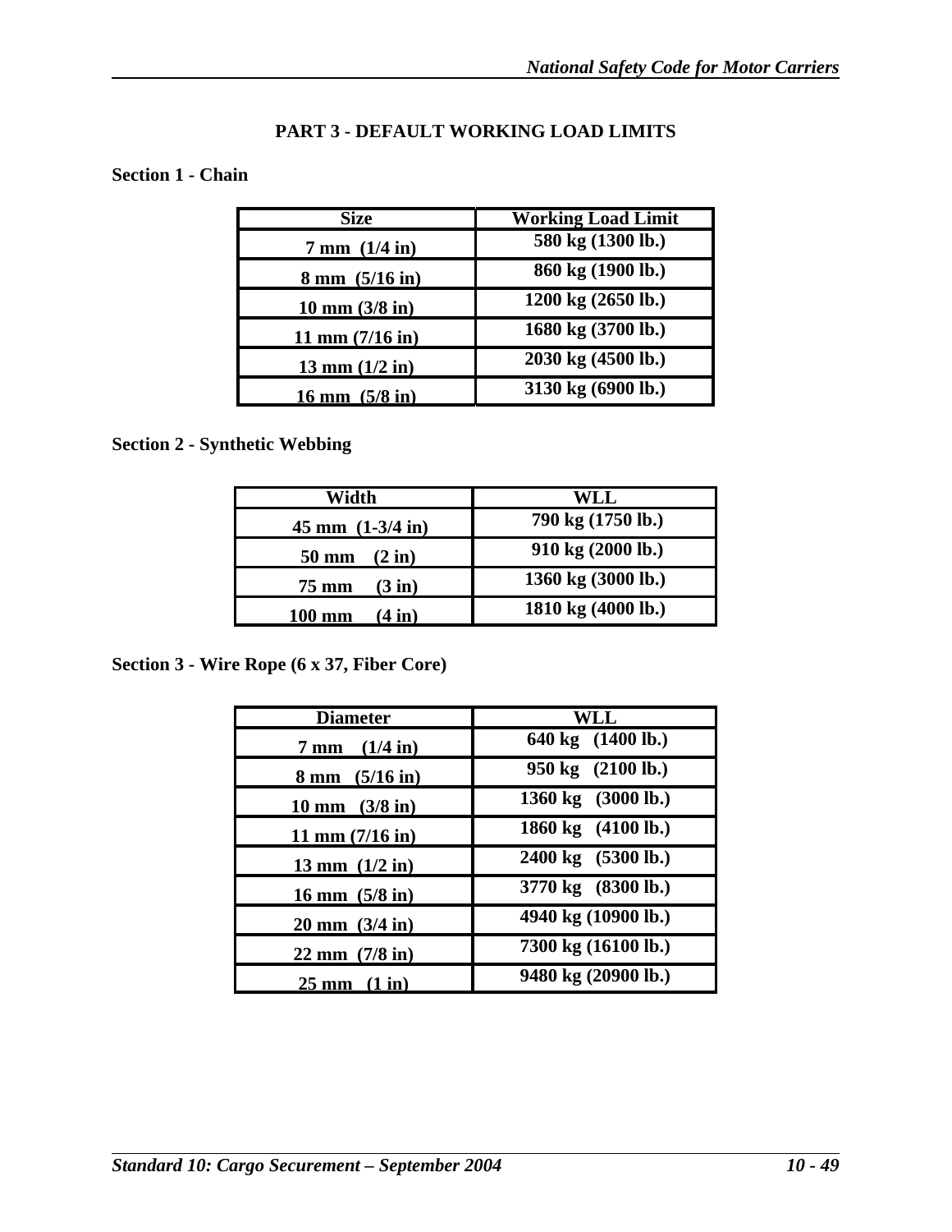## PART 3 - DEFAULT WORKING LOAD LIMITS

### Section 1 - Chain

| Size | Working Load Limit |
|---|---|
| 7 mm (1/4 in) | 580 kg (1300 lb.) |
| 8 mm (5/16 in) | 860 kg (1900 lb.) |
| 10 mm (3/8 in) | 1200 kg (2650 lb.) |
| 11 mm (7/16 in) | 1680 kg (3700 lb.) |
| 13 mm (1/2 in) | 2030 kg (4500 lb.) |
| 16 mm (5/8 in) | 3130 kg (6900 lb.) |

### Section 2 - Synthetic Webbing

| Width | WLL |
|---|---|
| 45 mm (1-3/4 in) | 790 kg (1750 lb.) |
| 50 mm (2 in) | 910 kg (2000 lb.) |
| 75 mm (3 in) | 1360 kg (3000 lb.) |
| 100 mm (4 in) | 1810 kg (4000 lb.) |

### Section 3 - Wire Rope (6 x 37, Fiber Core)

| Diameter | WLL |
|---|---|
| 7 mm (1/4 in) | 640 kg (1400 lb.) |
| 8 mm (5/16 in) | 950 kg (2100 lb.) |
| 10 mm (3/8 in) | 1360 kg (3000 lb.) |
| 11 mm (7/16 in) | 1860 kg (4100 lb.) |
| 13 mm (1/2 in) | 2400 kg (5300 lb.) |
| 16 mm (5/8 in) | 3770 kg (8300 lb.) |
| 20 mm (3/4 in) | 4940 kg (10900 lb.) |
| 22 mm (7/8 in) | 7300 kg (16100 lb.) |
| 25 mm (1 in) | 9480 kg (20900 lb.) |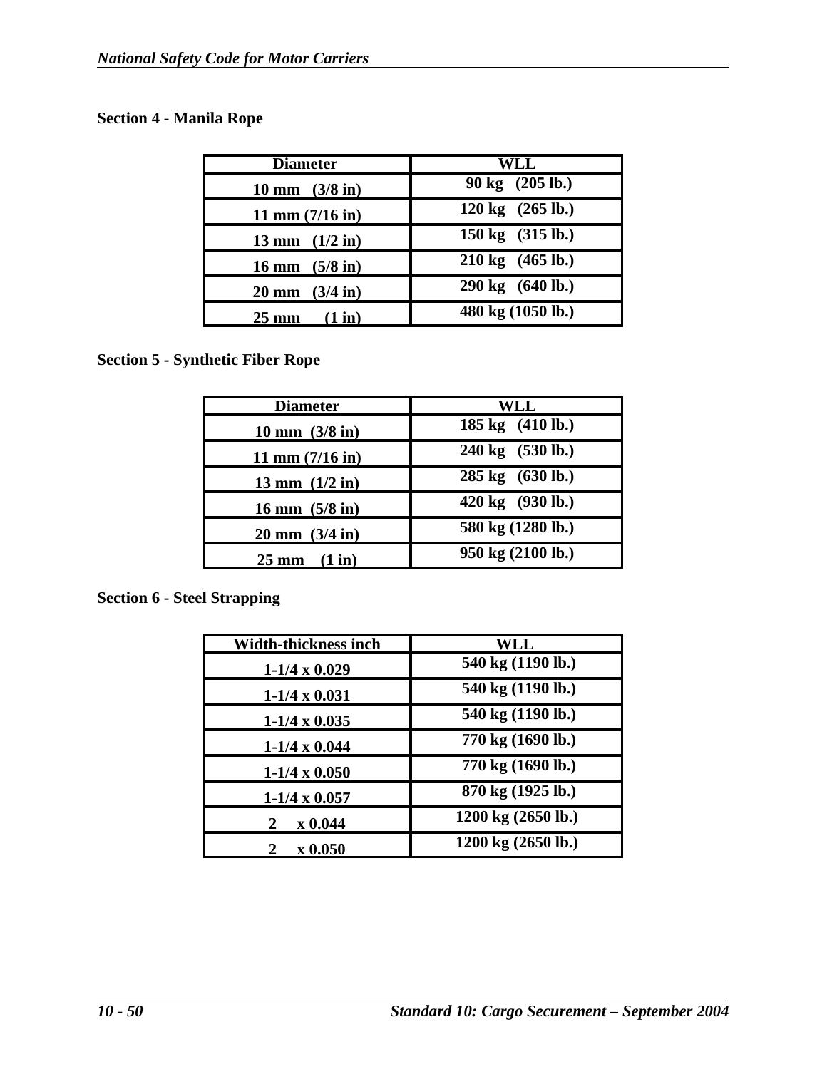### Section 4 - Manila Rope

| Diameter | WLL |
|---|---|
| 10 mm (3/8 in) | 90 kg (205 lb.) |
| 11 mm (7/16 in) | 120 kg (265 lb.) |
| 13 mm (1/2 in) | 150 kg (315 lb.) |
| 16 mm (5/8 in) | 210 kg (465 lb.) |
| 20 mm (3/4 in) | 290 kg (640 lb.) |
| 25 mm (1 in) | 480 kg (1050 lb.) |

### Section 5 - Synthetic Fiber Rope

| Diameter | WLL |
|---|---|
| 10 mm (3/8 in) | 185 kg (410 lb.) |
| 11 mm (7/16 in) | 240 kg (530 lb.) |
| 13 mm (1/2 in) | 285 kg (630 lb.) |
| 16 mm (5/8 in) | 420 kg (930 lb.) |
| 20 mm (3/4 in) | 580 kg (1280 lb.) |
| 25 mm (1 in) | 950 kg (2100 lb.) |

### Section 6 - Steel Strapping

| Width-thickness inch | WLL |
|---|---|
| 1-1/4 x 0.029 | 540 kg (1190 lb.) |
| 1-1/4 x 0.031 | 540 kg (1190 lb.) |
| 1-1/4 x 0.035 | 540 kg (1190 lb.) |
| 1-1/4 x 0.044 | 770 kg (1690 lb.) |
| 1-1/4 x 0.050 | 770 kg (1690 lb.) |
| 1-1/4 x 0.057 | 870 kg (1925 lb.) |
| 2 x 0.044 | 1200 kg (2650 lb.) |
| 2 x 0.050 | 1200 kg (2650 lb.) |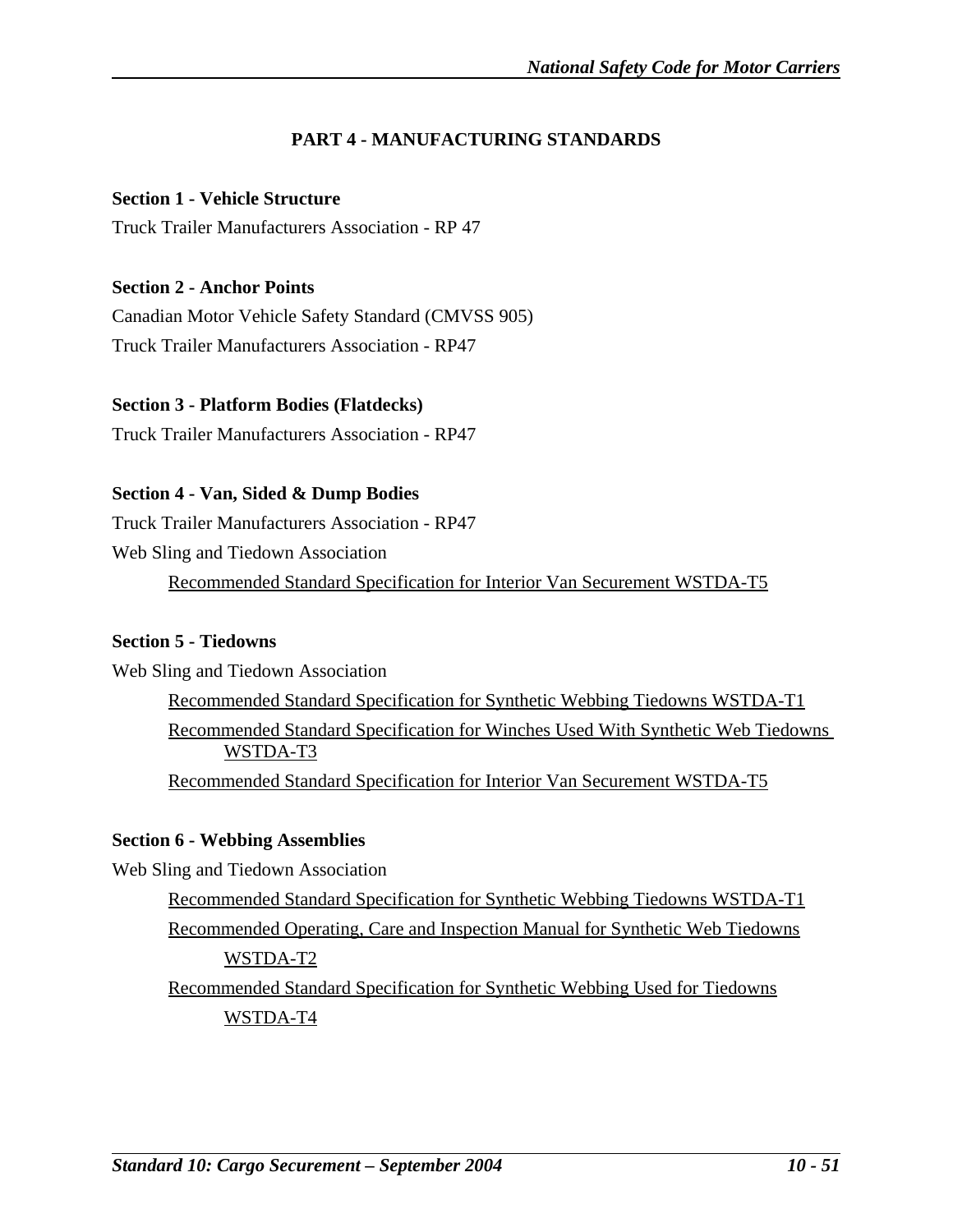# PART 4 - MANUFACTURING STANDARDS

**Section 1 - Vehicle Structure**

Truck Trailer Manufacturers Association - RP 47

**Section 2 - Anchor Points**

Canadian Motor Vehicle Safety Standard (CMVSS 905)

Truck Trailer Manufacturers Association - RP47

**Section 3 - Platform Bodies (Flatdecks)**

Truck Trailer Manufacturers Association - RP47

**Section 4 - Van, Sided & Dump Bodies**

Truck Trailer Manufacturers Association - RP47

Web Sling and Tiedown Association

- Recommended Standard Specification for Interior Van Securement WSTDA-T5

**Section 5 - Tiedowns**

Web Sling and Tiedown Association

- Recommended Standard Specification for Synthetic Webbing Tiedowns WSTDA-T1
- Recommended Standard Specification for Winches Used With Synthetic Web Tiedowns WSTDA-T3
- Recommended Standard Specification for Interior Van Securement WSTDA-T5

**Section 6 - Webbing Assemblies**

Web Sling and Tiedown Association

- Recommended Standard Specification for Synthetic Webbing Tiedowns WSTDA-T1
- Recommended Operating, Care and Inspection Manual for Synthetic Web Tiedowns WSTDA-T2
- Recommended Standard Specification for Synthetic Webbing Used for Tiedowns WSTDA-T4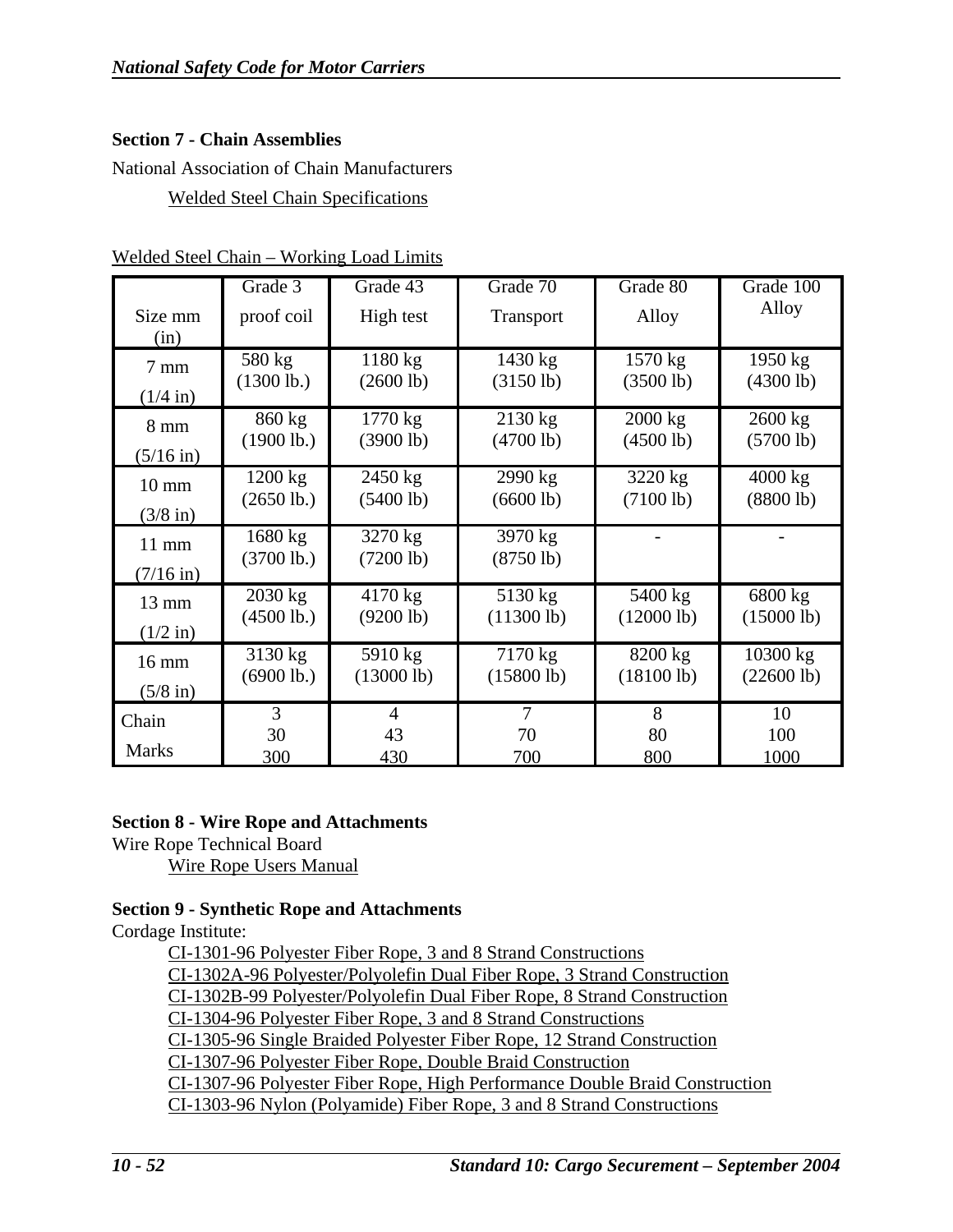**Section 7 - Chain Assemblies**

National Association of Chain Manufacturers

Welded Steel Chain Specifications

Welded Steel Chain – Working Load Limits

| Size mm (in) | Grade 3 proof coil | Grade 43 High test | Grade 70 Transport | Grade 80 Alloy | Grade 100 Alloy |
|---|---|---|---|---|---|
| 7 mm (1/4 in) | 580 kg (1300 lb.) | 1180 kg (2600 lb) | 1430 kg (3150 lb) | 1570 kg (3500 lb) | 1950 kg (4300 lb) |
| 8 mm (5/16 in) | 860 kg (1900 lb.) | 1770 kg (3900 lb) | 2130 kg (4700 lb) | 2000 kg (4500 lb) | 2600 kg (5700 lb) |
| 10 mm (3/8 in) | 1200 kg (2650 lb.) | 2450 kg (5400 lb) | 2990 kg (6600 lb) | 3220 kg (7100 lb) | 4000 kg (8800 lb) |
| 11 mm (7/16 in) | 1680 kg (3700 lb.) | 3270 kg (7200 lb) | 3970 kg (8750 lb) | - | - |
| 13 mm (1/2 in) | 2030 kg (4500 lb.) | 4170 kg (9200 lb) | 5130 kg (11300 lb) | 5400 kg (12000 lb) | 6800 kg (15000 lb) |
| 16 mm (5/8 in) | 3130 kg (6900 lb.) | 5910 kg (13000 lb) | 7170 kg (15800 lb) | 8200 kg (18100 lb) | 10300 kg (22600 lb) |
| Chain Marks | 3 30 300 | 4 43 430 | 7 70 700 | 8 80 800 | 10 100 1000 |

**Section 8 - Wire Rope and Attachments**

Wire Rope Technical Board

Wire Rope Users Manual

**Section 9 - Synthetic Rope and Attachments**

Cordage Institute:

CI-1301-96 Polyester Fiber Rope, 3 and 8 Strand Constructions
CI-1302A-96 Polyester/Polyolefin Dual Fiber Rope, 3 Strand Construction
CI-1302B-99 Polyester/Polyolefin Dual Fiber Rope, 8 Strand Construction
CI-1304-96 Polyester Fiber Rope, 3 and 8 Strand Constructions
CI-1305-96 Single Braided Polyester Fiber Rope, 12 Strand Construction
CI-1307-96 Polyester Fiber Rope, Double Braid Construction
CI-1307-96 Polyester Fiber Rope, High Performance Double Braid Construction
CI-1303-96 Nylon (Polyamide) Fiber Rope, 3 and 8 Strand Constructions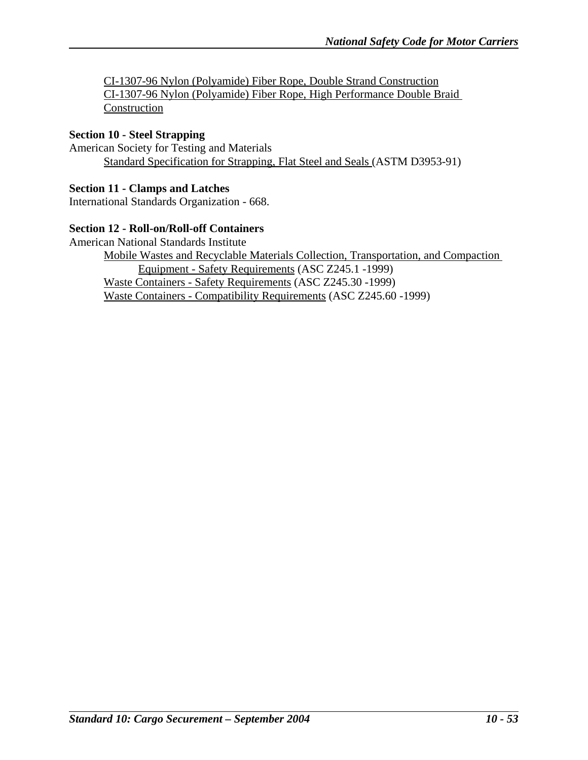CI-1307-96 Nylon (Polyamide) Fiber Rope, Double Strand Construction
CI-1307-96 Nylon (Polyamide) Fiber Rope, High Performance Double Braid Construction

**Section 10 - Steel Strapping**

American Society for Testing and Materials

Standard Specification for Strapping, Flat Steel and Seals (ASTM D3953-91)

**Section 11 - Clamps and Latches**

International Standards Organization - 668.

**Section 12 - Roll-on/Roll-off Containers**

American National Standards Institute

Mobile Wastes and Recyclable Materials Collection, Transportation, and Compaction Equipment - Safety Requirements (ASC Z245.1 -1999)
Waste Containers - Safety Requirements (ASC Z245.30 -1999)
Waste Containers - Compatibility Requirements (ASC Z245.60 -1999)